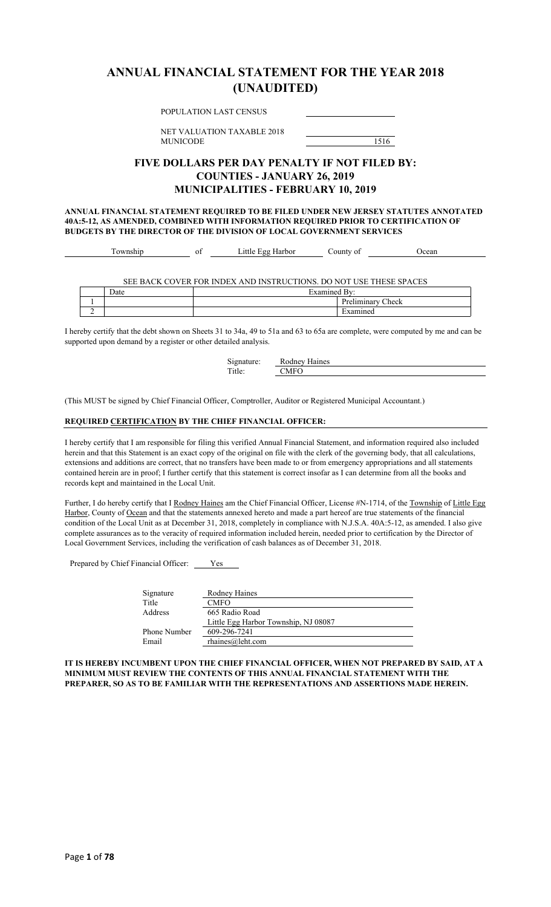# ANNUAL FINANCIAL STATEMENT FOR THE YEAR 2018 (UNAUDITED)

POPULATION LAST CENSUS ____________

NET VALUATION TAXABLE 2018 ____________

MUNICODE 1516

## FIVE DOLLARS PER DAY PENALTY IF NOT FILED BY: COUNTIES - JANUARY 26, 2019 MUNICIPALITIES - FEBRUARY 10, 2019

**ANNUAL FINANCIAL STATEMENT REQUIRED TO BE FILED UNDER NEW JERSEY STATUTES ANNOTATED 40A:5-12, AS AMENDED, COMBINED WITH INFORMATION REQUIRED PRIOR TO CERTIFICATION OF BUDGETS BY THE DIRECTOR OF THE DIVISION OF LOCAL GOVERNMENT SERVICES**

Township of Little Egg Harbor County of Ocean

SEE BACK COVER FOR INDEX AND INSTRUCTIONS. DO NOT USE THESE SPACES

| | Date | Examined By: | |
|---|---|---|---|
| 1 | | | Preliminary Check |
| 2 | | | Examined |

I hereby certify that the debt shown on Sheets 31 to 34a, 49 to 51a and 63 to 65a are complete, were computed by me and can be supported upon demand by a register or other detailed analysis.

Signature: Rodney Haines
Title: CMFO

(This MUST be signed by Chief Financial Officer, Comptroller, Auditor or Registered Municipal Accountant.)

**REQUIRED CERTIFICATION BY THE CHIEF FINANCIAL OFFICER:**

I hereby certify that I am responsible for filing this verified Annual Financial Statement, and information required also included herein and that this Statement is an exact copy of the original on file with the clerk of the governing body, that all calculations, extensions and additions are correct, that no transfers have been made to or from emergency appropriations and all statements contained herein are in proof; I further certify that this statement is correct insofar as I can determine from all the books and records kept and maintained in the Local Unit.

Further, I do hereby certify that I Rodney Haines am the Chief Financial Officer, License #N-1714, of the Township of Little Egg Harbor, County of Ocean and that the statements annexed hereto and made a part hereof are true statements of the financial condition of the Local Unit as at December 31, 2018, completely in compliance with N.J.S.A. 40A:5-12, as amended. I also give complete assurances as to the veracity of required information included herein, needed prior to certification by the Director of Local Government Services, including the verification of cash balances as of December 31, 2018.

Prepared by Chief Financial Officer: Yes

| | |
|---|---|
| Signature | Rodney Haines |
| Title | CMFO |
| Address | 665 Radio Road |
| | Little Egg Harbor Township, NJ 08087 |
| Phone Number | 609-296-7241 |
| Email | rhaines@leht.com |

**IT IS HEREBY INCUMBENT UPON THE CHIEF FINANCIAL OFFICER, WHEN NOT PREPARED BY SAID, AT A MINIMUM MUST REVIEW THE CONTENTS OF THIS ANNUAL FINANCIAL STATEMENT WITH THE PREPARER, SO AS TO BE FAMILIAR WITH THE REPRESENTATIONS AND ASSERTIONS MADE HEREIN.**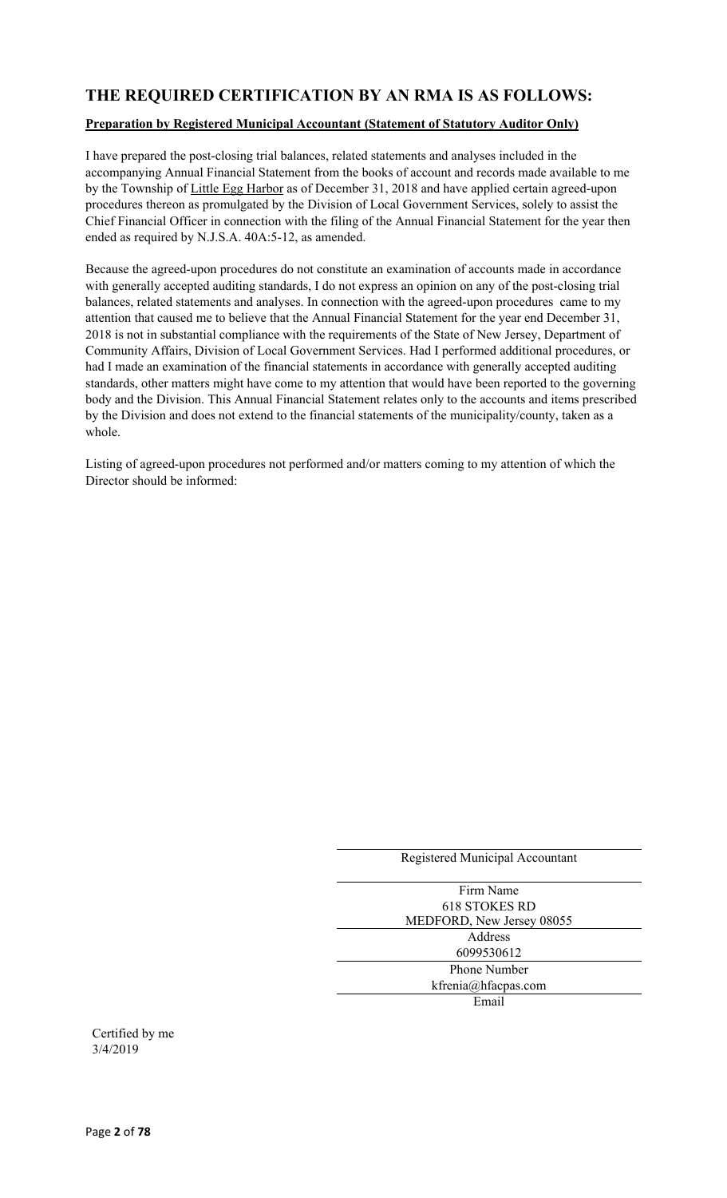## THE REQUIRED CERTIFICATION BY AN RMA IS AS FOLLOWS:

**Preparation by Registered Municipal Accountant (Statement of Statutory Auditor Only)**

I have prepared the post-closing trial balances, related statements and analyses included in the accompanying Annual Financial Statement from the books of account and records made available to me by the Township of Little Egg Harbor as of December 31, 2018 and have applied certain agreed-upon procedures thereon as promulgated by the Division of Local Government Services, solely to assist the Chief Financial Officer in connection with the filing of the Annual Financial Statement for the year then ended as required by N.J.S.A. 40A:5-12, as amended.

Because the agreed-upon procedures do not constitute an examination of accounts made in accordance with generally accepted auditing standards, I do not express an opinion on any of the post-closing trial balances, related statements and analyses. In connection with the agreed-upon procedures came to my attention that caused me to believe that the Annual Financial Statement for the year end December 31, 2018 is not in substantial compliance with the requirements of the State of New Jersey, Department of Community Affairs, Division of Local Government Services. Had I performed additional procedures, or had I made an examination of the financial statements in accordance with generally accepted auditing standards, other matters might have come to my attention that would have been reported to the governing body and the Division. This Annual Financial Statement relates only to the accounts and items prescribed by the Division and does not extend to the financial statements of the municipality/county, taken as a whole.

Listing of agreed-upon procedures not performed and/or matters coming to my attention of which the Director should be informed:

Registered Municipal Accountant

Firm Name

618 STOKES RD
MEDFORD, New Jersey 08055

Address

6099530612

Phone Number

kfrenia@hfacpas.com

Email

Certified by me
3/4/2019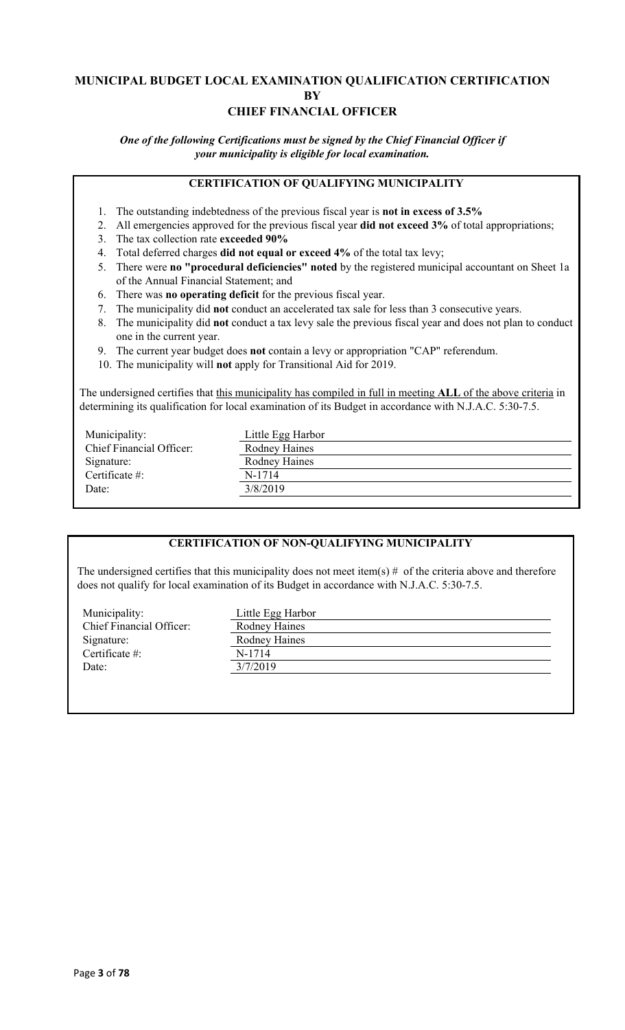# MUNICIPAL BUDGET LOCAL EXAMINATION QUALIFICATION CERTIFICATION BY CHIEF FINANCIAL OFFICER

***One of the following Certifications must be signed by the Chief Financial Officer if your municipality is eligible for local examination.***

## CERTIFICATION OF QUALIFYING MUNICIPALITY

1. The outstanding indebtedness of the previous fiscal year is **not in excess of 3.5%**
2. All emergencies approved for the previous fiscal year **did not exceed 3%** of total appropriations;
3. The tax collection rate **exceeded 90%**
4. Total deferred charges **did not equal or exceed 4%** of the total tax levy;
5. There were **no "procedural deficiencies" noted** by the registered municipal accountant on Sheet 1a of the Annual Financial Statement; and
6. There was **no operating deficit** for the previous fiscal year.
7. The municipality did **not** conduct an accelerated tax sale for less than 3 consecutive years.
8. The municipality did **not** conduct a tax levy sale the previous fiscal year and does not plan to conduct one in the current year.
9. The current year budget does **not** contain a levy or appropriation "CAP" referendum.
10. The municipality will **not** apply for Transitional Aid for 2019.

The undersigned certifies that this municipality has compiled in full in meeting **ALL** of the above criteria in determining its qualification for local examination of its Budget in accordance with N.J.A.C. 5:30-7.5.

| | |
|---|---|
| Municipality: | Little Egg Harbor |
| Chief Financial Officer: | Rodney Haines |
| Signature: | Rodney Haines |
| Certificate #: | N-1714 |
| Date: | 3/8/2019 |

## CERTIFICATION OF NON-QUALIFYING MUNICIPALITY

The undersigned certifies that this municipality does not meet item(s) # of the criteria above and therefore does not qualify for local examination of its Budget in accordance with N.J.A.C. 5:30-7.5.

| | |
|---|---|
| Municipality: | Little Egg Harbor |
| Chief Financial Officer: | Rodney Haines |
| Signature: | Rodney Haines |
| Certificate #: | N-1714 |
| Date: | 3/7/2019 |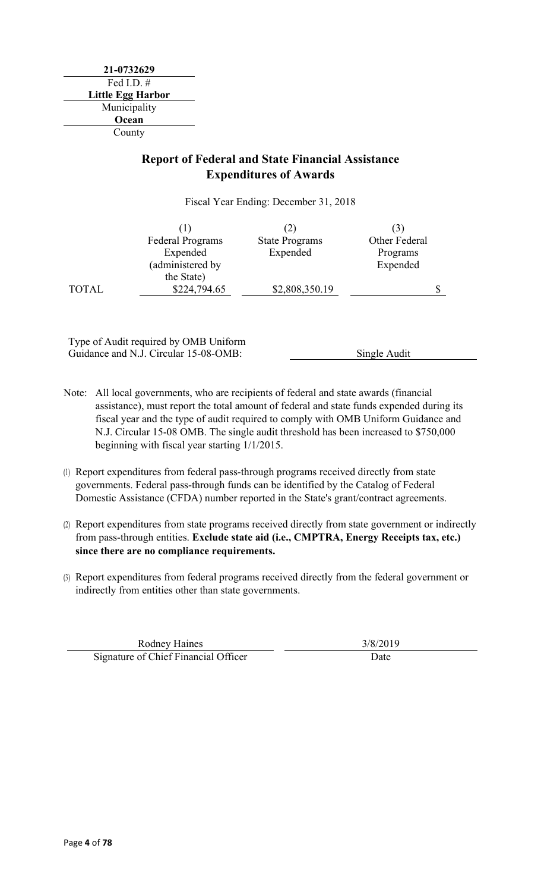**21-0732629**
Fed I.D. #
**Little Egg Harbor**
Municipality
**Ocean**
County

## Report of Federal and State Financial Assistance Expenditures of Awards

Fiscal Year Ending: December 31, 2018

| | (1) Federal Programs Expended (administered by the State) | (2) State Programs Expended | (3) Other Federal Programs Expended |
|---|---|---|---|
| TOTAL | $224,794.65 | $2,808,350.19 | $ |

Type of Audit required by OMB Uniform Guidance and N.J. Circular 15-08-OMB: Single Audit

Note: All local governments, who are recipients of federal and state awards (financial assistance), must report the total amount of federal and state funds expended during its fiscal year and the type of audit required to comply with OMB Uniform Guidance and N.J. Circular 15-08 OMB. The single audit threshold has been increased to $750,000 beginning with fiscal year starting 1/1/2015.

(1) Report expenditures from federal pass-through programs received directly from state governments. Federal pass-through funds can be identified by the Catalog of Federal Domestic Assistance (CFDA) number reported in the State's grant/contract agreements.

(2) Report expenditures from state programs received directly from state government or indirectly from pass-through entities. **Exclude state aid (i.e., CMPTRA, Energy Receipts tax, etc.) since there are no compliance requirements.**

(3) Report expenditures from federal programs received directly from the federal government or indirectly from entities other than state governments.

| Rodney Haines | 3/8/2019 |
|---|---|
| Signature of Chief Financial Officer | Date |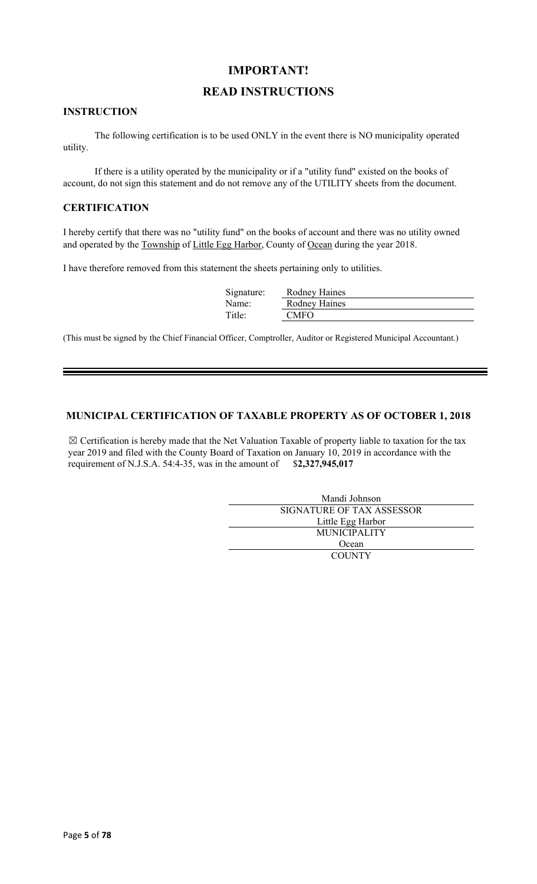# IMPORTANT!

# READ INSTRUCTIONS

### INSTRUCTION

The following certification is to be used ONLY in the event there is NO municipality operated utility.

If there is a utility operated by the municipality or if a "utility fund" existed on the books of account, do not sign this statement and do not remove any of the UTILITY sheets from the document.

### CERTIFICATION

I hereby certify that there was no "utility fund" on the books of account and there was no utility owned and operated by the Township of Little Egg Harbor, County of Ocean during the year 2018.

I have therefore removed from this statement the sheets pertaining only to utilities.

| | |
|---|---|
| Signature: | Rodney Haines |
| Name: | Rodney Haines |
| Title: | CMFO |

(This must be signed by the Chief Financial Officer, Comptroller, Auditor or Registered Municipal Accountant.)

---

### MUNICIPAL CERTIFICATION OF TAXABLE PROPERTY AS OF OCTOBER 1, 2018

☒ Certification is hereby made that the Net Valuation Taxable of property liable to taxation for the tax year 2019 and filed with the County Board of Taxation on January 10, 2019 in accordance with the requirement of N.J.S.A. 54:4-35, was in the amount of $**2,327,945,017**

Mandi Johnson
SIGNATURE OF TAX ASSESSOR

Little Egg Harbor
MUNICIPALITY

Ocean
COUNTY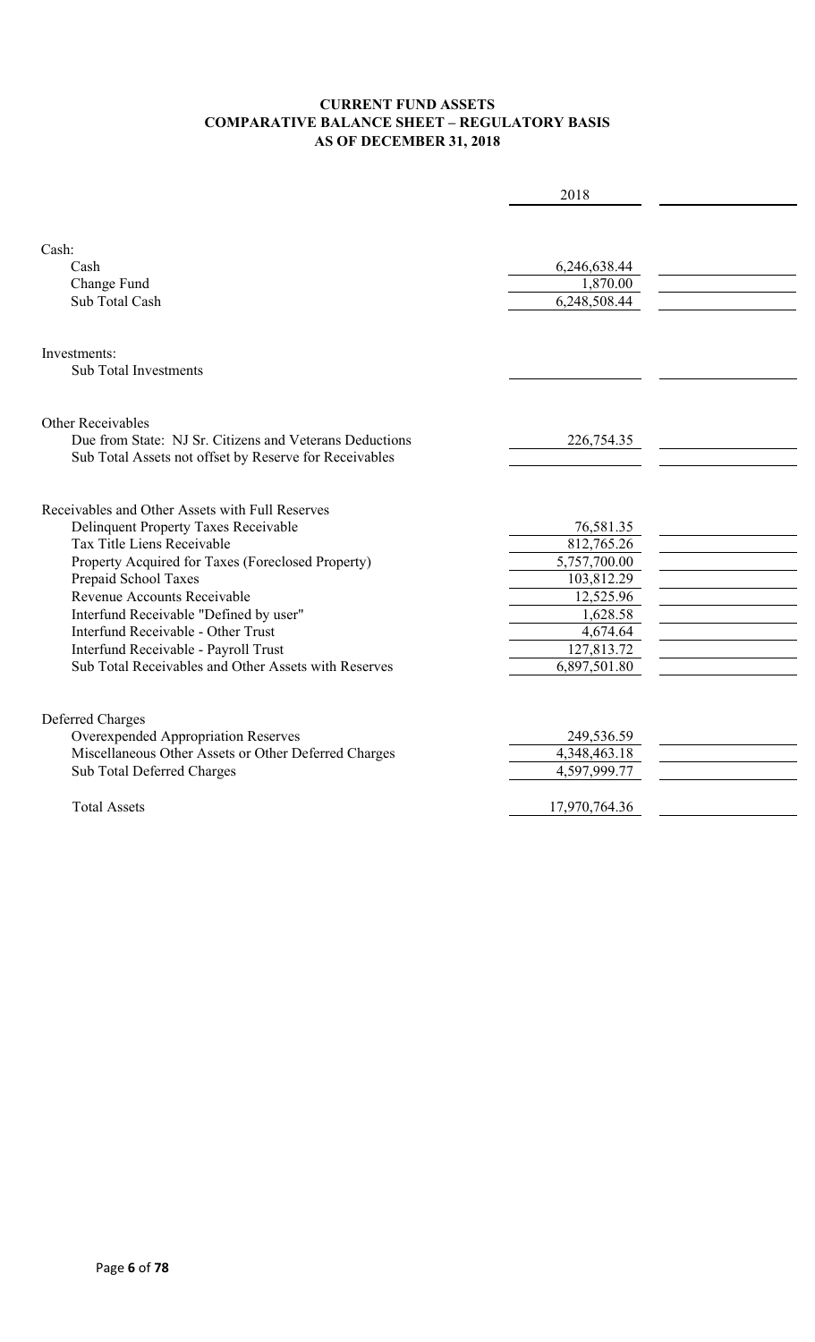# CURRENT FUND ASSETS
## COMPARATIVE BALANCE SHEET – REGULATORY BASIS
## AS OF DECEMBER 31, 2018

| | 2018 | |
|---|---|---|
| **Cash:** | | |
| Cash | 6,246,638.44 | |
| Change Fund | 1,870.00 | |
| Sub Total Cash | 6,248,508.44 | |
| **Investments:** | | |
| Sub Total Investments | | |
| **Other Receivables** | | |
| Due from State: NJ Sr. Citizens and Veterans Deductions | 226,754.35 | |
| Sub Total Assets not offset by Reserve for Receivables | | |
| **Receivables and Other Assets with Full Reserves** | | |
| Delinquent Property Taxes Receivable | 76,581.35 | |
| Tax Title Liens Receivable | 812,765.26 | |
| Property Acquired for Taxes (Foreclosed Property) | 5,757,700.00 | |
| Prepaid School Taxes | 103,812.29 | |
| Revenue Accounts Receivable | 12,525.96 | |
| Interfund Receivable "Defined by user" | 1,628.58 | |
| Interfund Receivable - Other Trust | 4,674.64 | |
| Interfund Receivable - Payroll Trust | 127,813.72 | |
| Sub Total Receivables and Other Assets with Reserves | 6,897,501.80 | |
| **Deferred Charges** | | |
| Overexpended Appropriation Reserves | 249,536.59 | |
| Miscellaneous Other Assets or Other Deferred Charges | 4,348,463.18 | |
| Sub Total Deferred Charges | 4,597,999.77 | |
| Total Assets | 17,970,764.36 | |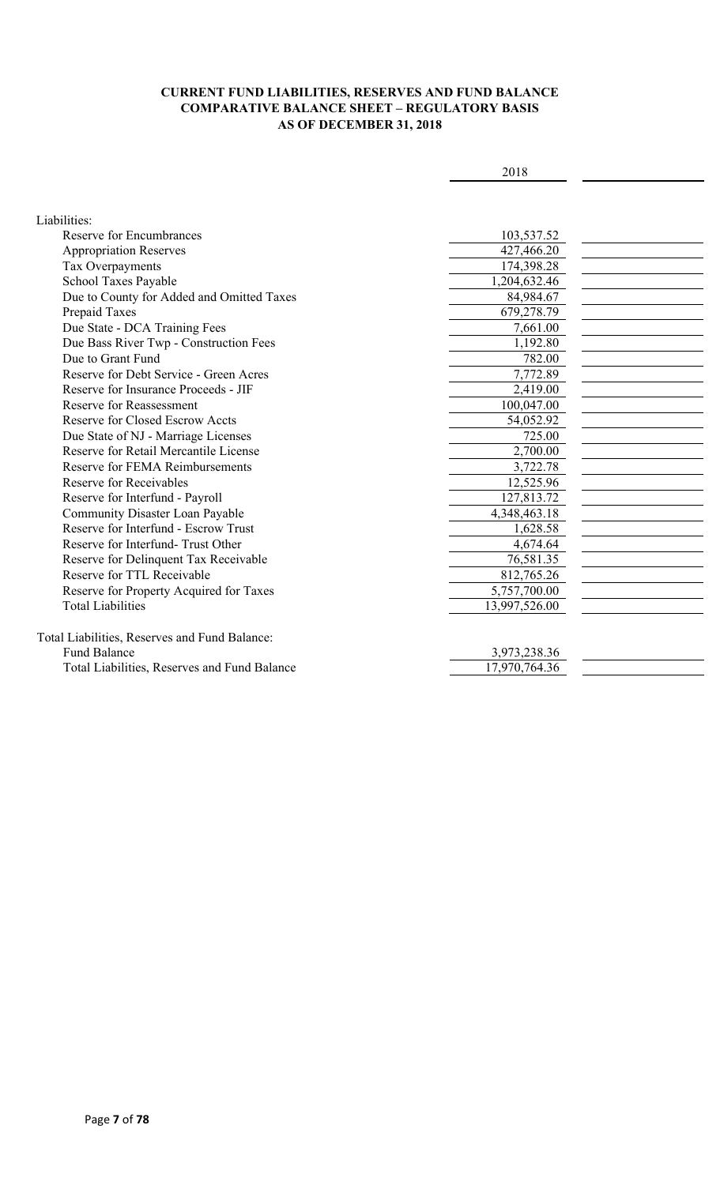**CURRENT FUND LIABILITIES, RESERVES AND FUND BALANCE**
**COMPARATIVE BALANCE SHEET – REGULATORY BASIS**
**AS OF DECEMBER 31, 2018**

| | 2018 | |
|---|---|---|
| Liabilities: | | |
| Reserve for Encumbrances | 103,537.52 | |
| Appropriation Reserves | 427,466.20 | |
| Tax Overpayments | 174,398.28 | |
| School Taxes Payable | 1,204,632.46 | |
| Due to County for Added and Omitted Taxes | 84,984.67 | |
| Prepaid Taxes | 679,278.79 | |
| Due State - DCA Training Fees | 7,661.00 | |
| Due Bass River Twp - Construction Fees | 1,192.80 | |
| Due to Grant Fund | 782.00 | |
| Reserve for Debt Service - Green Acres | 7,772.89 | |
| Reserve for Insurance Proceeds - JIF | 2,419.00 | |
| Reserve for Reassessment | 100,047.00 | |
| Reserve for Closed Escrow Accts | 54,052.92 | |
| Due State of NJ - Marriage Licenses | 725.00 | |
| Reserve for Retail Mercantile License | 2,700.00 | |
| Reserve for FEMA Reimbursements | 3,722.78 | |
| Reserve for Receivables | 12,525.96 | |
| Reserve for Interfund - Payroll | 127,813.72 | |
| Community Disaster Loan Payable | 4,348,463.18 | |
| Reserve for Interfund - Escrow Trust | 1,628.58 | |
| Reserve for Interfund- Trust Other | 4,674.64 | |
| Reserve for Delinquent Tax Receivable | 76,581.35 | |
| Reserve for TTL Receivable | 812,765.26 | |
| Reserve for Property Acquired for Taxes | 5,757,700.00 | |
| Total Liabilities | 13,997,526.00 | |
| | | |
| Total Liabilities, Reserves and Fund Balance: | | |
| Fund Balance | 3,973,238.36 | |
| Total Liabilities, Reserves and Fund Balance | 17,970,764.36 | |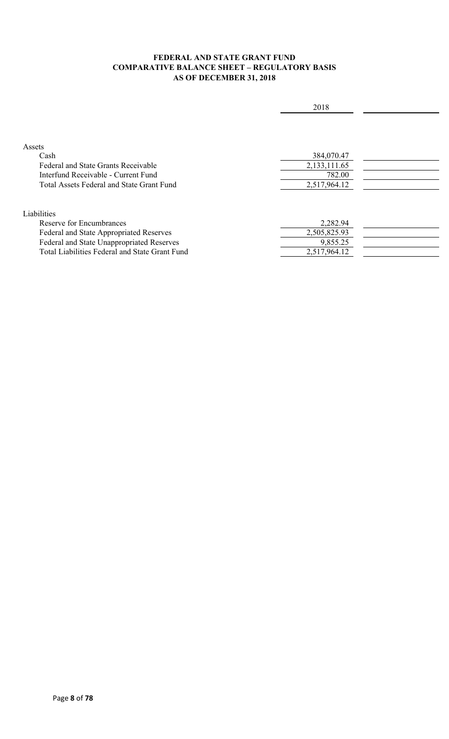**FEDERAL AND STATE GRANT FUND**
**COMPARATIVE BALANCE SHEET – REGULATORY BASIS**
**AS OF DECEMBER 31, 2018**

| | 2018 | |
|---|---|---|
| Assets | | |
| Cash | 384,070.47 | |
| Federal and State Grants Receivable | 2,133,111.65 | |
| Interfund Receivable - Current Fund | 782.00 | |
| Total Assets Federal and State Grant Fund | 2,517,964.12 | |
| | | |
| Liabilities | | |
| Reserve for Encumbrances | 2,282.94 | |
| Federal and State Appropriated Reserves | 2,505,825.93 | |
| Federal and State Unappropriated Reserves | 9,855.25 | |
| Total Liabilities Federal and State Grant Fund | 2,517,964.12 | |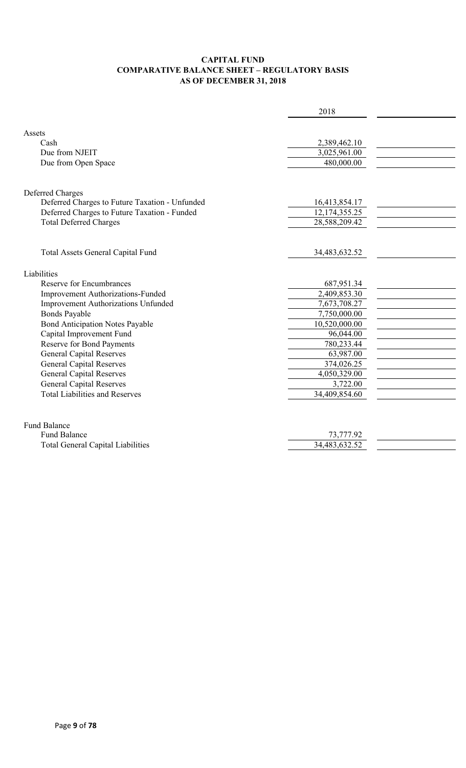**CAPITAL FUND**
**COMPARATIVE BALANCE SHEET – REGULATORY BASIS**
**AS OF DECEMBER 31, 2018**

| | 2018 | |
|---|---|---|
| **Assets** | | |
| Cash | 2,389,462.10 | |
| Due from NJEIT | 3,025,961.00 | |
| Due from Open Space | 480,000.00 | |
| | | |
| **Deferred Charges** | | |
| Deferred Charges to Future Taxation - Unfunded | 16,413,854.17 | |
| Deferred Charges to Future Taxation - Funded | 12,174,355.25 | |
| Total Deferred Charges | 28,588,209.42 | |
| | | |
| Total Assets General Capital Fund | 34,483,632.52 | |
| | | |
| **Liabilities** | | |
| Reserve for Encumbrances | 687,951.34 | |
| Improvement Authorizations-Funded | 2,409,853.30 | |
| Improvement Authorizations Unfunded | 7,673,708.27 | |
| Bonds Payable | 7,750,000.00 | |
| Bond Anticipation Notes Payable | 10,520,000.00 | |
| Capital Improvement Fund | 96,044.00 | |
| Reserve for Bond Payments | 780,233.44 | |
| General Capital Reserves | 63,987.00 | |
| General Capital Reserves | 374,026.25 | |
| General Capital Reserves | 4,050,329.00 | |
| General Capital Reserves | 3,722.00 | |
| Total Liabilities and Reserves | 34,409,854.60 | |
| | | |
| **Fund Balance** | | |
| Fund Balance | 73,777.92 | |
| Total General Capital Liabilities | 34,483,632.52 | |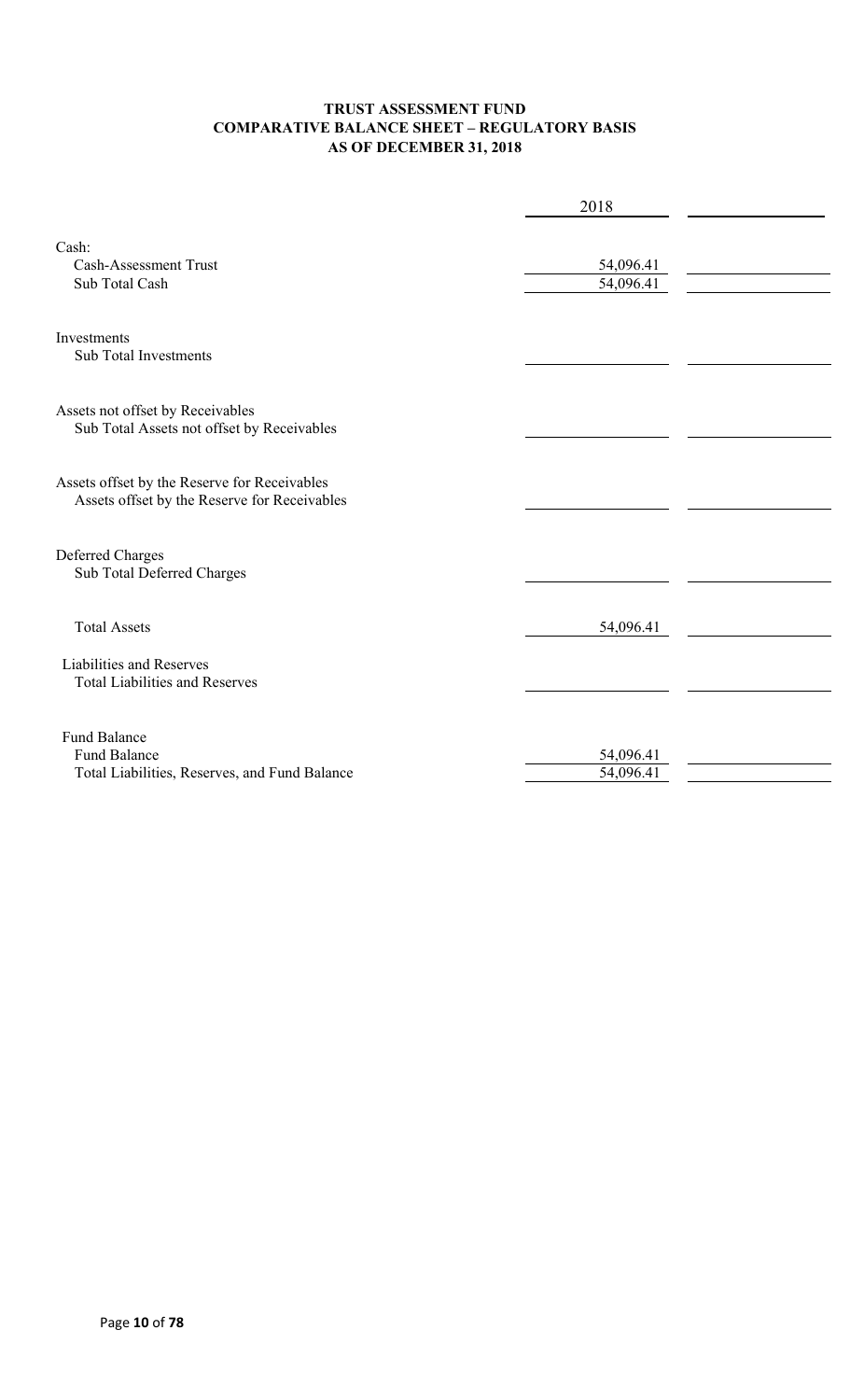**TRUST ASSESSMENT FUND**
**COMPARATIVE BALANCE SHEET – REGULATORY BASIS**
**AS OF DECEMBER 31, 2018**

| | 2018 | |
|---|---|---|
| Cash: | | |
| Cash-Assessment Trust | 54,096.41 | |
| Sub Total Cash | 54,096.41 | |
| Investments | | |
| Sub Total Investments | | |
| Assets not offset by Receivables | | |
| Sub Total Assets not offset by Receivables | | |
| Assets offset by the Reserve for Receivables | | |
| Assets offset by the Reserve for Receivables | | |
| Deferred Charges | | |
| Sub Total Deferred Charges | | |
| Total Assets | 54,096.41 | |
| Liabilities and Reserves | | |
| Total Liabilities and Reserves | | |
| Fund Balance | | |
| Fund Balance | 54,096.41 | |
| Total Liabilities, Reserves, and Fund Balance | 54,096.41 | |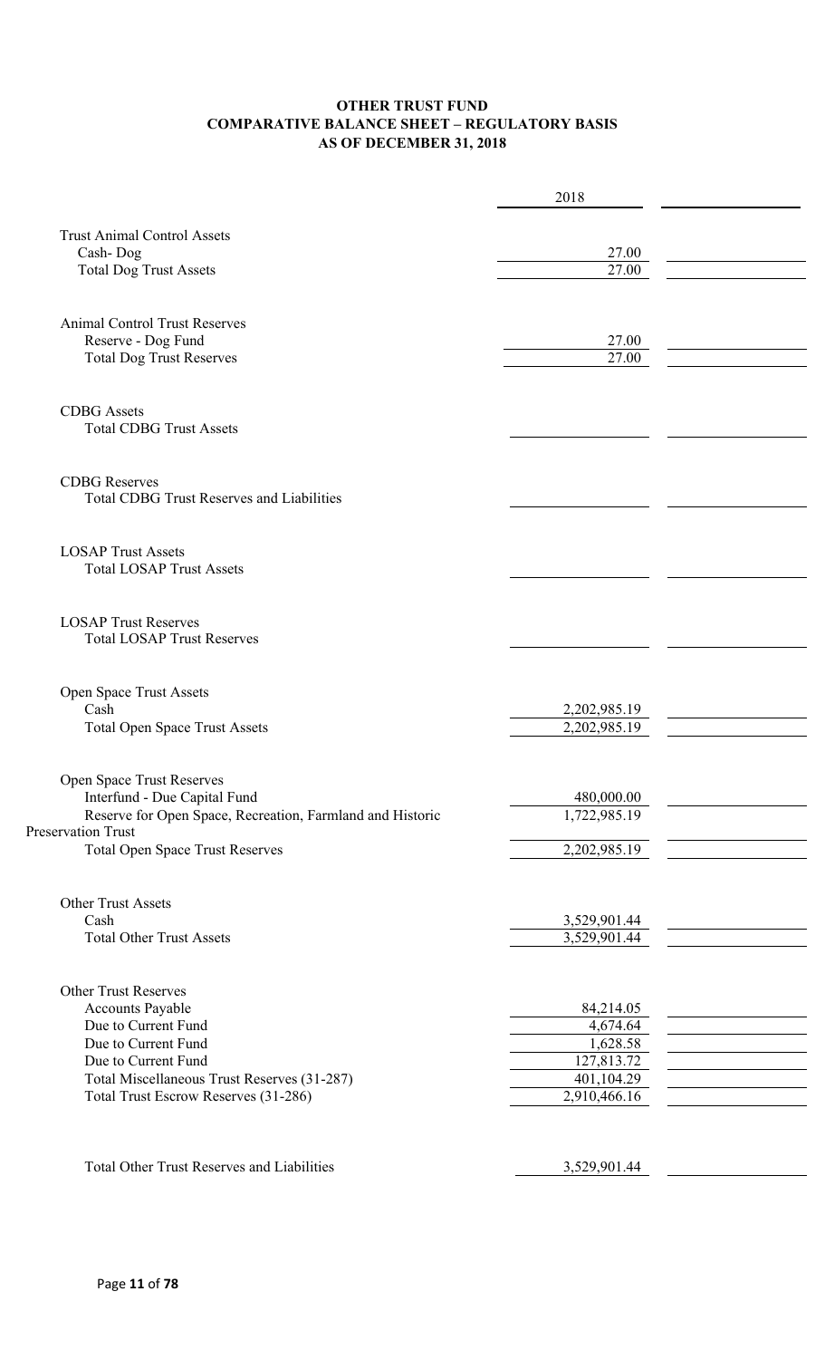# OTHER TRUST FUND
## COMPARATIVE BALANCE SHEET – REGULATORY BASIS
## AS OF DECEMBER 31, 2018

| | 2018 | |
|---|---|---|
| **Trust Animal Control Assets** | | |
| Cash- Dog | 27.00 | |
| Total Dog Trust Assets | 27.00 | |
| | | |
| **Animal Control Trust Reserves** | | |
| Reserve - Dog Fund | 27.00 | |
| Total Dog Trust Reserves | 27.00 | |
| | | |
| **CDBG Assets** | | |
| Total CDBG Trust Assets | | |
| | | |
| **CDBG Reserves** | | |
| Total CDBG Trust Reserves and Liabilities | | |
| | | |
| **LOSAP Trust Assets** | | |
| Total LOSAP Trust Assets | | |
| | | |
| **LOSAP Trust Reserves** | | |
| Total LOSAP Trust Reserves | | |
| | | |
| **Open Space Trust Assets** | | |
| Cash | 2,202,985.19 | |
| Total Open Space Trust Assets | 2,202,985.19 | |
| | | |
| **Open Space Trust Reserves** | | |
| Interfund - Due Capital Fund | 480,000.00 | |
| Reserve for Open Space, Recreation, Farmland and Historic Preservation Trust | 1,722,985.19 | |
| Total Open Space Trust Reserves | 2,202,985.19 | |
| | | |
| **Other Trust Assets** | | |
| Cash | 3,529,901.44 | |
| Total Other Trust Assets | 3,529,901.44 | |
| | | |
| **Other Trust Reserves** | | |
| Accounts Payable | 84,214.05 | |
| Due to Current Fund | 4,674.64 | |
| Due to Current Fund | 1,628.58 | |
| Due to Current Fund | 127,813.72 | |
| Total Miscellaneous Trust Reserves (31-287) | 401,104.29 | |
| Total Trust Escrow Reserves (31-286) | 2,910,466.16 | |
| | | |
| Total Other Trust Reserves and Liabilities | 3,529,901.44 | |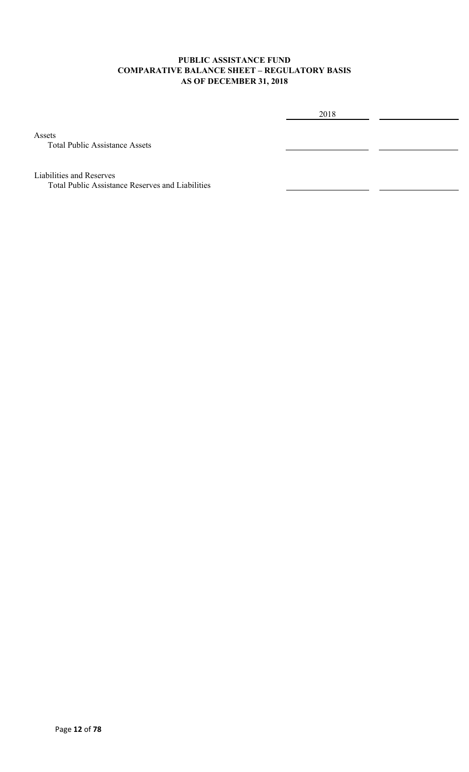**PUBLIC ASSISTANCE FUND**
**COMPARATIVE BALANCE SHEET – REGULATORY BASIS**
**AS OF DECEMBER 31, 2018**

| | 2018 | |
|---|---|---|
| Assets | | |
| Total Public Assistance Assets | | |
| | | |
| Liabilities and Reserves | | |
| Total Public Assistance Reserves and Liabilities | | |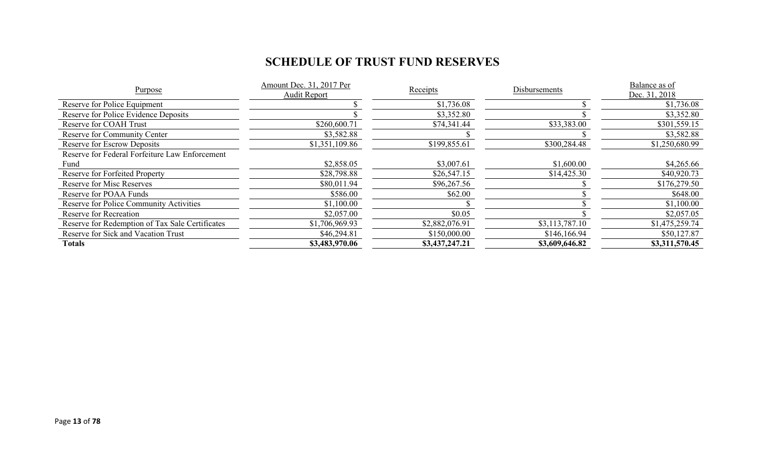# SCHEDULE OF TRUST FUND RESERVES

| Purpose | Amount Dec. 31, 2017 Per Audit Report | Receipts | Disbursements | Balance as of Dec. 31, 2018 |
|---|---|---|---|---|
| Reserve for Police Equipment | $ | $1,736.08 | $ | $1,736.08 |
| Reserve for Police Evidence Deposits | $ | $3,352.80 | $ | $3,352.80 |
| Reserve for COAH Trust | $260,600.71 | $74,341.44 | $33,383.00 | $301,559.15 |
| Reserve for Community Center | $3,582.88 | $ | $ | $3,582.88 |
| Reserve for Escrow Deposits | $1,351,109.86 | $199,855.61 | $300,284.48 | $1,250,680.99 |
| Reserve for Federal Forfeiture Law Enforcement Fund | $2,858.05 | $3,007.61 | $1,600.00 | $4,265.66 |
| Reserve for Forfeited Property | $28,798.88 | $26,547.15 | $14,425.30 | $40,920.73 |
| Reserve for Misc Reserves | $80,011.94 | $96,267.56 | $ | $176,279.50 |
| Reserve for POAA Funds | $586.00 | $62.00 | $ | $648.00 |
| Reserve for Police Community Activities | $1,100.00 | $ | $ | $1,100.00 |
| Reserve for Recreation | $2,057.00 | $0.05 | $ | $2,057.05 |
| Reserve for Redemption of Tax Sale Certificates | $1,706,969.93 | $2,882,076.91 | $3,113,787.10 | $1,475,259.74 |
| Reserve for Sick and Vacation Trust | $46,294.81 | $150,000.00 | $146,166.94 | $50,127.87 |
| **Totals** | **$3,483,970.06** | **$3,437,247.21** | **$3,609,646.82** | **$3,311,570.45** |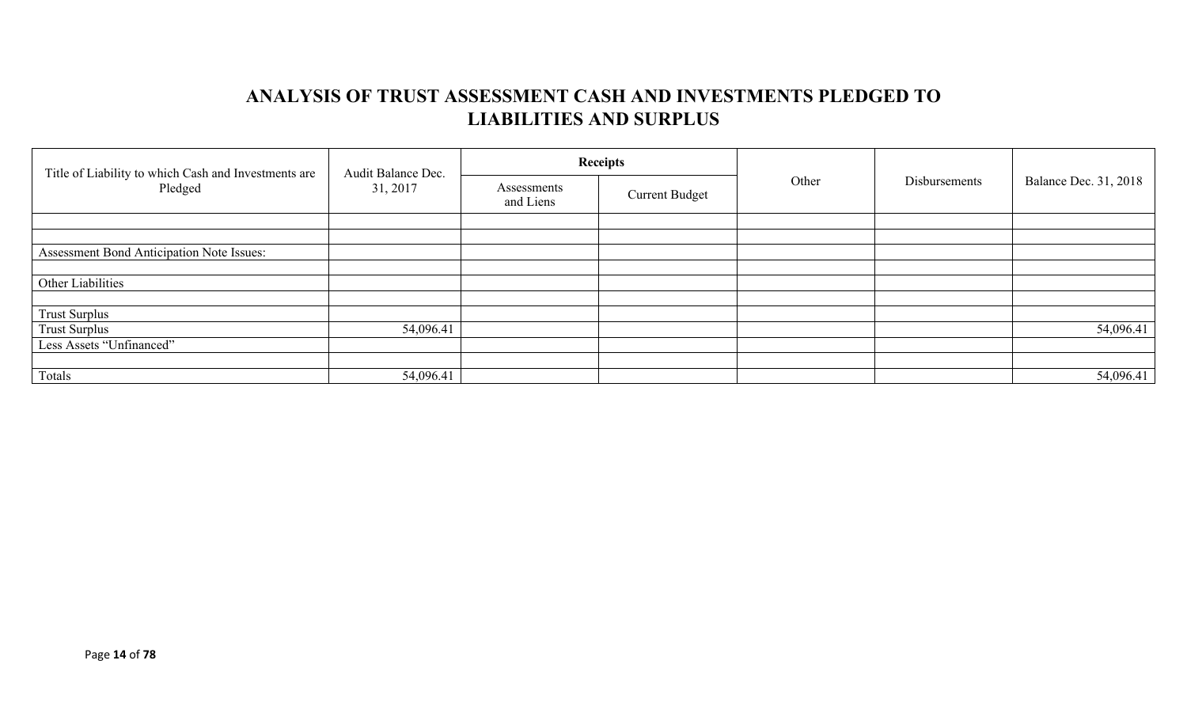# ANALYSIS OF TRUST ASSESSMENT CASH AND INVESTMENTS PLEDGED TO LIABILITIES AND SURPLUS

| Title of Liability to which Cash and Investments are Pledged | Audit Balance Dec. 31, 2017 | Receipts | | Other | Disbursements | Balance Dec. 31, 2018 |
|---|---|---|---|---|---|---|
| | | Assessments and Liens | Current Budget | | | |
| | | | | | | |
| | | | | | | |
| Assessment Bond Anticipation Note Issues: | | | | | | |
| | | | | | | |
| Other Liabilities | | | | | | |
| | | | | | | |
| Trust Surplus | | | | | | |
| Trust Surplus | 54,096.41 | | | | | 54,096.41 |
| Less Assets "Unfinanced" | | | | | | |
| | | | | | | |
| Totals | 54,096.41 | | | | | 54,096.41 |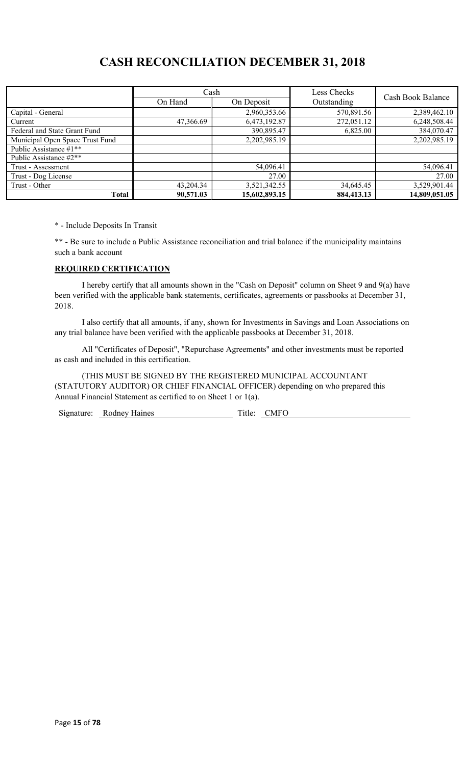# CASH RECONCILIATION DECEMBER 31, 2018

| | Cash | | Less Checks Outstanding | Cash Book Balance |
|---|---|---|---|---|
| | On Hand | On Deposit | | |
| Capital - General | | 2,960,353.66 | 570,891.56 | 2,389,462.10 |
| Current | 47,366.69 | 6,473,192.87 | 272,051.12 | 6,248,508.44 |
| Federal and State Grant Fund | | 390,895.47 | 6,825.00 | 384,070.47 |
| Municipal Open Space Trust Fund | | 2,202,985.19 | | 2,202,985.19 |
| Public Assistance #1** | | | | |
| Public Assistance #2** | | | | |
| Trust - Assessment | | 54,096.41 | | 54,096.41 |
| Trust - Dog License | | 27.00 | | 27.00 |
| Trust - Other | 43,204.34 | 3,521,342.55 | 34,645.45 | 3,529,901.44 |
| **Total** | **90,571.03** | **15,602,893.15** | **884,413.13** | **14,809,051.05** |

* - Include Deposits In Transit

** - Be sure to include a Public Assistance reconciliation and trial balance if the municipality maintains such a bank account

**REQUIRED CERTIFICATION**

I hereby certify that all amounts shown in the "Cash on Deposit" column on Sheet 9 and 9(a) have been verified with the applicable bank statements, certificates, agreements or passbooks at December 31, 2018.

I also certify that all amounts, if any, shown for Investments in Savings and Loan Associations on any trial balance have been verified with the applicable passbooks at December 31, 2018.

All "Certificates of Deposit", "Repurchase Agreements" and other investments must be reported as cash and included in this certification.

(THIS MUST BE SIGNED BY THE REGISTERED MUNICIPAL ACCOUNTANT (STATUTORY AUDITOR) OR CHIEF FINANCIAL OFFICER) depending on who prepared this Annual Financial Statement as certified to on Sheet 1 or 1(a).

Signature: Rodney Haines Title: CMFO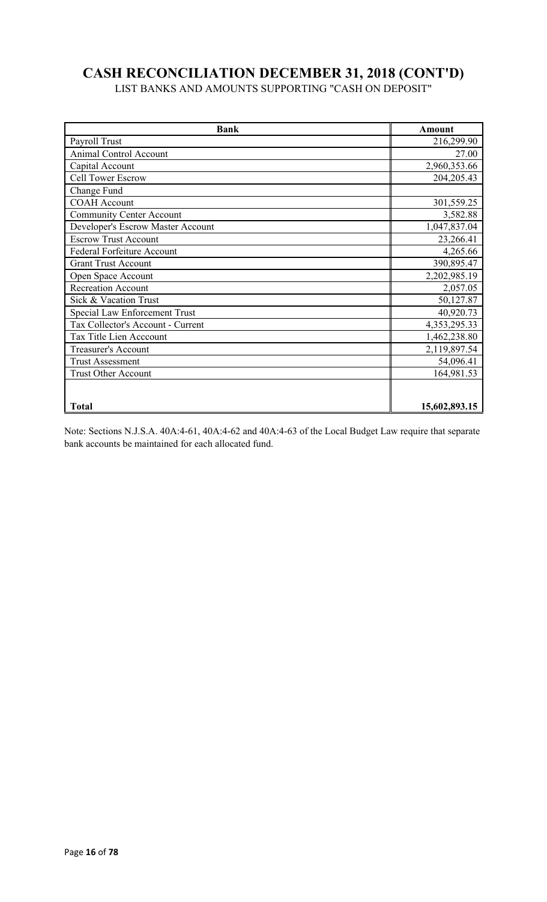# CASH RECONCILIATION DECEMBER 31, 2018 (CONT'D)

LIST BANKS AND AMOUNTS SUPPORTING "CASH ON DEPOSIT"

| Bank | Amount |
|---|---|
| Payroll Trust | 216,299.90 |
| Animal Control Account | 27.00 |
| Capital Account | 2,960,353.66 |
| Cell Tower Escrow | 204,205.43 |
| Change Fund | |
| COAH Account | 301,559.25 |
| Community Center Account | 3,582.88 |
| Developer's Escrow Master Account | 1,047,837.04 |
| Escrow Trust Account | 23,266.41 |
| Federal Forfeiture Account | 4,265.66 |
| Grant Trust Account | 390,895.47 |
| Open Space Account | 2,202,985.19 |
| Recreation Account | 2,057.05 |
| Sick & Vacation Trust | 50,127.87 |
| Special Law Enforcement Trust | 40,920.73 |
| Tax Collector's Account - Current | 4,353,295.33 |
| Tax Title Lien Acccount | 1,462,238.80 |
| Treasurer's Account | 2,119,897.54 |
| Trust Assessment | 54,096.41 |
| Trust Other Account | 164,981.53 |
| | |
| **Total** | **15,602,893.15** |

Note: Sections N.J.S.A. 40A:4-61, 40A:4-62 and 40A:4-63 of the Local Budget Law require that separate bank accounts be maintained for each allocated fund.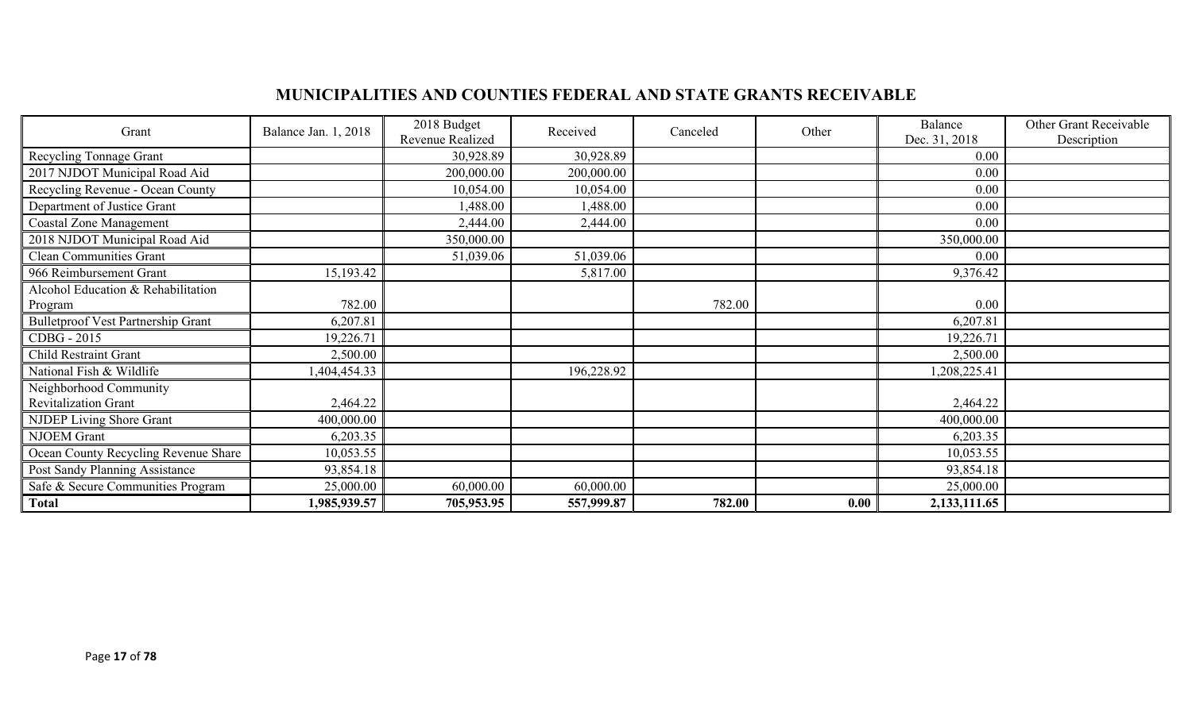## MUNICIPALITIES AND COUNTIES FEDERAL AND STATE GRANTS RECEIVABLE

| Grant | Balance Jan. 1, 2018 | 2018 Budget Revenue Realized | Received | Canceled | Other | Balance Dec. 31, 2018 | Other Grant Receivable Description |
|---|---|---|---|---|---|---|---|
| Recycling Tonnage Grant | | 30,928.89 | 30,928.89 | | | 0.00 | |
| 2017 NJDOT Municipal Road Aid | | 200,000.00 | 200,000.00 | | | 0.00 | |
| Recycling Revenue - Ocean County | | 10,054.00 | 10,054.00 | | | 0.00 | |
| Department of Justice Grant | | 1,488.00 | 1,488.00 | | | 0.00 | |
| Coastal Zone Management | | 2,444.00 | 2,444.00 | | | 0.00 | |
| 2018 NJDOT Municipal Road Aid | | 350,000.00 | | | | 350,000.00 | |
| Clean Communities Grant | | 51,039.06 | 51,039.06 | | | 0.00 | |
| 966 Reimbursement Grant | 15,193.42 | | 5,817.00 | | | 9,376.42 | |
| Alcohol Education & Rehabilitation Program | 782.00 | | | 782.00 | | 0.00 | |
| Bulletproof Vest Partnership Grant | 6,207.81 | | | | | 6,207.81 | |
| CDBG - 2015 | 19,226.71 | | | | | 19,226.71 | |
| Child Restraint Grant | 2,500.00 | | | | | 2,500.00 | |
| National Fish & Wildlife | 1,404,454.33 | | 196,228.92 | | | 1,208,225.41 | |
| Neighborhood Community Revitalization Grant | 2,464.22 | | | | | 2,464.22 | |
| NJDEP Living Shore Grant | 400,000.00 | | | | | 400,000.00 | |
| NJOEM Grant | 6,203.35 | | | | | 6,203.35 | |
| Ocean County Recycling Revenue Share | 10,053.55 | | | | | 10,053.55 | |
| Post Sandy Planning Assistance | 93,854.18 | | | | | 93,854.18 | |
| Safe & Secure Communities Program | 25,000.00 | 60,000.00 | 60,000.00 | | | 25,000.00 | |
| **Total** | **1,985,939.57** | **705,953.95** | **557,999.87** | **782.00** | **0.00** | **2,133,111.65** | |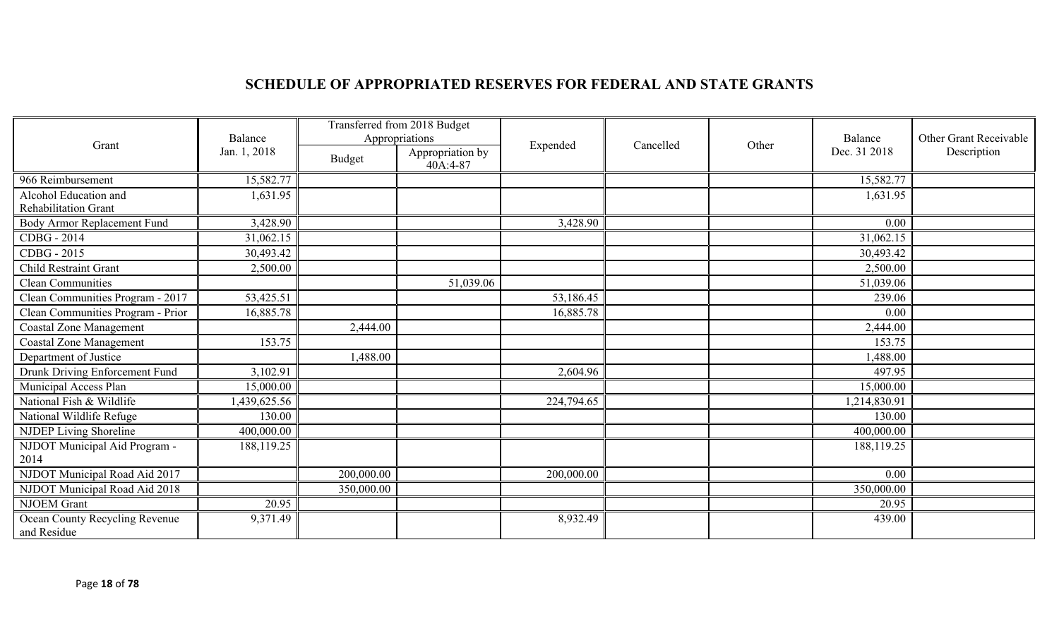## SCHEDULE OF APPROPRIATED RESERVES FOR FEDERAL AND STATE GRANTS

| Grant | Balance Jan. 1, 2018 | Transferred from 2018 Budget Appropriations | | Expended | Cancelled | Other | Balance Dec. 31 2018 | Other Grant Receivable Description |
|---|---|---|---|---|---|---|---|---|
| | | Budget | Appropriation by 40A:4-87 | | | | | |
| 966 Reimbursement | 15,582.77 | | | | | | 15,582.77 | |
| Alcohol Education and Rehabilitation Grant | 1,631.95 | | | | | | 1,631.95 | |
| Body Armor Replacement Fund | 3,428.90 | | | 3,428.90 | | | 0.00 | |
| CDBG - 2014 | 31,062.15 | | | | | | 31,062.15 | |
| CDBG - 2015 | 30,493.42 | | | | | | 30,493.42 | |
| Child Restraint Grant | 2,500.00 | | | | | | 2,500.00 | |
| Clean Communities | | | 51,039.06 | | | | 51,039.06 | |
| Clean Communities Program - 2017 | 53,425.51 | | | 53,186.45 | | | 239.06 | |
| Clean Communities Program - Prior | 16,885.78 | | | 16,885.78 | | | 0.00 | |
| Coastal Zone Management | | 2,444.00 | | | | | 2,444.00 | |
| Coastal Zone Management | 153.75 | | | | | | 153.75 | |
| Department of Justice | | 1,488.00 | | | | | 1,488.00 | |
| Drunk Driving Enforcement Fund | 3,102.91 | | | 2,604.96 | | | 497.95 | |
| Municipal Access Plan | 15,000.00 | | | | | | 15,000.00 | |
| National Fish & Wildlife | 1,439,625.56 | | | 224,794.65 | | | 1,214,830.91 | |
| National Wildlife Refuge | 130.00 | | | | | | 130.00 | |
| NJDEP Living Shoreline | 400,000.00 | | | | | | 400,000.00 | |
| NJDOT Municipal Aid Program - 2014 | 188,119.25 | | | | | | 188,119.25 | |
| NJDOT Municipal Road Aid 2017 | | 200,000.00 | | 200,000.00 | | | 0.00 | |
| NJDOT Municipal Road Aid 2018 | | 350,000.00 | | | | | 350,000.00 | |
| NJOEM Grant | 20.95 | | | | | | 20.95 | |
| Ocean County Recycling Revenue and Residue | 9,371.49 | | | 8,932.49 | | | 439.00 | |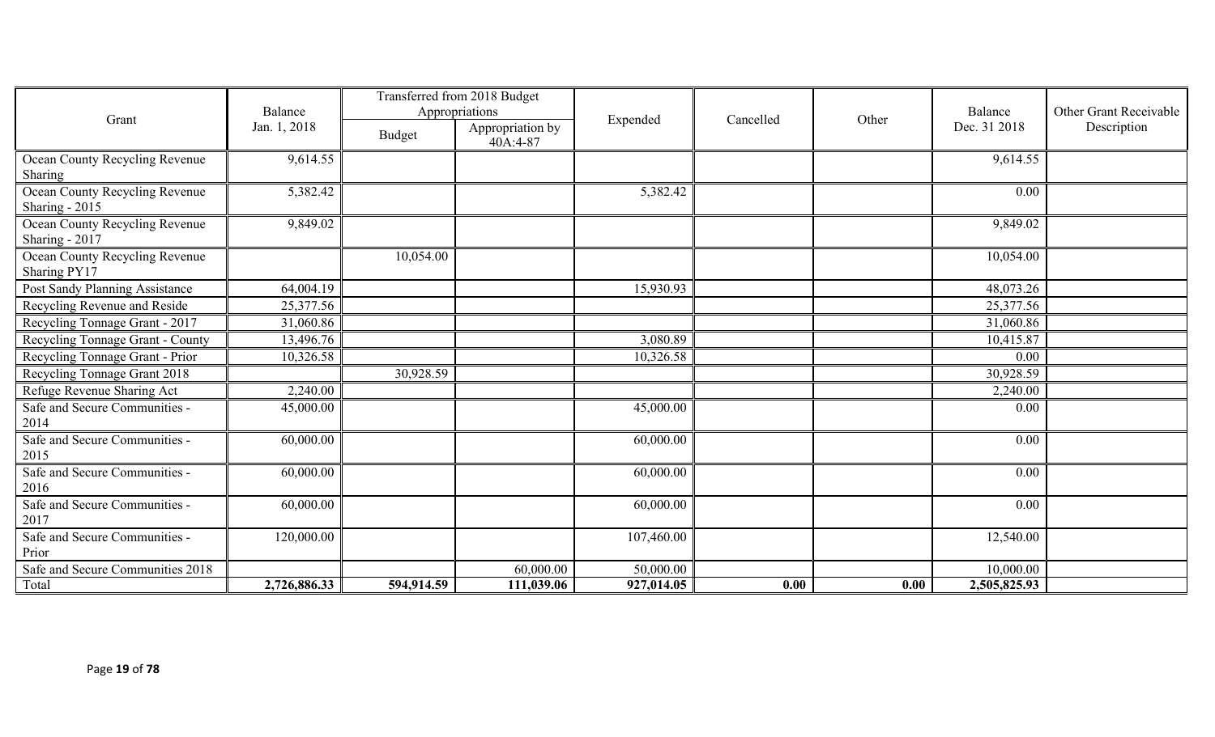| Grant | Balance Jan. 1, 2018 | Transferred from 2018 Budget Appropriations | | Expended | Cancelled | Other | Balance Dec. 31 2018 | Other Grant Receivable Description |
|---|---|---|---|---|---|---|---|---|
| | | Budget | Appropriation by 40A:4-87 | | | | | |
| Ocean County Recycling Revenue Sharing | 9,614.55 | | | | | | 9,614.55 | |
| Ocean County Recycling Revenue Sharing - 2015 | 5,382.42 | | | 5,382.42 | | | 0.00 | |
| Ocean County Recycling Revenue Sharing - 2017 | 9,849.02 | | | | | | 9,849.02 | |
| Ocean County Recycling Revenue Sharing PY17 | | 10,054.00 | | | | | 10,054.00 | |
| Post Sandy Planning Assistance | 64,004.19 | | | 15,930.93 | | | 48,073.26 | |
| Recycling Revenue and Reside | 25,377.56 | | | | | | 25,377.56 | |
| Recycling Tonnage Grant - 2017 | 31,060.86 | | | | | | 31,060.86 | |
| Recycling Tonnage Grant - County | 13,496.76 | | | 3,080.89 | | | 10,415.87 | |
| Recycling Tonnage Grant - Prior | 10,326.58 | | | 10,326.58 | | | 0.00 | |
| Recycling Tonnage Grant 2018 | | 30,928.59 | | | | | 30,928.59 | |
| Refuge Revenue Sharing Act | 2,240.00 | | | | | | 2,240.00 | |
| Safe and Secure Communities - 2014 | 45,000.00 | | | 45,000.00 | | | 0.00 | |
| Safe and Secure Communities - 2015 | 60,000.00 | | | 60,000.00 | | | 0.00 | |
| Safe and Secure Communities - 2016 | 60,000.00 | | | 60,000.00 | | | 0.00 | |
| Safe and Secure Communities - 2017 | 60,000.00 | | | 60,000.00 | | | 0.00 | |
| Safe and Secure Communities - Prior | 120,000.00 | | | 107,460.00 | | | 12,540.00 | |
| Safe and Secure Communities 2018 | | | 60,000.00 | 50,000.00 | | | 10,000.00 | |
| Total | **2,726,886.33** | **594,914.59** | **111,039.06** | **927,014.05** | **0.00** | **0.00** | **2,505,825.93** | |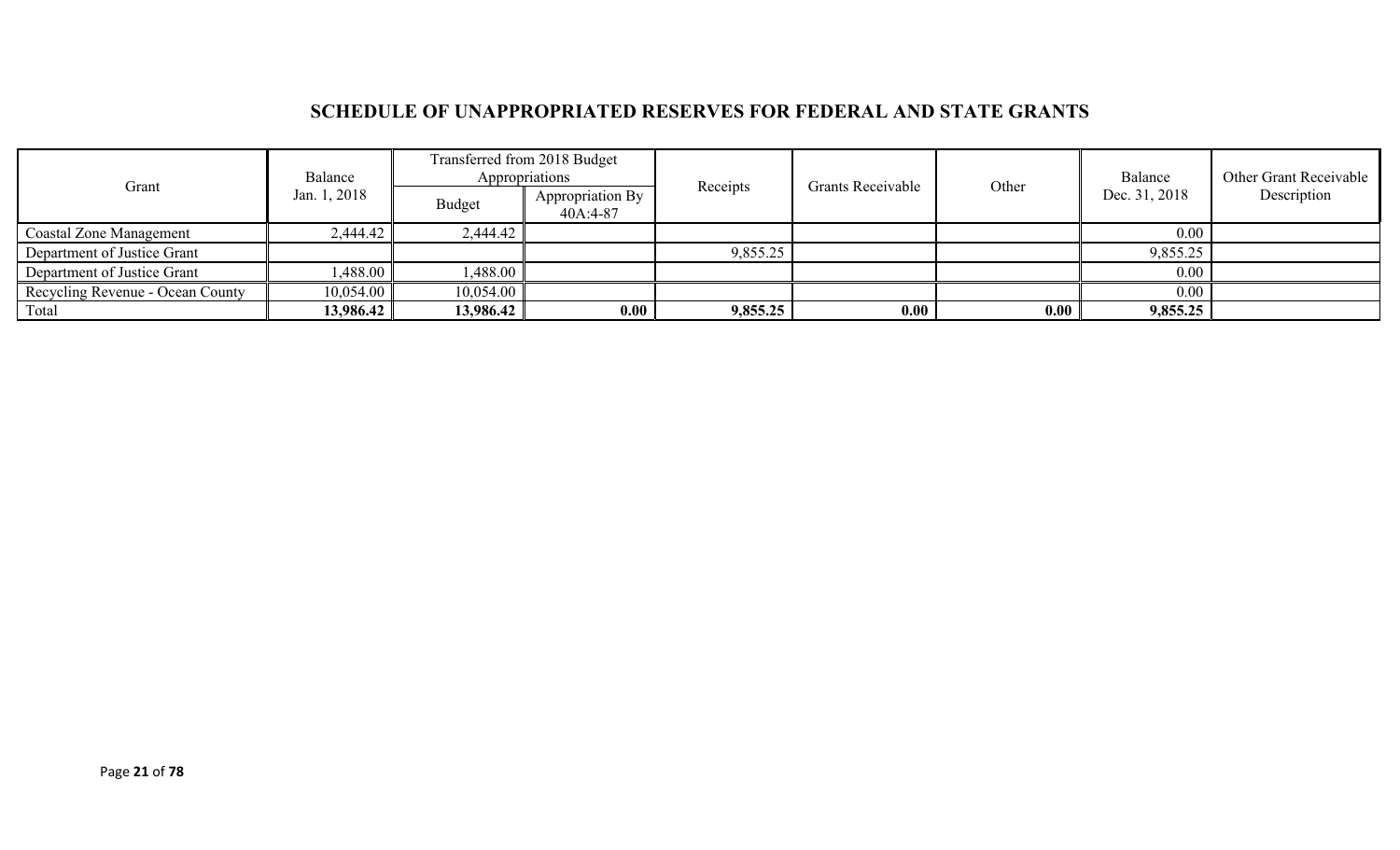## SCHEDULE OF UNAPPROPRIATED RESERVES FOR FEDERAL AND STATE GRANTS

| Grant | Balance Jan. 1, 2018 | Transferred from 2018 Budget Appropriations | | Receipts | Grants Receivable | Other | Balance Dec. 31, 2018 | Other Grant Receivable Description |
|---|---|---|---|---|---|---|---|---|
| | | Budget | Appropriation By 40A:4-87 | | | | | |
| Coastal Zone Management | 2,444.42 | 2,444.42 | | | | | 0.00 | |
| Department of Justice Grant | | | | 9,855.25 | | | 9,855.25 | |
| Department of Justice Grant | 1,488.00 | 1,488.00 | | | | | 0.00 | |
| Recycling Revenue - Ocean County | 10,054.00 | 10,054.00 | | | | | 0.00 | |
| Total | **13,986.42** | **13,986.42** | **0.00** | **9,855.25** | **0.00** | **0.00** | **9,855.25** | |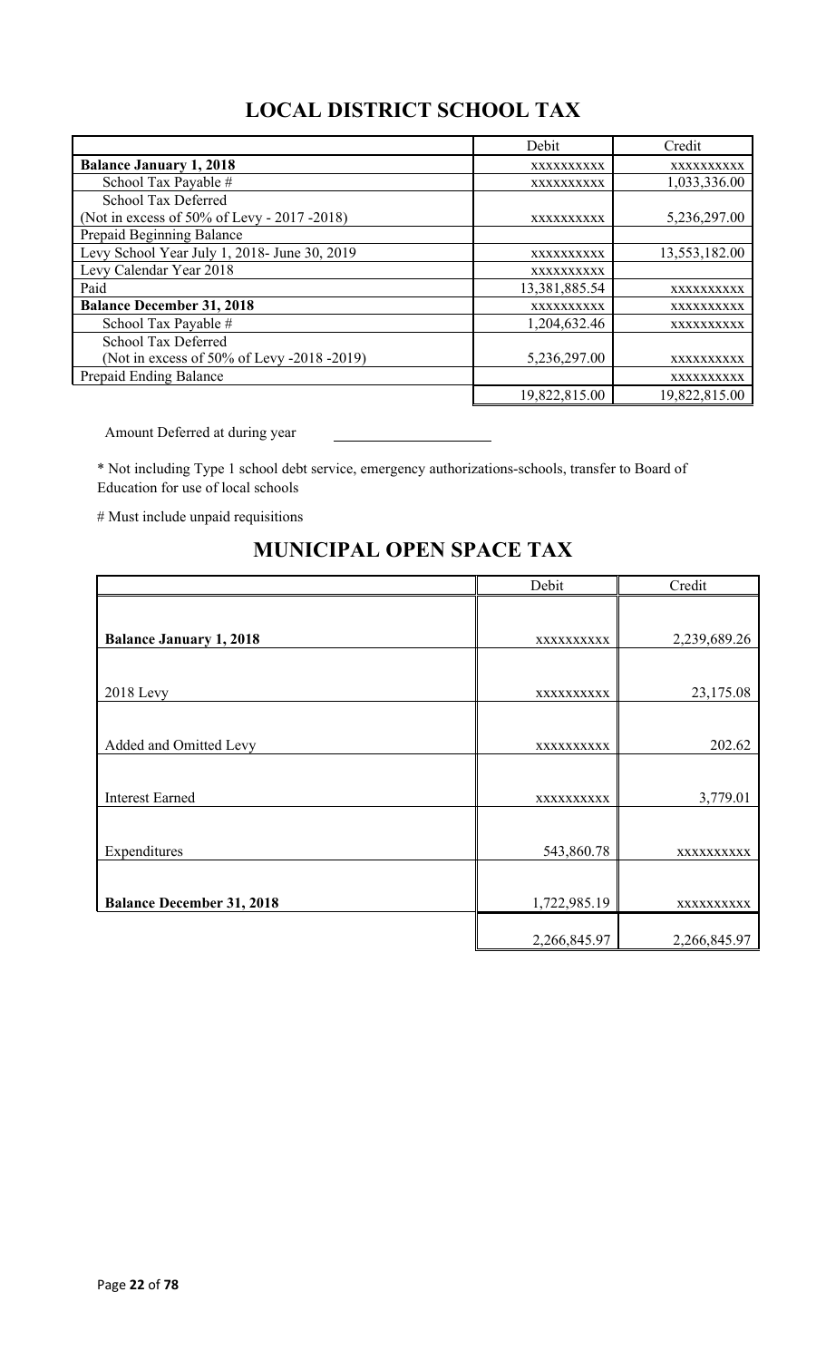## LOCAL DISTRICT SCHOOL TAX

| | Debit | Credit |
|---|---|---|
| **Balance January 1, 2018** | xxxxxxxxxx | xxxxxxxxxx |
| School Tax Payable # | xxxxxxxxxx | 1,033,336.00 |
| School Tax Deferred (Not in excess of 50% of Levy - 2017 -2018) | xxxxxxxxxx | 5,236,297.00 |
| Prepaid Beginning Balance | | |
| Levy School Year July 1, 2018- June 30, 2019 | xxxxxxxxxx | 13,553,182.00 |
| Levy Calendar Year 2018 | xxxxxxxxxx | |
| Paid | 13,381,885.54 | xxxxxxxxxx |
| **Balance December 31, 2018** | xxxxxxxxxx | xxxxxxxxxx |
| School Tax Payable # | 1,204,632.46 | xxxxxxxxxx |
| School Tax Deferred (Not in excess of 50% of Levy -2018 -2019) | 5,236,297.00 | xxxxxxxxxx |
| Prepaid Ending Balance | | xxxxxxxxxx |
| | 19,822,815.00 | 19,822,815.00 |

Amount Deferred at during year \_\_\_\_\_\_\_\_\_\_\_\_\_\_\_\_\_\_\_\_

* Not including Type 1 school debt service, emergency authorizations-schools, transfer to Board of Education for use of local schools

# Must include unpaid requisitions

## MUNICIPAL OPEN SPACE TAX

| | Debit | Credit |
|---|---|---|
| **Balance January 1, 2018** | xxxxxxxxxx | 2,239,689.26 |
| 2018 Levy | xxxxxxxxxx | 23,175.08 |
| Added and Omitted Levy | xxxxxxxxxx | 202.62 |
| Interest Earned | xxxxxxxxxx | 3,779.01 |
| Expenditures | 543,860.78 | xxxxxxxxxx |
| **Balance December 31, 2018** | 1,722,985.19 | xxxxxxxxxx |
| | 2,266,845.97 | 2,266,845.97 |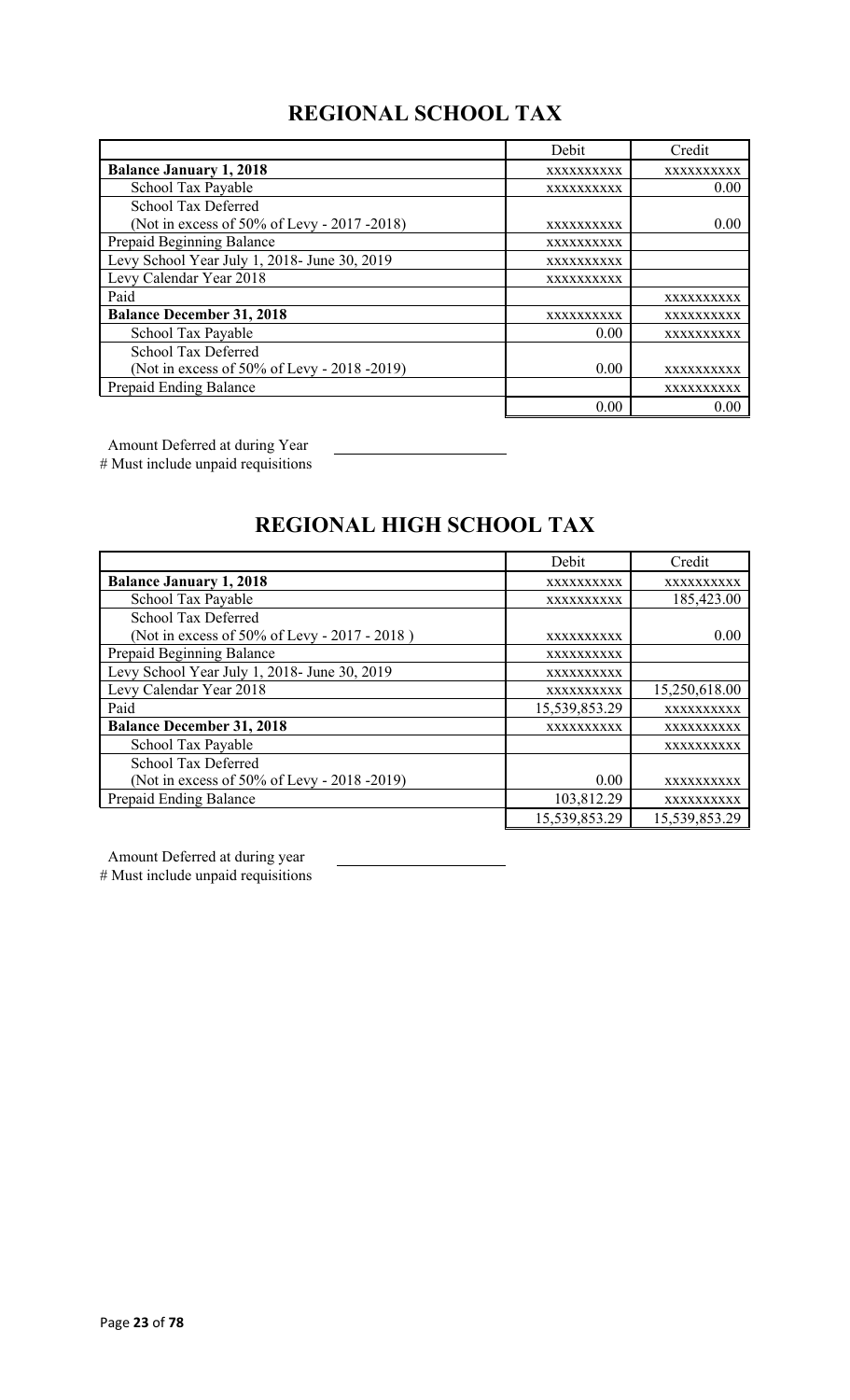## REGIONAL SCHOOL TAX

| | Debit | Credit |
|---|---|---|
| **Balance January 1, 2018** | xxxxxxxxxx | xxxxxxxxxx |
| School Tax Payable | xxxxxxxxxx | 0.00 |
| School Tax Deferred<br>(Not in excess of 50% of Levy - 2017 -2018) | xxxxxxxxxx | 0.00 |
| Prepaid Beginning Balance | xxxxxxxxxx | |
| Levy School Year July 1, 2018- June 30, 2019 | xxxxxxxxxx | |
| Levy Calendar Year 2018 | xxxxxxxxxx | |
| Paid | | xxxxxxxxxx |
| **Balance December 31, 2018** | xxxxxxxxxx | xxxxxxxxxx |
| School Tax Payable | 0.00 | xxxxxxxxxx |
| School Tax Deferred<br>(Not in excess of 50% of Levy - 2018 -2019) | 0.00 | xxxxxxxxxx |
| Prepaid Ending Balance | | xxxxxxxxxx |
| | 0.00 | 0.00 |

Amount Deferred at during Year \_\_\_\_\_\_\_\_\_\_\_\_\_\_\_\_\_\_\_\_

# Must include unpaid requisitions

## REGIONAL HIGH SCHOOL TAX

| | Debit | Credit |
|---|---|---|
| **Balance January 1, 2018** | xxxxxxxxxx | xxxxxxxxxx |
| School Tax Payable | xxxxxxxxxx | 185,423.00 |
| School Tax Deferred<br>(Not in excess of 50% of Levy - 2017 - 2018 ) | xxxxxxxxxx | 0.00 |
| Prepaid Beginning Balance | xxxxxxxxxx | |
| Levy School Year July 1, 2018- June 30, 2019 | xxxxxxxxxx | |
| Levy Calendar Year 2018 | xxxxxxxxxx | 15,250,618.00 |
| Paid | 15,539,853.29 | xxxxxxxxxx |
| **Balance December 31, 2018** | xxxxxxxxxx | xxxxxxxxxx |
| School Tax Payable | | xxxxxxxxxx |
| School Tax Deferred<br>(Not in excess of 50% of Levy - 2018 -2019) | 0.00 | xxxxxxxxxx |
| Prepaid Ending Balance | 103,812.29 | xxxxxxxxxx |
| | 15,539,853.29 | 15,539,853.29 |

Amount Deferred at during year \_\_\_\_\_\_\_\_\_\_\_\_\_\_\_\_\_\_\_\_

# Must include unpaid requisitions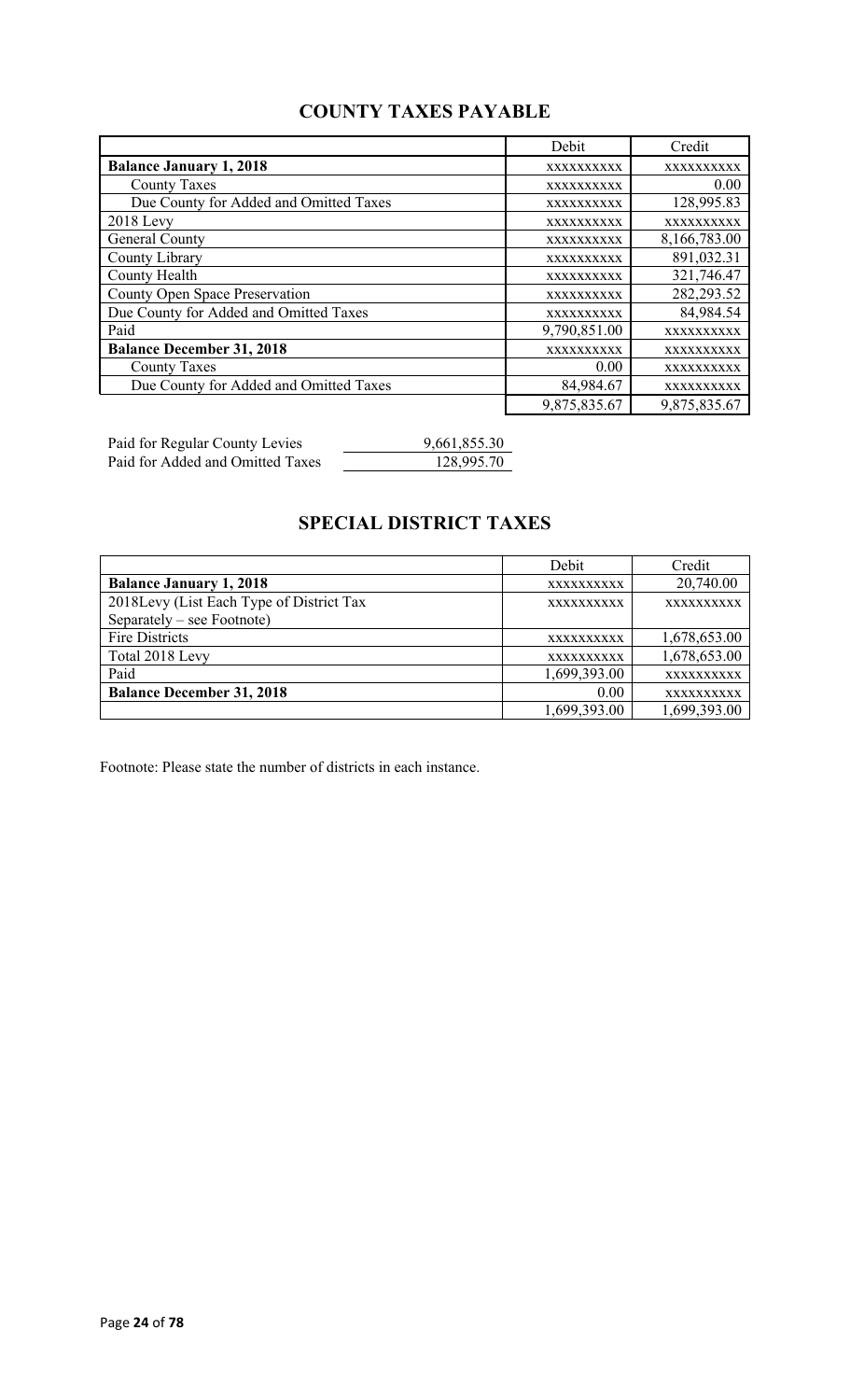## COUNTY TAXES PAYABLE

| | Debit | Credit |
|---|---|---|
| **Balance January 1, 2018** | xxxxxxxxxx | xxxxxxxxxx |
| County Taxes | xxxxxxxxxx | 0.00 |
| Due County for Added and Omitted Taxes | xxxxxxxxxx | 128,995.83 |
| 2018 Levy | xxxxxxxxxx | xxxxxxxxxx |
| General County | xxxxxxxxxx | 8,166,783.00 |
| County Library | xxxxxxxxxx | 891,032.31 |
| County Health | xxxxxxxxxx | 321,746.47 |
| County Open Space Preservation | xxxxxxxxxx | 282,293.52 |
| Due County for Added and Omitted Taxes | xxxxxxxxxx | 84,984.54 |
| Paid | 9,790,851.00 | xxxxxxxxxx |
| **Balance December 31, 2018** | xxxxxxxxxx | xxxxxxxxxx |
| County Taxes | 0.00 | xxxxxxxxxx |
| Due County for Added and Omitted Taxes | 84,984.67 | xxxxxxxxxx |
| | 9,875,835.67 | 9,875,835.67 |

| | |
|---|---|
| Paid for Regular County Levies | 9,661,855.30 |
| Paid for Added and Omitted Taxes | 128,995.70 |

## SPECIAL DISTRICT TAXES

| | Debit | Credit |
|---|---|---|
| **Balance January 1, 2018** | xxxxxxxxxx | 20,740.00 |
| 2018Levy (List Each Type of District Tax Separately – see Footnote) | xxxxxxxxxx | xxxxxxxxxx |
| Fire Districts | xxxxxxxxxx | 1,678,653.00 |
| Total 2018 Levy | xxxxxxxxxx | 1,678,653.00 |
| Paid | 1,699,393.00 | xxxxxxxxxx |
| **Balance December 31, 2018** | 0.00 | xxxxxxxxxx |
| | 1,699,393.00 | 1,699,393.00 |

Footnote: Please state the number of districts in each instance.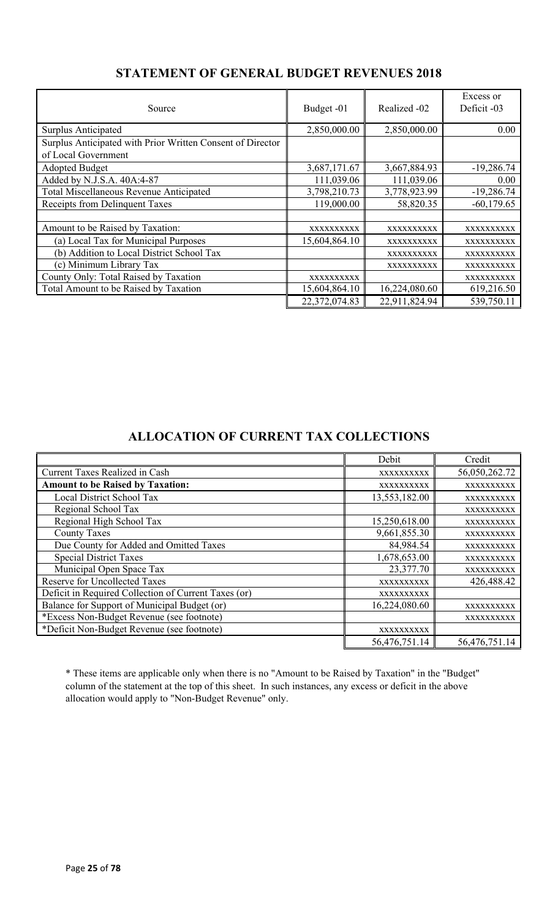## STATEMENT OF GENERAL BUDGET REVENUES 2018

| Source | Budget -01 | Realized -02 | Excess or Deficit -03 |
|---|---|---|---|
| Surplus Anticipated | 2,850,000.00 | 2,850,000.00 | 0.00 |
| Surplus Anticipated with Prior Written Consent of Director of Local Government | | | |
| Adopted Budget | 3,687,171.67 | 3,667,884.93 | -19,286.74 |
| Added by N.J.S.A. 40A:4-87 | 111,039.06 | 111,039.06 | 0.00 |
| Total Miscellaneous Revenue Anticipated | 3,798,210.73 | 3,778,923.99 | -19,286.74 |
| Receipts from Delinquent Taxes | 119,000.00 | 58,820.35 | -60,179.65 |
| | | | |
| Amount to be Raised by Taxation: | xxxxxxxxxx | xxxxxxxxxx | xxxxxxxxxx |
| (a) Local Tax for Municipal Purposes | 15,604,864.10 | xxxxxxxxxx | xxxxxxxxxx |
| (b) Addition to Local District School Tax | | xxxxxxxxxx | xxxxxxxxxx |
| (c) Minimum Library Tax | | xxxxxxxxxx | xxxxxxxxxx |
| County Only: Total Raised by Taxation | xxxxxxxxxx | | xxxxxxxxxx |
| Total Amount to be Raised by Taxation | 15,604,864.10 | 16,224,080.60 | 619,216.50 |
| | 22,372,074.83 | 22,911,824.94 | 539,750.11 |

## ALLOCATION OF CURRENT TAX COLLECTIONS

| | Debit | Credit |
|---|---|---|
| Current Taxes Realized in Cash | xxxxxxxxxx | 56,050,262.72 |
| **Amount to be Raised by Taxation:** | xxxxxxxxxx | xxxxxxxxxx |
| Local District School Tax | 13,553,182.00 | xxxxxxxxxx |
| Regional School Tax | | xxxxxxxxxx |
| Regional High School Tax | 15,250,618.00 | xxxxxxxxxx |
| County Taxes | 9,661,855.30 | xxxxxxxxxx |
| Due County for Added and Omitted Taxes | 84,984.54 | xxxxxxxxxx |
| Special District Taxes | 1,678,653.00 | xxxxxxxxxx |
| Municipal Open Space Tax | 23,377.70 | xxxxxxxxxx |
| Reserve for Uncollected Taxes | xxxxxxxxxx | 426,488.42 |
| Deficit in Required Collection of Current Taxes (or) | xxxxxxxxxx | |
| Balance for Support of Municipal Budget (or) | 16,224,080.60 | xxxxxxxxxx |
| *Excess Non-Budget Revenue (see footnote) | | xxxxxxxxxx |
| *Deficit Non-Budget Revenue (see footnote) | xxxxxxxxxx | |
| | 56,476,751.14 | 56,476,751.14 |

* These items are applicable only when there is no "Amount to be Raised by Taxation" in the "Budget" column of the statement at the top of this sheet. In such instances, any excess or deficit in the above allocation would apply to "Non-Budget Revenue" only.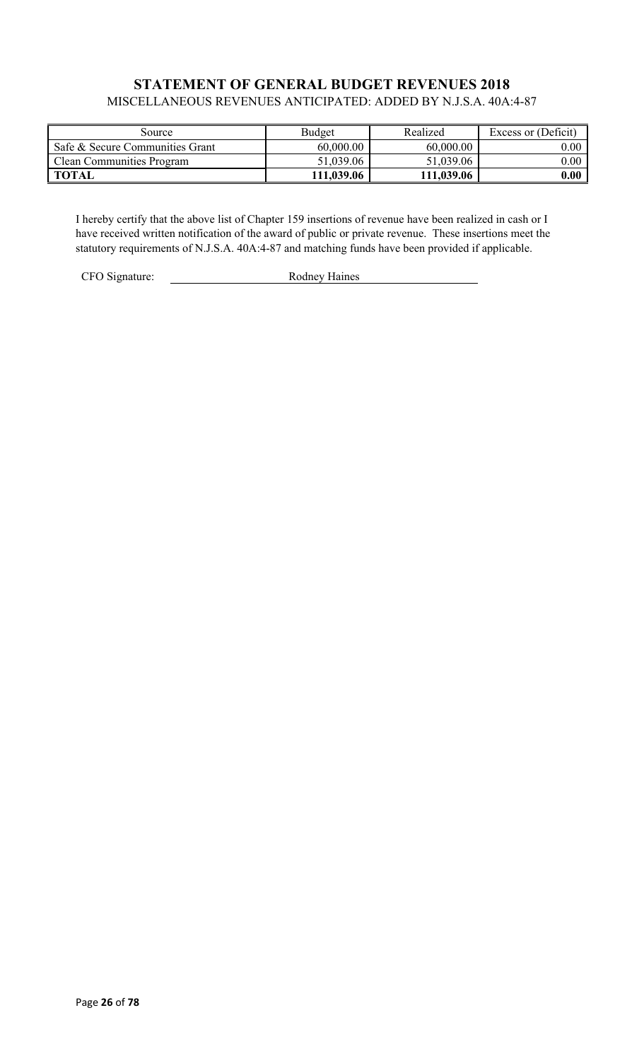## STATEMENT OF GENERAL BUDGET REVENUES 2018

MISCELLANEOUS REVENUES ANTICIPATED: ADDED BY N.J.S.A. 40A:4-87

| Source | Budget | Realized | Excess or (Deficit) |
|---|---|---|---|
| Safe & Secure Communities Grant | 60,000.00 | 60,000.00 | 0.00 |
| Clean Communities Program | 51,039.06 | 51,039.06 | 0.00 |
| **TOTAL** | **111,039.06** | **111,039.06** | **0.00** |

I hereby certify that the above list of Chapter 159 insertions of revenue have been realized in cash or I have received written notification of the award of public or private revenue. These insertions meet the statutory requirements of N.J.S.A. 40A:4-87 and matching funds have been provided if applicable.

CFO Signature: Rodney Haines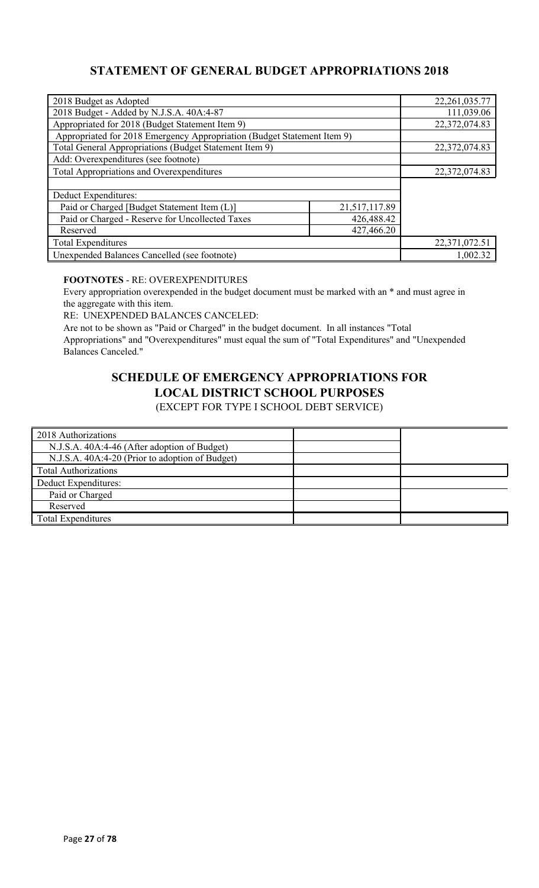## STATEMENT OF GENERAL BUDGET APPROPRIATIONS 2018

| | | |
|---|---|---|
| 2018 Budget as Adopted | | 22,261,035.77 |
| 2018 Budget - Added by N.J.S.A. 40A:4-87 | | 111,039.06 |
| Appropriated for 2018 (Budget Statement Item 9) | | 22,372,074.83 |
| Appropriated for 2018 Emergency Appropriation (Budget Statement Item 9) | | |
| Total General Appropriations (Budget Statement Item 9) | | 22,372,074.83 |
| Add: Overexpenditures (see footnote) | | |
| Total Appropriations and Overexpenditures | | 22,372,074.83 |
| | | |
| Deduct Expenditures: | | |
| Paid or Charged [Budget Statement Item (L)] | 21,517,117.89 | |
| Paid or Charged - Reserve for Uncollected Taxes | 426,488.42 | |
| Reserved | 427,466.20 | |
| Total Expenditures | | 22,371,072.51 |
| Unexpended Balances Cancelled (see footnote) | | 1,002.32 |

**FOOTNOTES** - RE: OVEREXPENDITURES

Every appropriation overexpended in the budget document must be marked with an * and must agree in the aggregate with this item.

RE: UNEXPENDED BALANCES CANCELED:

Are not to be shown as "Paid or Charged" in the budget document. In all instances "Total Appropriations" and "Overexpenditures" must equal the sum of "Total Expenditures" and "Unexpended Balances Canceled."

## SCHEDULE OF EMERGENCY APPROPRIATIONS FOR LOCAL DISTRICT SCHOOL PURPOSES

(EXCEPT FOR TYPE I SCHOOL DEBT SERVICE)

| | | |
|---|---|---|
| 2018 Authorizations | | |
| N.J.S.A. 40A:4-46 (After adoption of Budget) | | |
| N.J.S.A. 40A:4-20 (Prior to adoption of Budget) | | |
| Total Authorizations | | |
| Deduct Expenditures: | | |
| Paid or Charged | | |
| Reserved | | |
| Total Expenditures | | |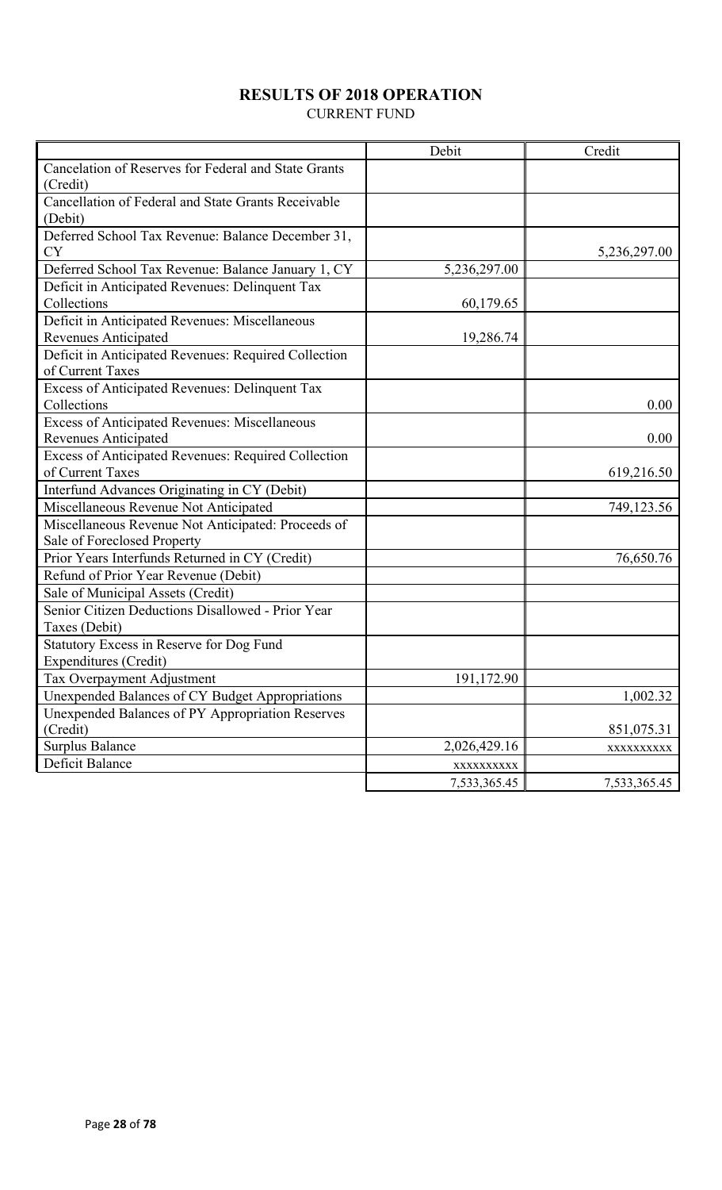# RESULTS OF 2018 OPERATION

CURRENT FUND

| | Debit | Credit |
|---|---|---|
| Cancelation of Reserves for Federal and State Grants (Credit) | | |
| Cancellation of Federal and State Grants Receivable (Debit) | | |
| Deferred School Tax Revenue: Balance December 31, CY | | 5,236,297.00 |
| Deferred School Tax Revenue: Balance January 1, CY | 5,236,297.00 | |
| Deficit in Anticipated Revenues: Delinquent Tax Collections | 60,179.65 | |
| Deficit in Anticipated Revenues: Miscellaneous Revenues Anticipated | 19,286.74 | |
| Deficit in Anticipated Revenues: Required Collection of Current Taxes | | |
| Excess of Anticipated Revenues: Delinquent Tax Collections | | 0.00 |
| Excess of Anticipated Revenues: Miscellaneous Revenues Anticipated | | 0.00 |
| Excess of Anticipated Revenues: Required Collection of Current Taxes | | 619,216.50 |
| Interfund Advances Originating in CY (Debit) | | |
| Miscellaneous Revenue Not Anticipated | | 749,123.56 |
| Miscellaneous Revenue Not Anticipated: Proceeds of Sale of Foreclosed Property | | |
| Prior Years Interfunds Returned in CY (Credit) | | 76,650.76 |
| Refund of Prior Year Revenue (Debit) | | |
| Sale of Municipal Assets (Credit) | | |
| Senior Citizen Deductions Disallowed - Prior Year Taxes (Debit) | | |
| Statutory Excess in Reserve for Dog Fund Expenditures (Credit) | | |
| Tax Overpayment Adjustment | 191,172.90 | |
| Unexpended Balances of CY Budget Appropriations | | 1,002.32 |
| Unexpended Balances of PY Appropriation Reserves (Credit) | | 851,075.31 |
| Surplus Balance | 2,026,429.16 | xxxxxxxxxx |
| Deficit Balance | xxxxxxxxxx | |
| | 7,533,365.45 | 7,533,365.45 |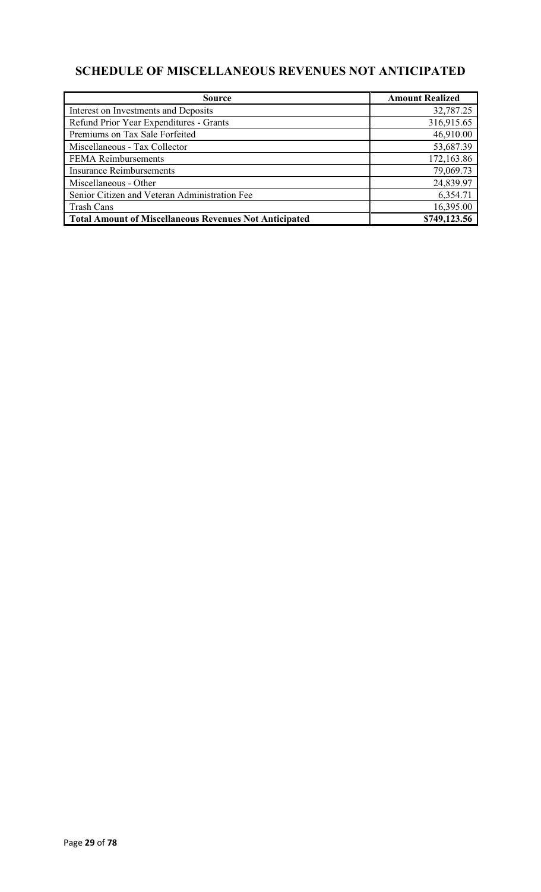## SCHEDULE OF MISCELLANEOUS REVENUES NOT ANTICIPATED

| Source | Amount Realized |
|---|---:|
| Interest on Investments and Deposits | 32,787.25 |
| Refund Prior Year Expenditures - Grants | 316,915.65 |
| Premiums on Tax Sale Forfeited | 46,910.00 |
| Miscellaneous - Tax Collector | 53,687.39 |
| FEMA Reimbursements | 172,163.86 |
| Insurance Reimbursements | 79,069.73 |
| Miscellaneous - Other | 24,839.97 |
| Senior Citizen and Veteran Administration Fee | 6,354.71 |
| Trash Cans | 16,395.00 |
| **Total Amount of Miscellaneous Revenues Not Anticipated** | **$749,123.56** |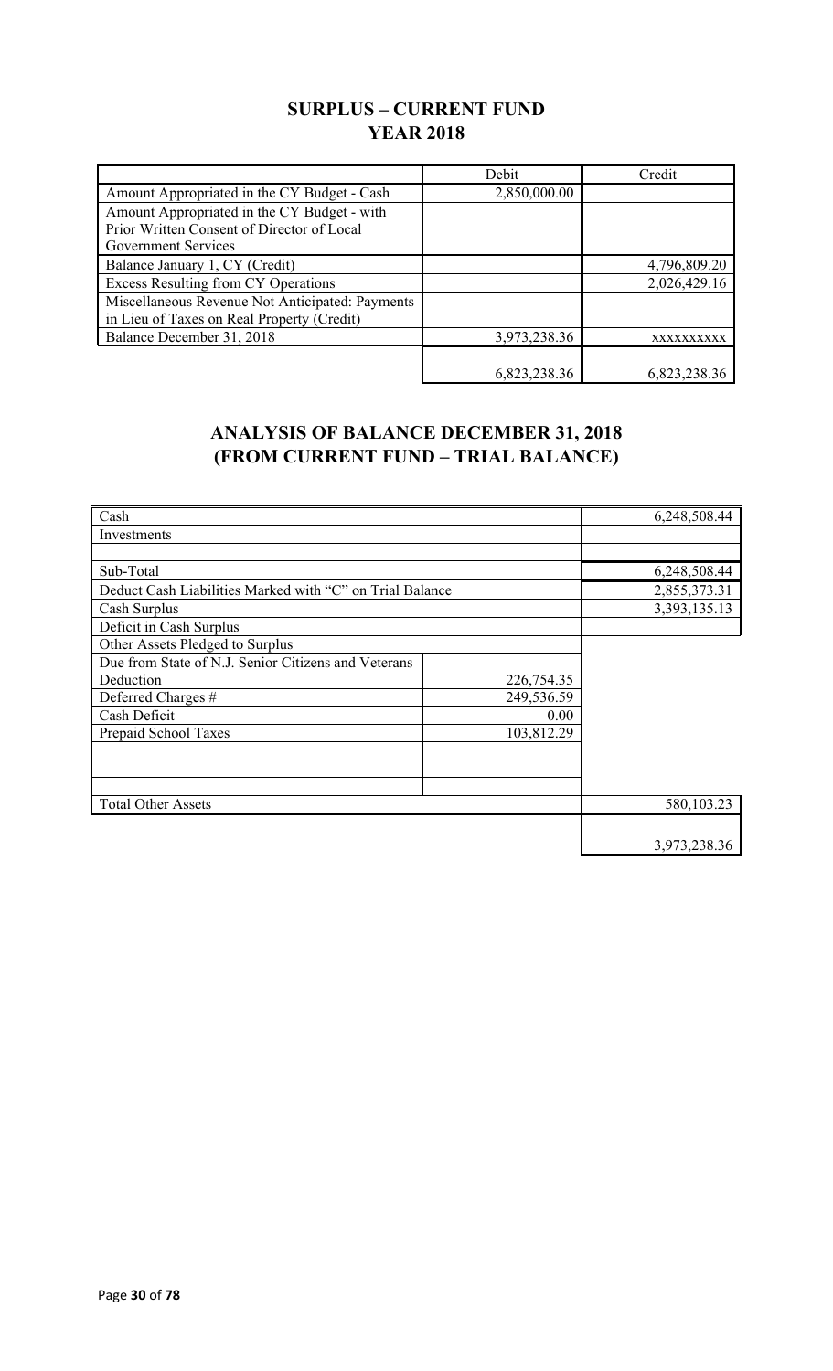## SURPLUS – CURRENT FUND
## YEAR 2018

| | Debit | Credit |
|---|---|---|
| Amount Appropriated in the CY Budget - Cash | 2,850,000.00 | |
| Amount Appropriated in the CY Budget - with Prior Written Consent of Director of Local Government Services | | |
| Balance January 1, CY (Credit) | | 4,796,809.20 |
| Excess Resulting from CY Operations | | 2,026,429.16 |
| Miscellaneous Revenue Not Anticipated: Payments in Lieu of Taxes on Real Property (Credit) | | |
| Balance December 31, 2018 | 3,973,238.36 | xxxxxxxxxx |
| | 6,823,238.36 | 6,823,238.36 |

## ANALYSIS OF BALANCE DECEMBER 31, 2018
## (FROM CURRENT FUND – TRIAL BALANCE)

| | | |
|---|---|---|
| Cash | | 6,248,508.44 |
| Investments | | |
| | | |
| Sub-Total | | 6,248,508.44 |
| Deduct Cash Liabilities Marked with "C" on Trial Balance | | 2,855,373.31 |
| Cash Surplus | | 3,393,135.13 |
| Deficit in Cash Surplus | | |
| Other Assets Pledged to Surplus | | |
| Due from State of N.J. Senior Citizens and Veterans Deduction | 226,754.35 | |
| Deferred Charges # | 249,536.59 | |
| Cash Deficit | 0.00 | |
| Prepaid School Taxes | 103,812.29 | |
| | | |
| | | |
| | | |
| Total Other Assets | | 580,103.23 |
| | | 3,973,238.36 |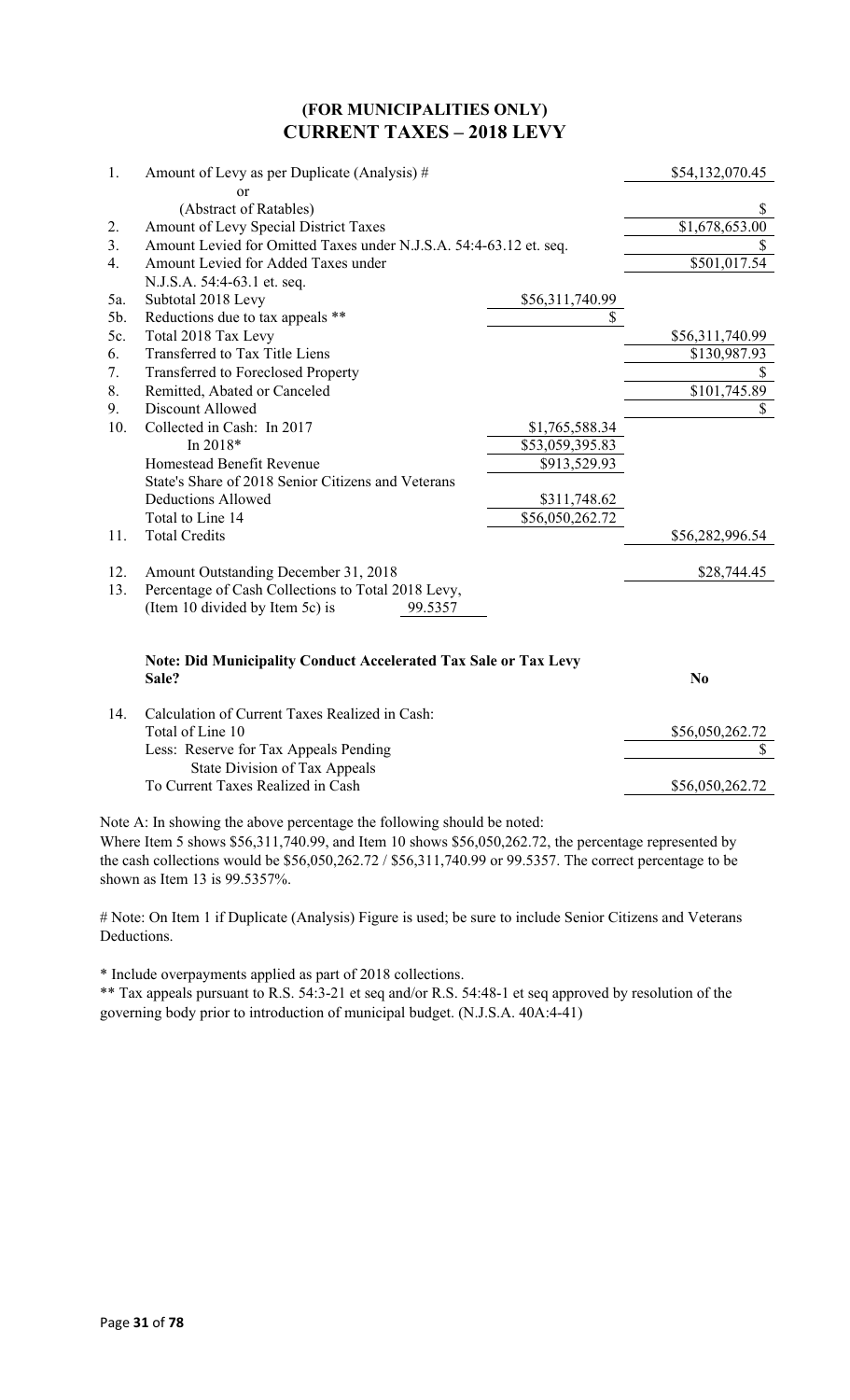## (FOR MUNICIPALITIES ONLY)
## CURRENT TAXES – 2018 LEVY

| | | | |
|---|---|---|---|
| 1. | Amount of Levy as per Duplicate (Analysis) # | | $54,132,070.45 |
| | or | | |
| | (Abstract of Ratables) | | $ |
| 2. | Amount of Levy Special District Taxes | | $1,678,653.00 |
| 3. | Amount Levied for Omitted Taxes under N.J.S.A. 54:4-63.12 et. seq. | | $ |
| 4. | Amount Levied for Added Taxes under N.J.S.A. 54:4-63.1 et. seq. | | $501,017.54 |
| 5a. | Subtotal 2018 Levy | $56,311,740.99 | |
| 5b. | Reductions due to tax appeals ** | $ | |
| 5c. | Total 2018 Tax Levy | | $56,311,740.99 |
| 6. | Transferred to Tax Title Liens | | $130,987.93 |
| 7. | Transferred to Foreclosed Property | | $ |
| 8. | Remitted, Abated or Canceled | | $101,745.89 |
| 9. | Discount Allowed | | $ |
| 10. | Collected in Cash: In 2017 | $1,765,588.34 | |
| | In 2018* | $53,059,395.83 | |
| | Homestead Benefit Revenue | $913,529.93 | |
| | State's Share of 2018 Senior Citizens and Veterans Deductions Allowed | $311,748.62 | |
| | Total to Line 14 | $56,050,262.72 | |
| 11. | Total Credits | | $56,282,996.54 |
| 12. | Amount Outstanding December 31, 2018 | | $28,744.45 |
| 13. | Percentage of Cash Collections to Total 2018 Levy, (Item 10 divided by Item 5c) is 99.5357 | | |

**Note: Did Municipality Conduct Accelerated Tax Sale or Tax Levy Sale?** **No**

| | | |
|---|---|---|
| 14. | Calculation of Current Taxes Realized in Cash: | |
| | Total of Line 10 | $56,050,262.72 |
| | Less: Reserve for Tax Appeals Pending State Division of Tax Appeals | $ |
| | To Current Taxes Realized in Cash | $56,050,262.72 |

Note A: In showing the above percentage the following should be noted:
Where Item 5 shows $56,311,740.99, and Item 10 shows $56,050,262.72, the percentage represented by the cash collections would be $56,050,262.72 / $56,311,740.99 or 99.5357. The correct percentage to be shown as Item 13 is 99.5357%.

# Note: On Item 1 if Duplicate (Analysis) Figure is used; be sure to include Senior Citizens and Veterans Deductions.

* Include overpayments applied as part of 2018 collections.

** Tax appeals pursuant to R.S. 54:3-21 et seq and/or R.S. 54:48-1 et seq approved by resolution of the governing body prior to introduction of municipal budget. (N.J.S.A. 40A:4-41)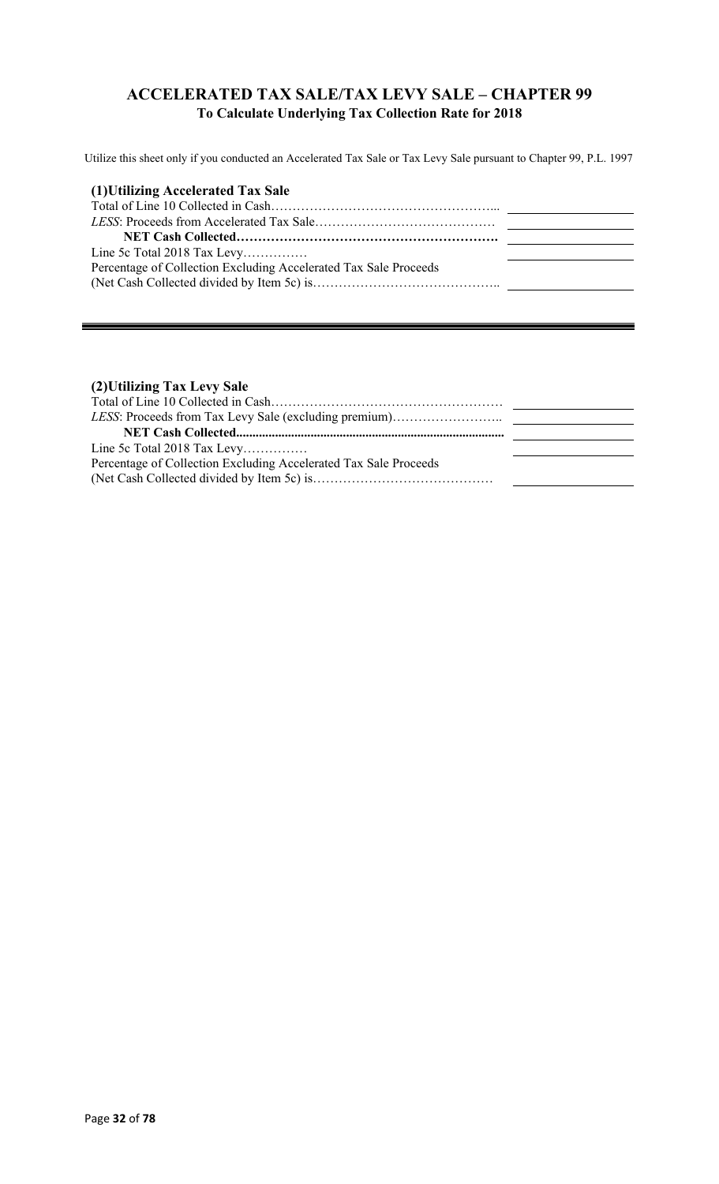## ACCELERATED TAX SALE/TAX LEVY SALE – CHAPTER 99

**To Calculate Underlying Tax Collection Rate for 2018**

Utilize this sheet only if you conducted an Accelerated Tax Sale or Tax Levy Sale pursuant to Chapter 99, P.L. 1997

### (1)Utilizing Accelerated Tax Sale

| | |
|---|---|
| Total of Line 10 Collected in Cash…………………………………………….. | |
| *LESS*: Proceeds from Accelerated Tax Sale…………………………………… | |
| **NET Cash Collected……………………………………………………** | |
| Line 5c Total 2018 Tax Levy…………… | |
| Percentage of Collection Excluding Accelerated Tax Sale Proceeds (Net Cash Collected divided by Item 5c) is…………………………………….. | |

---

### (2)Utilizing Tax Levy Sale

| | |
|---|---|
| Total of Line 10 Collected in Cash……………………………………………… | |
| *LESS*: Proceeds from Tax Levy Sale (excluding premium)…………………….. | |
| **NET Cash Collected......................................................................................** | |
| Line 5c Total 2018 Tax Levy…………… | |
| Percentage of Collection Excluding Accelerated Tax Sale Proceeds (Net Cash Collected divided by Item 5c) is…………………………………… | |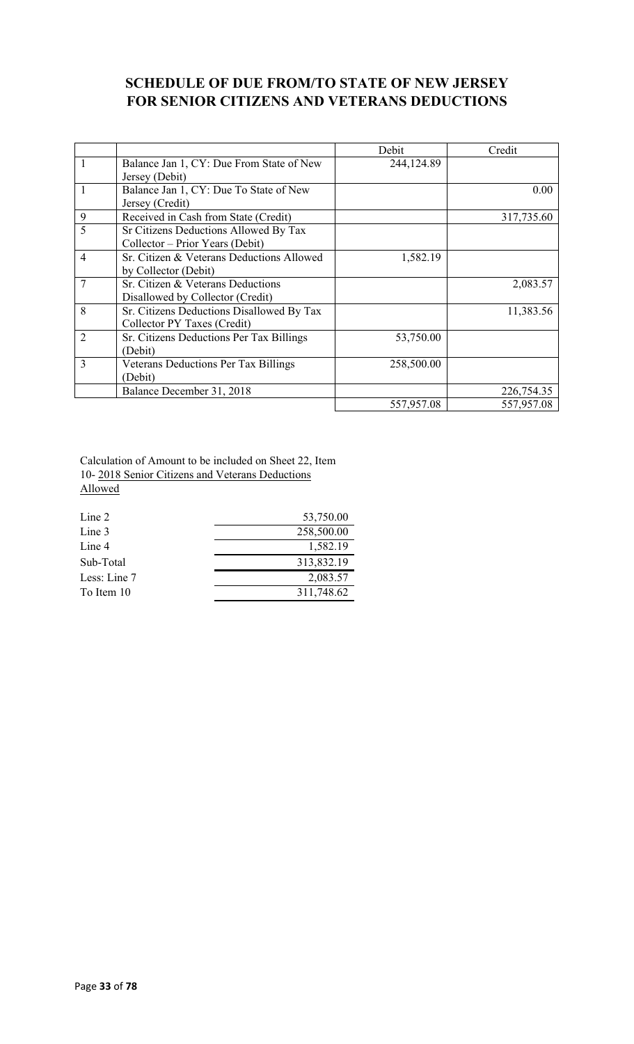## SCHEDULE OF DUE FROM/TO STATE OF NEW JERSEY FOR SENIOR CITIZENS AND VETERANS DEDUCTIONS

| | | Debit | Credit |
|---|---|---|---|
| 1 | Balance Jan 1, CY: Due From State of New Jersey (Debit) | 244,124.89 | |
| 1 | Balance Jan 1, CY: Due To State of New Jersey (Credit) | | 0.00 |
| 9 | Received in Cash from State (Credit) | | 317,735.60 |
| 5 | Sr Citizens Deductions Allowed By Tax Collector – Prior Years (Debit) | | |
| 4 | Sr. Citizen & Veterans Deductions Allowed by Collector (Debit) | 1,582.19 | |
| 7 | Sr. Citizen & Veterans Deductions Disallowed by Collector (Credit) | | 2,083.57 |
| 8 | Sr. Citizens Deductions Disallowed By Tax Collector PY Taxes (Credit) | | 11,383.56 |
| 2 | Sr. Citizens Deductions Per Tax Billings (Debit) | 53,750.00 | |
| 3 | Veterans Deductions Per Tax Billings (Debit) | 258,500.00 | |
| | Balance December 31, 2018 | | 226,754.35 |
| | | 557,957.08 | 557,957.08 |

Calculation of Amount to be included on Sheet 22, Item 10- 2018 Senior Citizens and Veterans Deductions Allowed

| | |
|---|---|
| Line 2 | 53,750.00 |
| Line 3 | 258,500.00 |
| Line 4 | 1,582.19 |
| Sub-Total | 313,832.19 |
| Less: Line 7 | 2,083.57 |
| To Item 10 | 311,748.62 |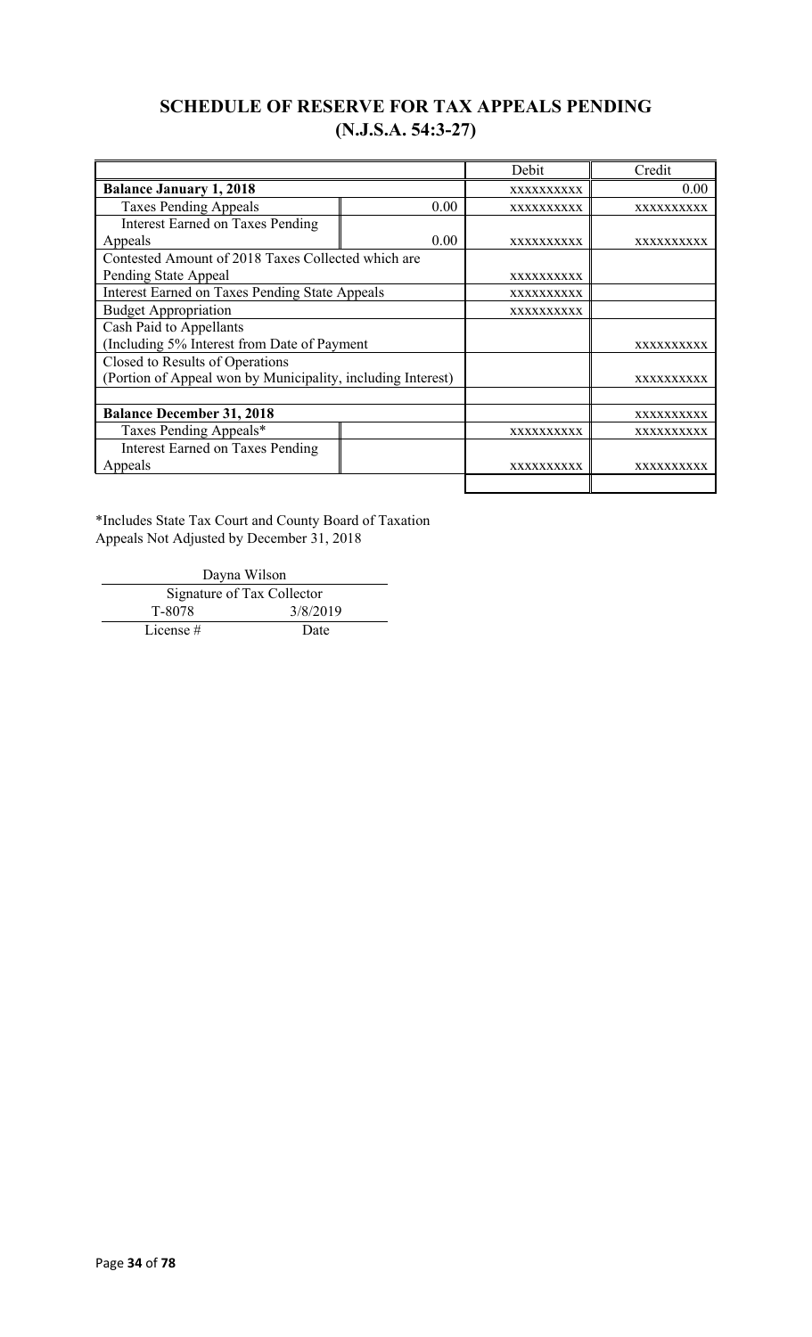## SCHEDULE OF RESERVE FOR TAX APPEALS PENDING
## (N.J.S.A. 54:3-27)

| | | Debit | Credit |
|---|---|---|---|
| **Balance January 1, 2018** | | XXXXXXXXXX | 0.00 |
| Taxes Pending Appeals | 0.00 | XXXXXXXXXX | XXXXXXXXXX |
| Interest Earned on Taxes Pending Appeals | 0.00 | XXXXXXXXXX | XXXXXXXXXX |
| Contested Amount of 2018 Taxes Collected which are Pending State Appeal | | XXXXXXXXXX | |
| Interest Earned on Taxes Pending State Appeals | | XXXXXXXXXX | |
| Budget Appropriation | | XXXXXXXXXX | |
| Cash Paid to Appellants (Including 5% Interest from Date of Payment | | | XXXXXXXXXX |
| Closed to Results of Operations (Portion of Appeal won by Municipality, including Interest) | | | XXXXXXXXXX |
| | | | |
| **Balance December 31, 2018** | | | XXXXXXXXXX |
| Taxes Pending Appeals* | | XXXXXXXXXX | XXXXXXXXXX |
| Interest Earned on Taxes Pending Appeals | | XXXXXXXXXX | XXXXXXXXXX |
| | | | |

*Includes State Tax Court and County Board of Taxation Appeals Not Adjusted by December 31, 2018

Dayna Wilson
Signature of Tax Collector

T-8078 — 3/8/2019
License # — Date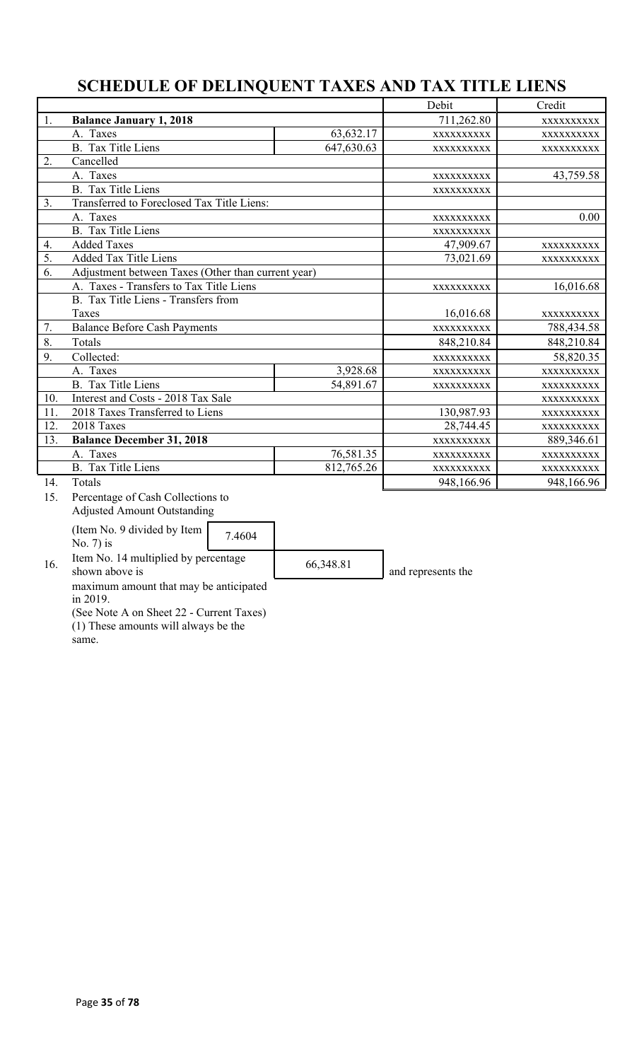# SCHEDULE OF DELINQUENT TAXES AND TAX TITLE LIENS

| | | | Debit | Credit |
|---|---|---|---|---|
| 1. | **Balance January 1, 2018** | | 711,262.80 | xxxxxxxxxx |
| | A. Taxes | 63,632.17 | xxxxxxxxxx | xxxxxxxxxx |
| | B. Tax Title Liens | 647,630.63 | xxxxxxxxxx | xxxxxxxxxx |
| 2. | Cancelled | | | |
| | A. Taxes | | xxxxxxxxxx | 43,759.58 |
| | B. Tax Title Liens | | xxxxxxxxxx | |
| 3. | Transferred to Foreclosed Tax Title Liens: | | | |
| | A. Taxes | | xxxxxxxxxx | 0.00 |
| | B. Tax Title Liens | | xxxxxxxxxx | |
| 4. | Added Taxes | | 47,909.67 | xxxxxxxxxx |
| 5. | Added Tax Title Liens | | 73,021.69 | xxxxxxxxxx |
| 6. | Adjustment between Taxes (Other than current year) | | | |
| | A. Taxes - Transfers to Tax Title Liens | | xxxxxxxxxx | 16,016.68 |
| | B. Tax Title Liens - Transfers from Taxes | | 16,016.68 | xxxxxxxxxx |
| 7. | Balance Before Cash Payments | | xxxxxxxxxx | 788,434.58 |
| 8. | Totals | | 848,210.84 | 848,210.84 |
| 9. | Collected: | | xxxxxxxxxx | 58,820.35 |
| | A. Taxes | 3,928.68 | xxxxxxxxxx | xxxxxxxxxx |
| | B. Tax Title Liens | 54,891.67 | xxxxxxxxxx | xxxxxxxxxx |
| 10. | Interest and Costs - 2018 Tax Sale | | | xxxxxxxxxx |
| 11. | 2018 Taxes Transferred to Liens | | 130,987.93 | xxxxxxxxxx |
| 12. | 2018 Taxes | | 28,744.45 | xxxxxxxxxx |
| 13. | **Balance December 31, 2018** | | xxxxxxxxxx | 889,346.61 |
| | A. Taxes | 76,581.35 | xxxxxxxxxx | xxxxxxxxxx |
| | B. Tax Title Liens | 812,765.26 | xxxxxxxxxx | xxxxxxxxxx |
| 14. | Totals | | 948,166.96 | 948,166.96 |

15. Percentage of Cash Collections to Adjusted Amount Outstanding

(Item No. 9 divided by Item No. 7) is 7.4604

16. Item No. 14 multiplied by percentage shown above is 66,348.81 and represents the maximum amount that may be anticipated in 2019.

(See Note A on Sheet 22 - Current Taxes)

(1) These amounts will always be the same.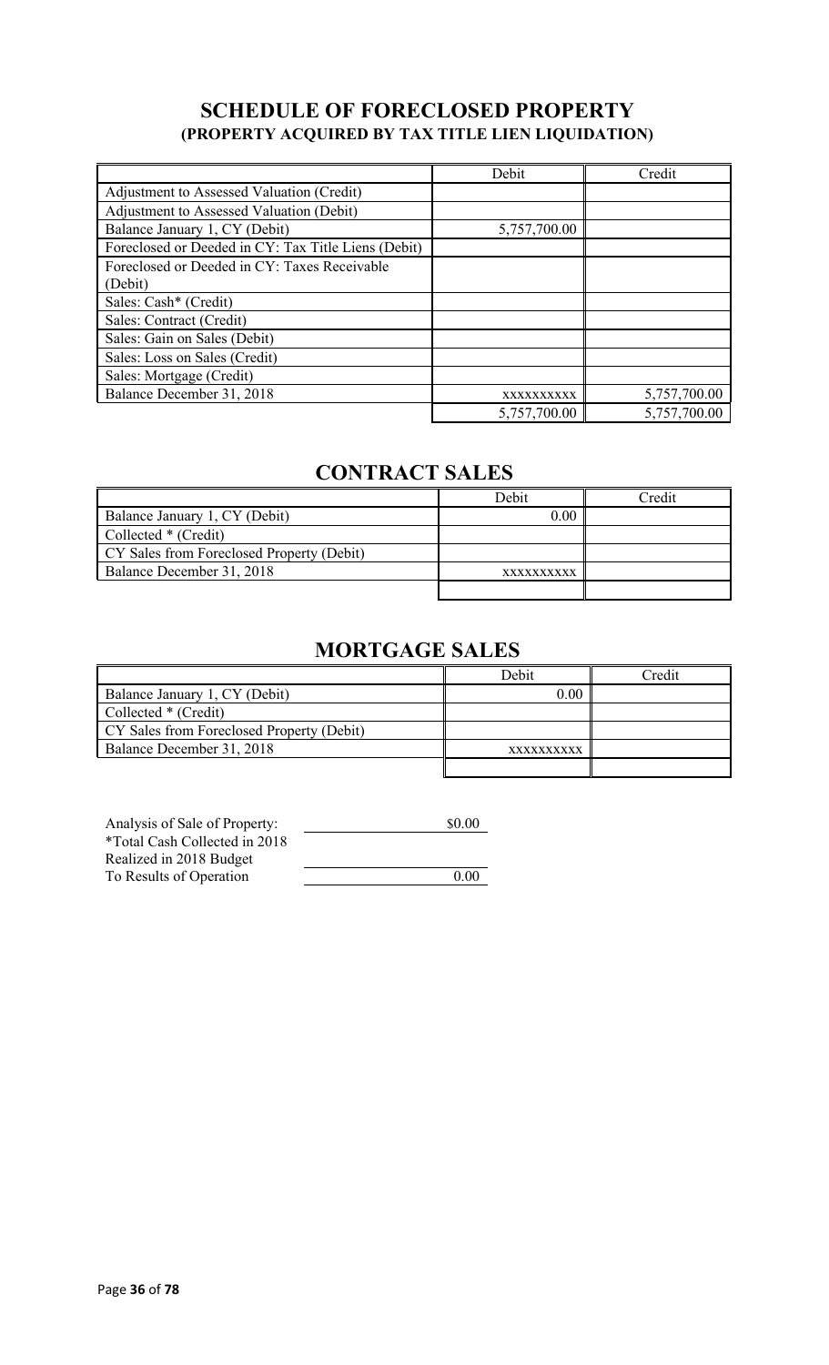## SCHEDULE OF FORECLOSED PROPERTY
### (PROPERTY ACQUIRED BY TAX TITLE LIEN LIQUIDATION)

| | Debit | Credit |
|---|---|---|
| Adjustment to Assessed Valuation (Credit) | | |
| Adjustment to Assessed Valuation (Debit) | | |
| Balance January 1, CY (Debit) | 5,757,700.00 | |
| Foreclosed or Deeded in CY: Tax Title Liens (Debit) | | |
| Foreclosed or Deeded in CY: Taxes Receivable (Debit) | | |
| Sales: Cash* (Credit) | | |
| Sales: Contract (Credit) | | |
| Sales: Gain on Sales (Debit) | | |
| Sales: Loss on Sales (Credit) | | |
| Sales: Mortgage (Credit) | | |
| Balance December 31, 2018 | xxxxxxxxxx | 5,757,700.00 |
| | 5,757,700.00 | 5,757,700.00 |

## CONTRACT SALES

| | Debit | Credit |
|---|---|---|
| Balance January 1, CY (Debit) | 0.00 | |
| Collected * (Credit) | | |
| CY Sales from Foreclosed Property (Debit) | | |
| Balance December 31, 2018 | xxxxxxxxxx | |
| | | |

## MORTGAGE SALES

| | Debit | Credit |
|---|---|---|
| Balance January 1, CY (Debit) | 0.00 | |
| Collected * (Credit) | | |
| CY Sales from Foreclosed Property (Debit) | | |
| Balance December 31, 2018 | xxxxxxxxxx | |
| | | |

| Analysis of Sale of Property: | $0.00 |
|---|---|
| *Total Cash Collected in 2018 | |
| Realized in 2018 Budget | |
| To Results of Operation | 0.00 |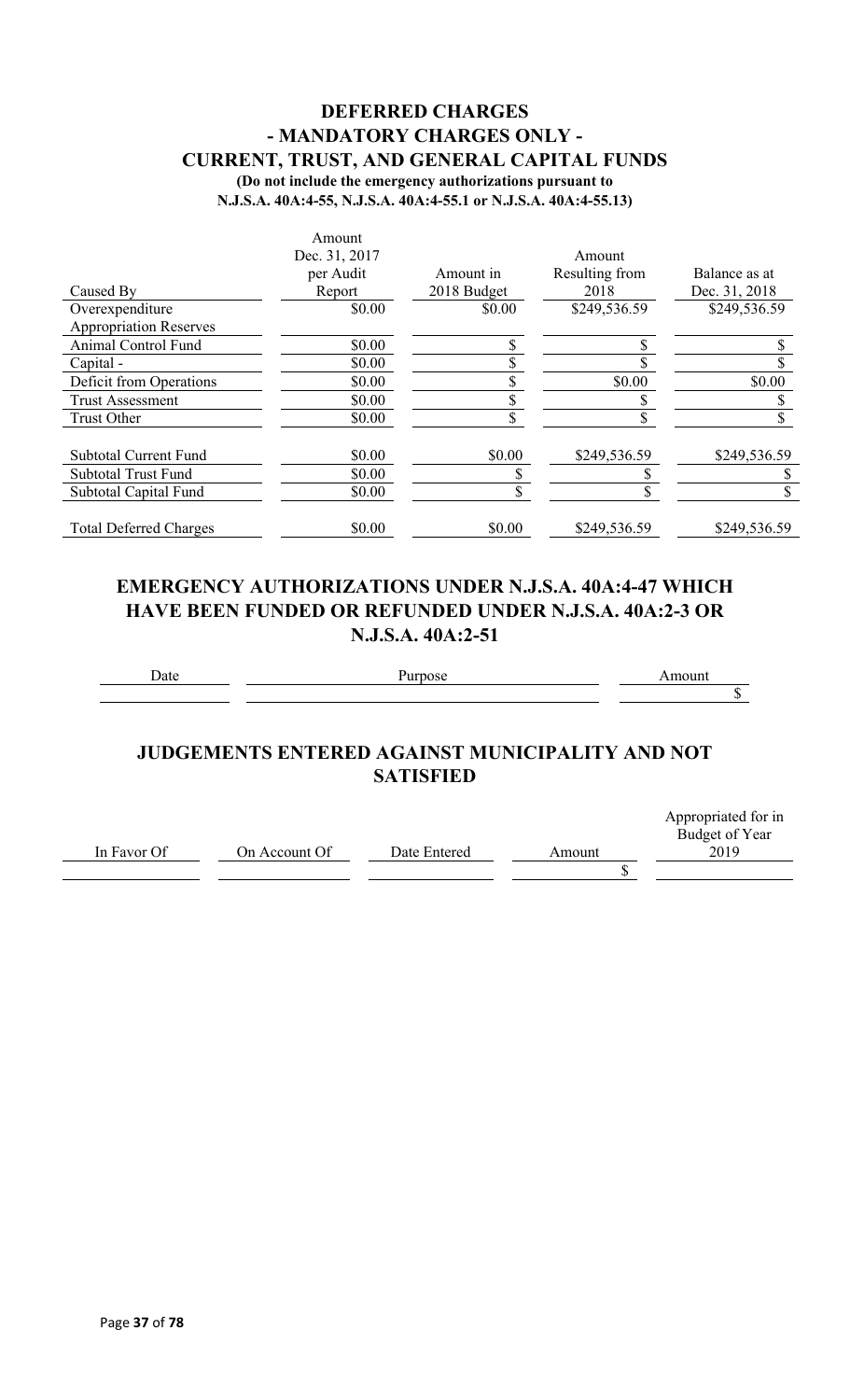## DEFERRED CHARGES
## - MANDATORY CHARGES ONLY -
## CURRENT, TRUST, AND GENERAL CAPITAL FUNDS

**(Do not include the emergency authorizations pursuant to N.J.S.A. 40A:4-55, N.J.S.A. 40A:4-55.1 or N.J.S.A. 40A:4-55.13)**

| Caused By | Amount Dec. 31, 2017 per Audit Report | Amount in 2018 Budget | Amount Resulting from 2018 | Balance as at Dec. 31, 2018 |
|---|---|---|---|---|
| Overexpenditure Appropriation Reserves | \$0.00 | \$0.00 | \$249,536.59 | \$249,536.59 |
| Animal Control Fund | \$0.00 | \$ | \$ | \$ |
| Capital - | \$0.00 | \$ | \$ | \$ |
| Deficit from Operations | \$0.00 | \$ | \$0.00 | \$0.00 |
| Trust Assessment | \$0.00 | \$ | \$ | \$ |
| Trust Other | \$0.00 | \$ | \$ | \$ |
| Subtotal Current Fund | \$0.00 | \$0.00 | \$249,536.59 | \$249,536.59 |
| Subtotal Trust Fund | \$0.00 | \$ | \$ | \$ |
| Subtotal Capital Fund | \$0.00 | \$ | \$ | \$ |
| Total Deferred Charges | \$0.00 | \$0.00 | \$249,536.59 | \$249,536.59 |

## EMERGENCY AUTHORIZATIONS UNDER N.J.S.A. 40A:4-47 WHICH HAVE BEEN FUNDED OR REFUNDED UNDER N.J.S.A. 40A:2-3 OR N.J.S.A. 40A:2-51

| Date | Purpose | Amount |
|---|---|---|
| | | \$ |

## JUDGEMENTS ENTERED AGAINST MUNICIPALITY AND NOT SATISFIED

| In Favor Of | On Account Of | Date Entered | Amount | Appropriated for in Budget of Year 2019 |
|---|---|---|---|---|
| | | | \$ | |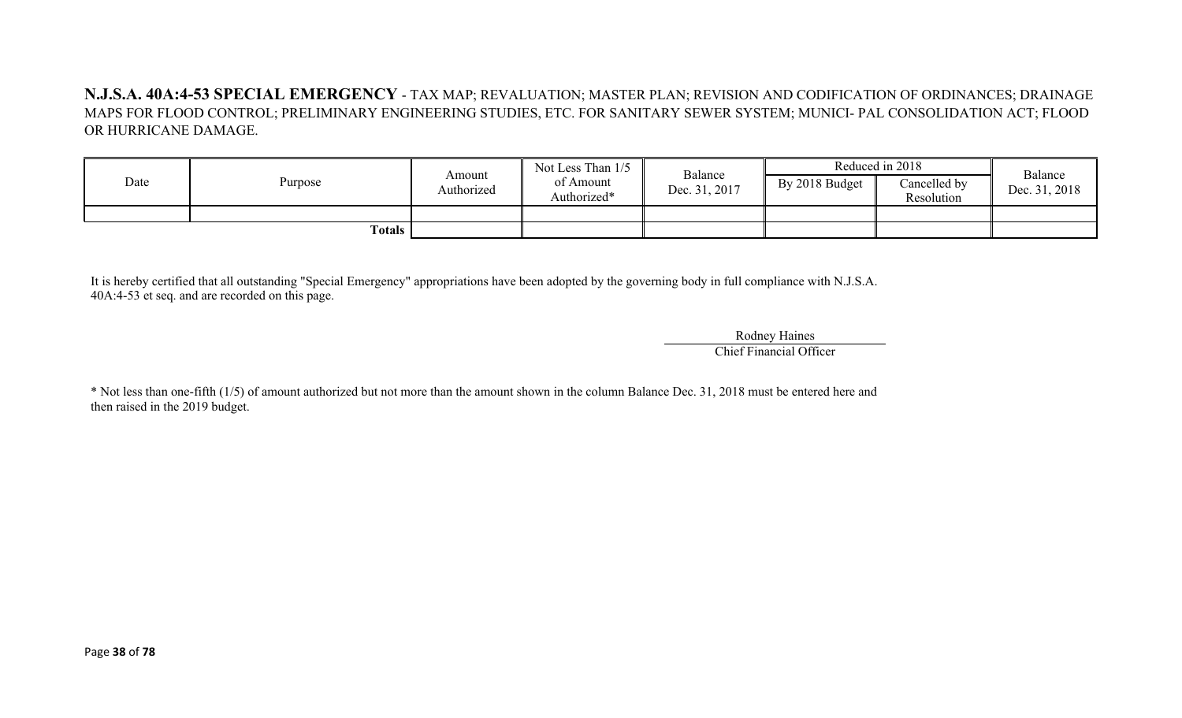**N.J.S.A. 40A:4-53 SPECIAL EMERGENCY** - TAX MAP; REVALUATION; MASTER PLAN; REVISION AND CODIFICATION OF ORDINANCES; DRAINAGE MAPS FOR FLOOD CONTROL; PRELIMINARY ENGINEERING STUDIES, ETC. FOR SANITARY SEWER SYSTEM; MUNICI- PAL CONSOLIDATION ACT; FLOOD OR HURRICANE DAMAGE.

| Date | Purpose | Amount Authorized | Not Less Than 1/5 of Amount Authorized* | Balance Dec. 31, 2017 | Reduced in 2018 | | Balance Dec. 31, 2018 |
|---|---|---|---|---|---|---|---|
| | | | | | By 2018 Budget | Cancelled by Resolution | |
| | | | | | | | |
| | **Totals** | | | | | | |

It is hereby certified that all outstanding "Special Emergency" appropriations have been adopted by the governing body in full compliance with N.J.S.A. 40A:4-53 et seq. and are recorded on this page.

Rodney Haines
Chief Financial Officer

* Not less than one-fifth (1/5) of amount authorized but not more than the amount shown in the column Balance Dec. 31, 2018 must be entered here and then raised in the 2019 budget.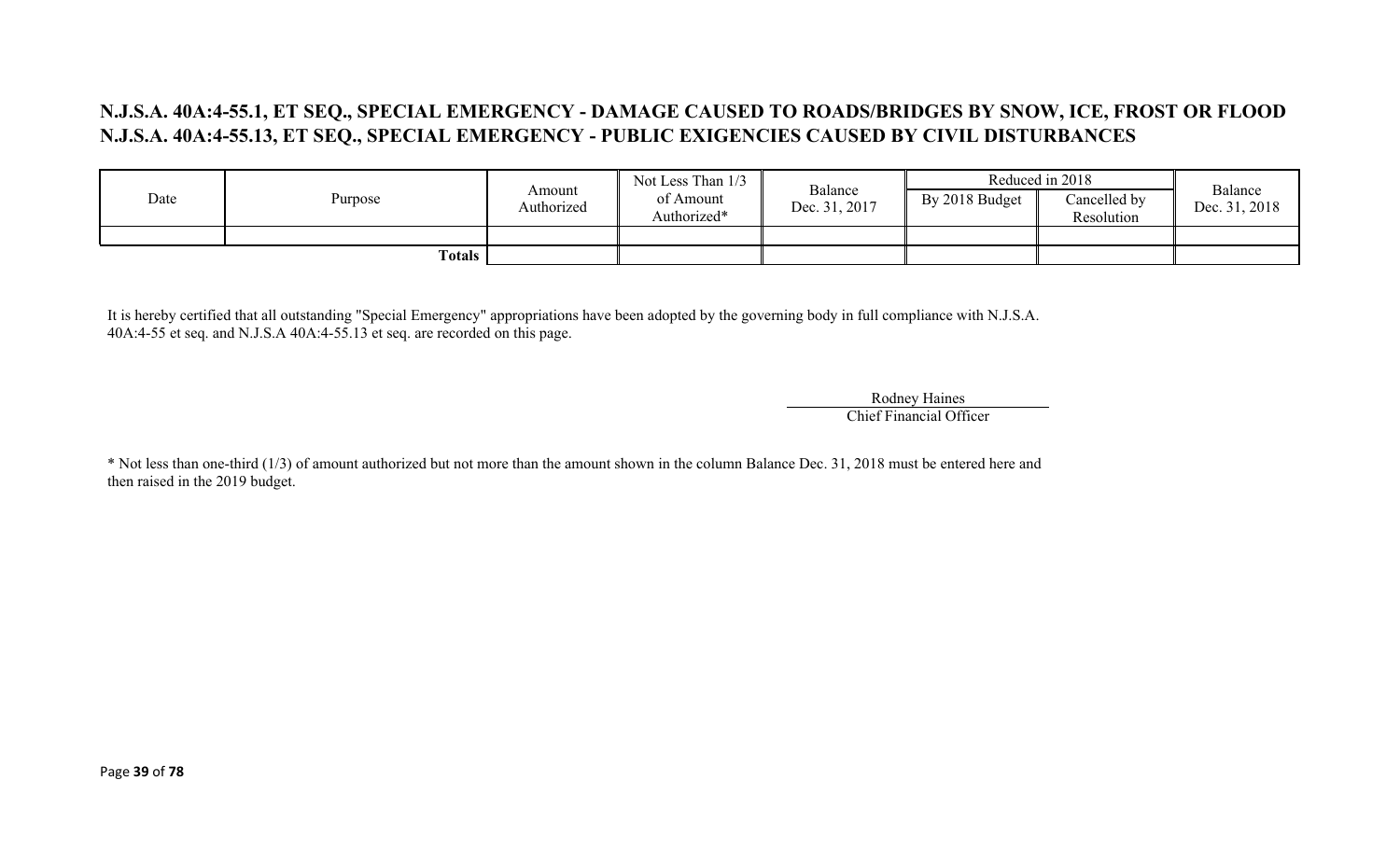**N.J.S.A. 40A:4-55.1, ET SEQ., SPECIAL EMERGENCY - DAMAGE CAUSED TO ROADS/BRIDGES BY SNOW, ICE, FROST OR FLOOD**
**N.J.S.A. 40A:4-55.13, ET SEQ., SPECIAL EMERGENCY - PUBLIC EXIGENCIES CAUSED BY CIVIL DISTURBANCES**

| Date | Purpose | Amount Authorized | Not Less Than 1/3 of Amount Authorized* | Balance Dec. 31, 2017 | Reduced in 2018 | | Balance Dec. 31, 2018 |
|---|---|---|---|---|---|---|---|
| | | | | | By 2018 Budget | Cancelled by Resolution | |
| | | | | | | | |
| | **Totals** | | | | | | |

It is hereby certified that all outstanding "Special Emergency" appropriations have been adopted by the governing body in full compliance with N.J.S.A. 40A:4-55 et seq. and N.J.S.A 40A:4-55.13 et seq. are recorded on this page.

Rodney Haines
Chief Financial Officer

* Not less than one-third (1/3) of amount authorized but not more than the amount shown in the column Balance Dec. 31, 2018 must be entered here and then raised in the 2019 budget.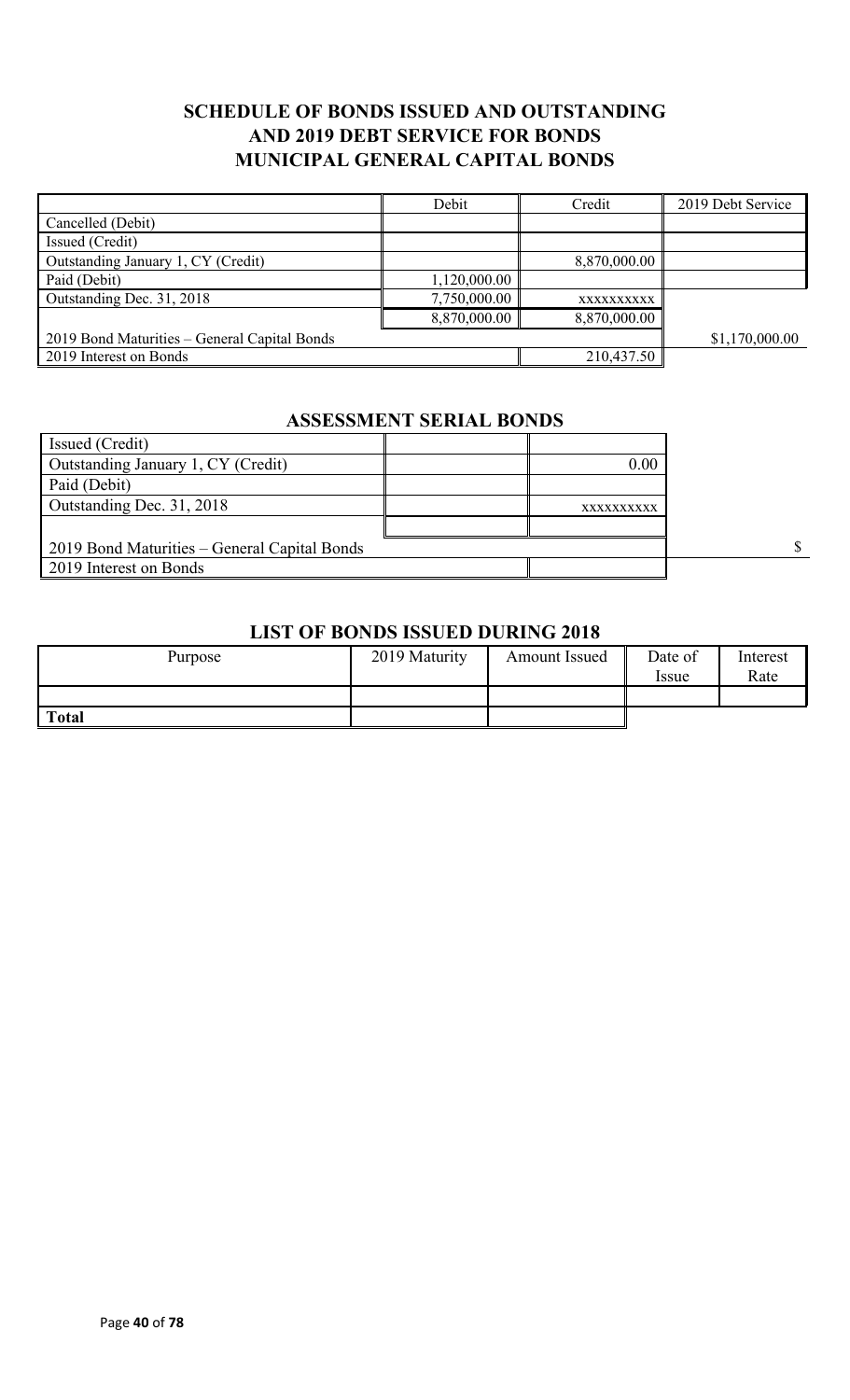## SCHEDULE OF BONDS ISSUED AND OUTSTANDING AND 2019 DEBT SERVICE FOR BONDS MUNICIPAL GENERAL CAPITAL BONDS

| | Debit | Credit | 2019 Debt Service |
|---|---|---|---|
| Cancelled (Debit) | | | |
| Issued (Credit) | | | |
| Outstanding January 1, CY (Credit) | | 8,870,000.00 | |
| Paid (Debit) | 1,120,000.00 | | |
| Outstanding Dec. 31, 2018 | 7,750,000.00 | xxxxxxxxxx | |
| | 8,870,000.00 | 8,870,000.00 | |
| 2019 Bond Maturities – General Capital Bonds | | | $1,170,000.00 |
| 2019 Interest on Bonds | | 210,437.50 | |

## ASSESSMENT SERIAL BONDS

| | | | |
|---|---|---|---|
| Issued (Credit) | | | |
| Outstanding January 1, CY (Credit) | | 0.00 | |
| Paid (Debit) | | | |
| Outstanding Dec. 31, 2018 | | xxxxxxxxxx | |
| | | | |
| 2019 Bond Maturities – General Capital Bonds | | | $ |
| 2019 Interest on Bonds | | | |

## LIST OF BONDS ISSUED DURING 2018

| Purpose | 2019 Maturity | Amount Issued | Date of Issue | Interest Rate |
|---|---|---|---|---|
| | | | | |
| **Total** | | | | |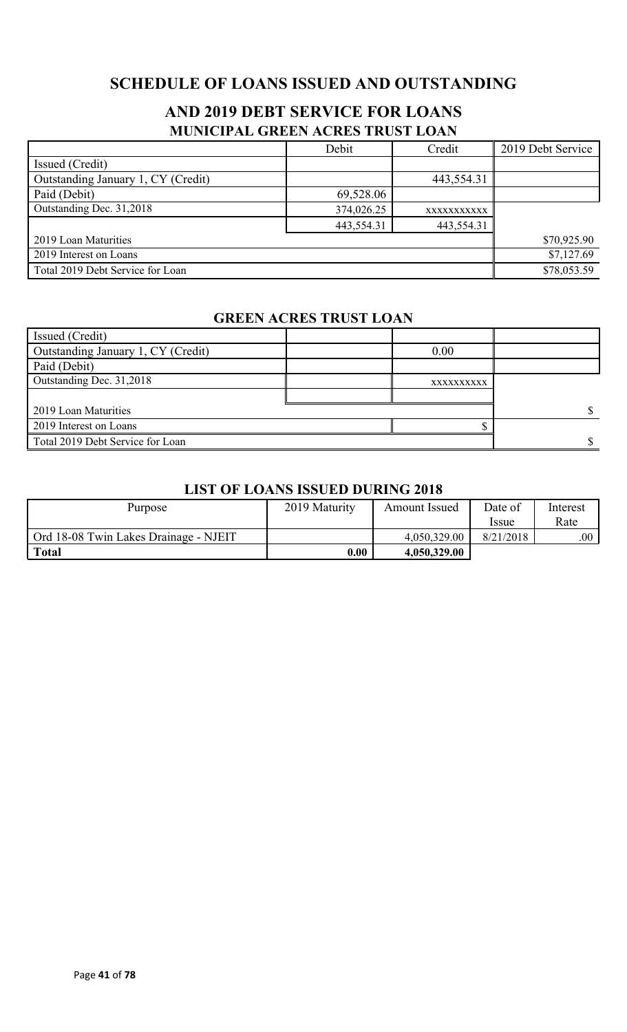## SCHEDULE OF LOANS ISSUED AND OUTSTANDING

## AND 2019 DEBT SERVICE FOR LOANS

### MUNICIPAL GREEN ACRES TRUST LOAN

| | Debit | Credit | 2019 Debt Service |
|---|---|---|---|
| Issued (Credit) | | | |
| Outstanding January 1, CY (Credit) | | 443,554.31 | |
| Paid (Debit) | 69,528.06 | | |
| Outstanding Dec. 31,2018 | 374,026.25 | xxxxxxxxxxx | |
| | 443,554.31 | 443,554.31 | |
| 2019 Loan Maturities | | | $70,925.90 |
| 2019 Interest on Loans | | | $7,127.69 |
| Total 2019 Debt Service for Loan | | | $78,053.59 |

### GREEN ACRES TRUST LOAN

| | | | |
|---|---|---|---|
| Issued (Credit) | | | |
| Outstanding January 1, CY (Credit) | | 0.00 | |
| Paid (Debit) | | | |
| Outstanding Dec. 31,2018 | | xxxxxxxxxx | |
| | | | |
| 2019 Loan Maturities | | | $ |
| 2019 Interest on Loans | | $ | |
| Total 2019 Debt Service for Loan | | | $ |

### LIST OF LOANS ISSUED DURING 2018

| Purpose | 2019 Maturity | Amount Issued | Date of Issue | Interest Rate |
|---|---|---|---|---|
| Ord 18-08 Twin Lakes Drainage - NJEIT | | 4,050,329.00 | 8/21/2018 | .00 |
| **Total** | **0.00** | **4,050,329.00** | | |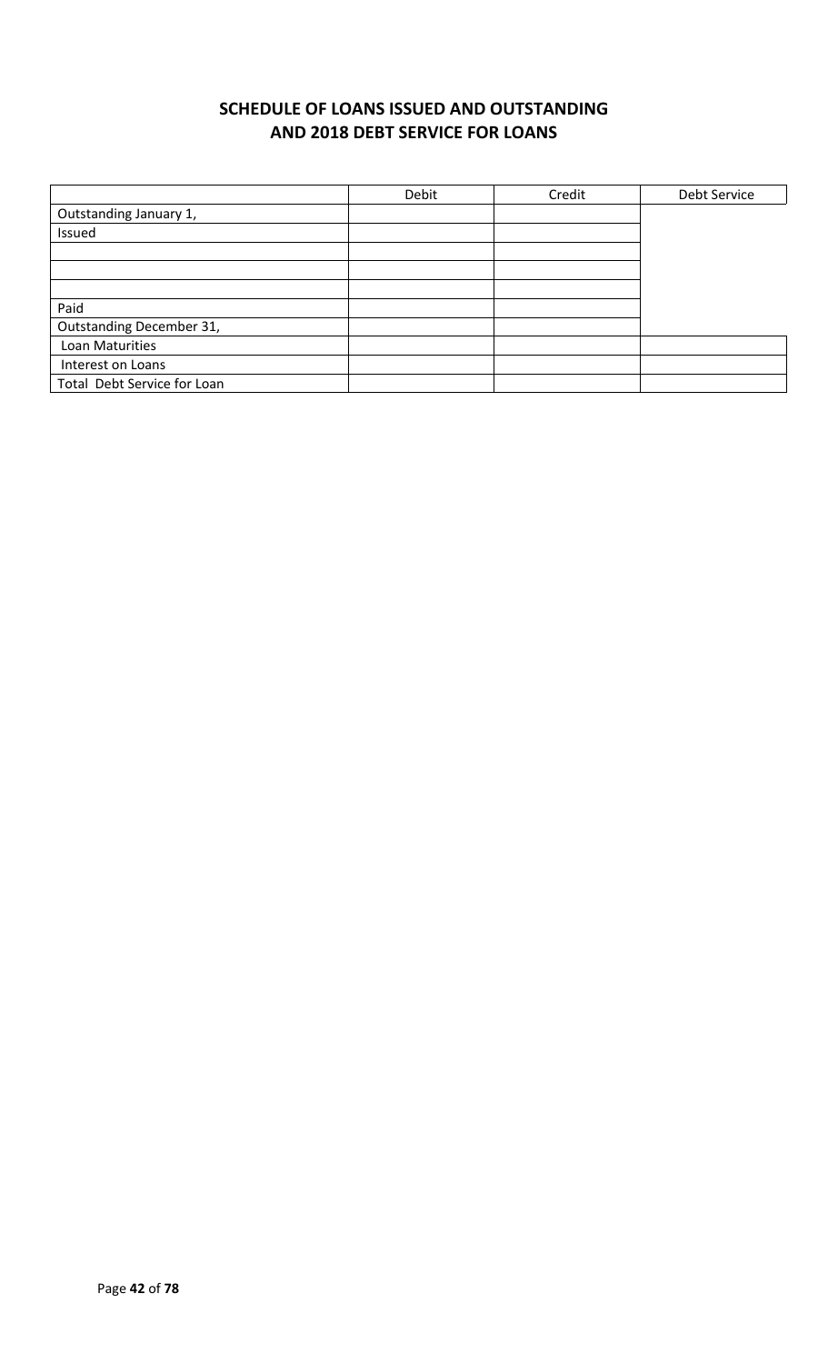## SCHEDULE OF LOANS ISSUED AND OUTSTANDING AND 2018 DEBT SERVICE FOR LOANS

| | Debit | Credit | Debt Service |
|---|---|---|---|
| Outstanding January 1, | | | |
| Issued | | | |
| | | | |
| | | | |
| | | | |
| Paid | | | |
| Outstanding December 31, | | | |
| Loan Maturities | | | |
| Interest on Loans | | | |
| Total Debt Service for Loan | | | |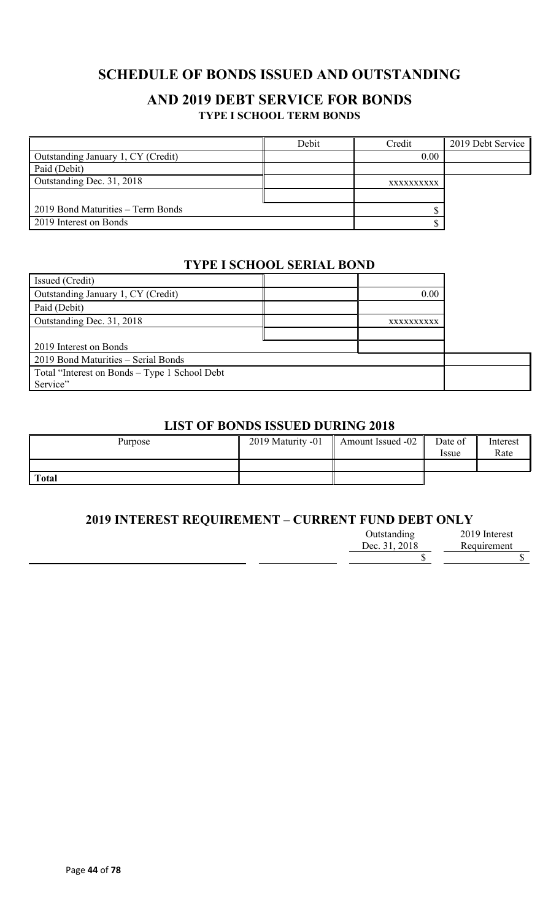# SCHEDULE OF BONDS ISSUED AND OUTSTANDING

## AND 2019 DEBT SERVICE FOR BONDS

### TYPE I SCHOOL TERM BONDS

| | Debit | Credit | 2019 Debt Service |
|---|---|---|---|
| Outstanding January 1, CY (Credit) | | 0.00 | |
| Paid (Debit) | | | |
| Outstanding Dec. 31, 2018 | | XXXXXXXXXX | |
| | | | |
| 2019 Bond Maturities – Term Bonds | | $ | |
| 2019 Interest on Bonds | | $ | |

### TYPE I SCHOOL SERIAL BOND

| | | | |
|---|---|---|---|
| Issued (Credit) | | | |
| Outstanding January 1, CY (Credit) | | 0.00 | |
| Paid (Debit) | | | |
| Outstanding Dec. 31, 2018 | | XXXXXXXXXX | |
| | | | |
| 2019 Interest on Bonds | | | |
| 2019 Bond Maturities – Serial Bonds | | | |
| Total "Interest on Bonds – Type 1 School Debt Service" | | | |

### LIST OF BONDS ISSUED DURING 2018

| Purpose | 2019 Maturity -01 | Amount Issued -02 | Date of Issue | Interest Rate |
|---|---|---|---|---|
| | | | | |
| **Total** | | | | |

### 2019 INTEREST REQUIREMENT – CURRENT FUND DEBT ONLY

| | | Outstanding Dec. 31, 2018 | 2019 Interest Requirement |
|---|---|---|---|
| | | $ | $ |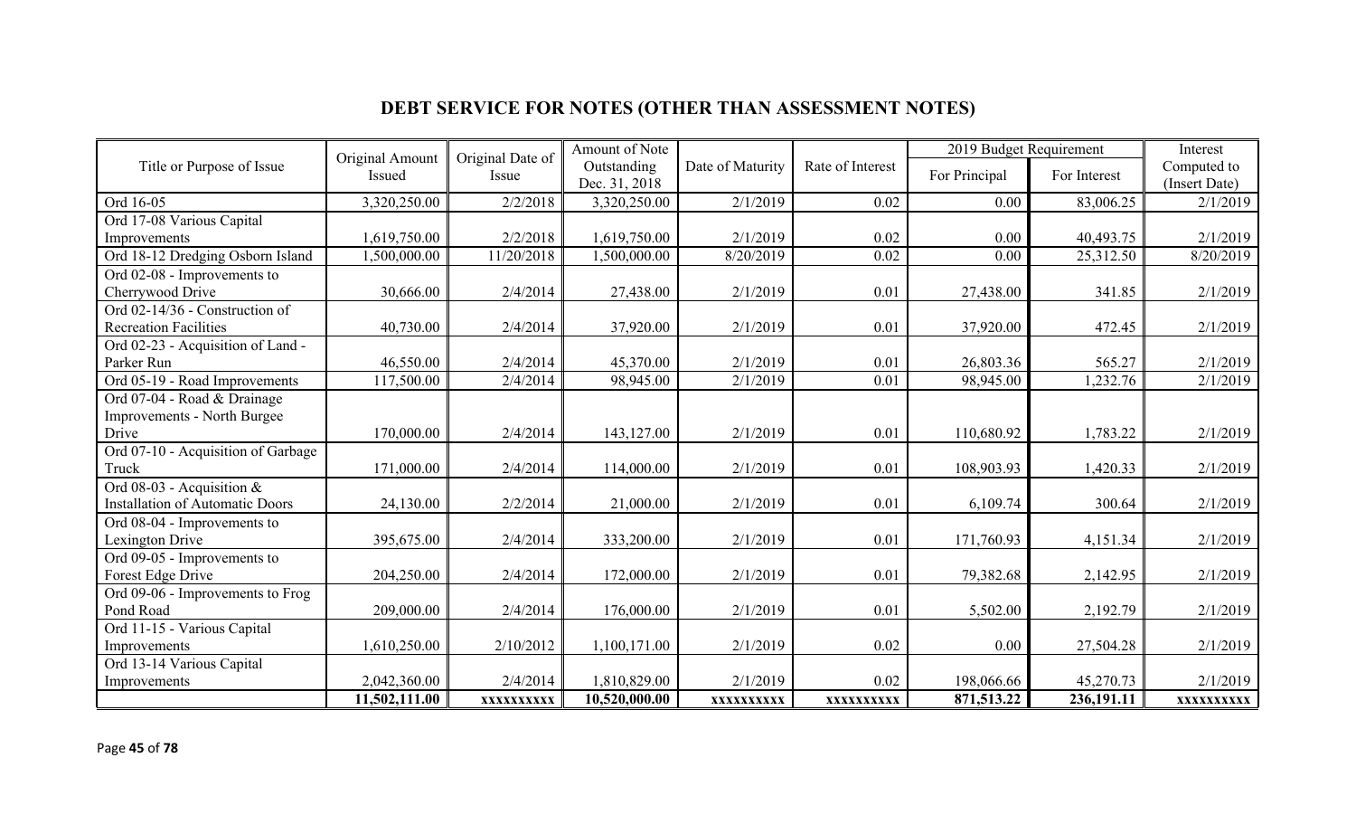# DEBT SERVICE FOR NOTES (OTHER THAN ASSESSMENT NOTES)

| Title or Purpose of Issue | Original Amount Issued | Original Date of Issue | Amount of Note Outstanding Dec. 31, 2018 | Date of Maturity | Rate of Interest | 2019 Budget Requirement | | Interest Computed to (Insert Date) |
|---|---|---|---|---|---|---|---|---|
| | | | | | | For Principal | For Interest | |
| Ord 16-05 | 3,320,250.00 | 2/2/2018 | 3,320,250.00 | 2/1/2019 | 0.02 | 0.00 | 83,006.25 | 2/1/2019 |
| Ord 17-08 Various Capital Improvements | 1,619,750.00 | 2/2/2018 | 1,619,750.00 | 2/1/2019 | 0.02 | 0.00 | 40,493.75 | 2/1/2019 |
| Ord 18-12 Dredging Osborn Island | 1,500,000.00 | 11/20/2018 | 1,500,000.00 | 8/20/2019 | 0.02 | 0.00 | 25,312.50 | 8/20/2019 |
| Ord 02-08 - Improvements to Cherrywood Drive | 30,666.00 | 2/4/2014 | 27,438.00 | 2/1/2019 | 0.01 | 27,438.00 | 341.85 | 2/1/2019 |
| Ord 02-14/36 - Construction of Recreation Facilities | 40,730.00 | 2/4/2014 | 37,920.00 | 2/1/2019 | 0.01 | 37,920.00 | 472.45 | 2/1/2019 |
| Ord 02-23 - Acquisition of Land - Parker Run | 46,550.00 | 2/4/2014 | 45,370.00 | 2/1/2019 | 0.01 | 26,803.36 | 565.27 | 2/1/2019 |
| Ord 05-19 - Road Improvements | 117,500.00 | 2/4/2014 | 98,945.00 | 2/1/2019 | 0.01 | 98,945.00 | 1,232.76 | 2/1/2019 |
| Ord 07-04 - Road & Drainage Improvements - North Burgee Drive | 170,000.00 | 2/4/2014 | 143,127.00 | 2/1/2019 | 0.01 | 110,680.92 | 1,783.22 | 2/1/2019 |
| Ord 07-10 - Acquisition of Garbage Truck | 171,000.00 | 2/4/2014 | 114,000.00 | 2/1/2019 | 0.01 | 108,903.93 | 1,420.33 | 2/1/2019 |
| Ord 08-03 - Acquisition & Installation of Automatic Doors | 24,130.00 | 2/2/2014 | 21,000.00 | 2/1/2019 | 0.01 | 6,109.74 | 300.64 | 2/1/2019 |
| Ord 08-04 - Improvements to Lexington Drive | 395,675.00 | 2/4/2014 | 333,200.00 | 2/1/2019 | 0.01 | 171,760.93 | 4,151.34 | 2/1/2019 |
| Ord 09-05 - Improvements to Forest Edge Drive | 204,250.00 | 2/4/2014 | 172,000.00 | 2/1/2019 | 0.01 | 79,382.68 | 2,142.95 | 2/1/2019 |
| Ord 09-06 - Improvements to Frog Pond Road | 209,000.00 | 2/4/2014 | 176,000.00 | 2/1/2019 | 0.01 | 5,502.00 | 2,192.79 | 2/1/2019 |
| Ord 11-15 - Various Capital Improvements | 1,610,250.00 | 2/10/2012 | 1,100,171.00 | 2/1/2019 | 0.02 | 0.00 | 27,504.28 | 2/1/2019 |
| Ord 13-14 Various Capital Improvements | 2,042,360.00 | 2/4/2014 | 1,810,829.00 | 2/1/2019 | 0.02 | 198,066.66 | 45,270.73 | 2/1/2019 |
| | **11,502,111.00** | **xxxxxxxxxx** | **10,520,000.00** | **xxxxxxxxxx** | **xxxxxxxxxx** | **871,513.22** | **236,191.11** | **xxxxxxxxxx** |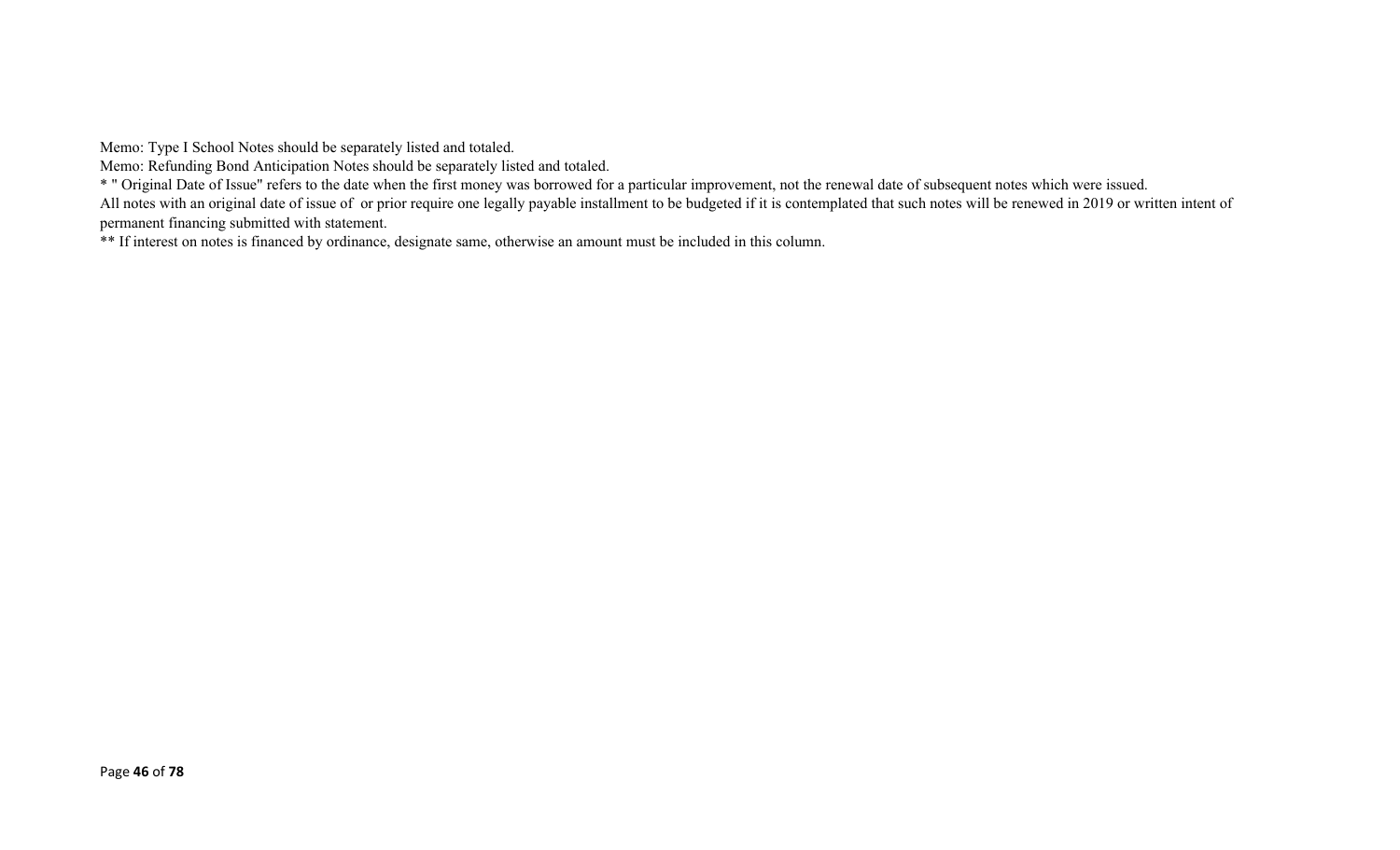Memo: Type I School Notes should be separately listed and totaled.

Memo: Refunding Bond Anticipation Notes should be separately listed and totaled.

* " Original Date of Issue" refers to the date when the first money was borrowed for a particular improvement, not the renewal date of subsequent notes which were issued.

All notes with an original date of issue of  or prior require one legally payable installment to be budgeted if it is contemplated that such notes will be renewed in 2019 or written intent of permanent financing submitted with statement.

** If interest on notes is financed by ordinance, designate same, otherwise an amount must be included in this column.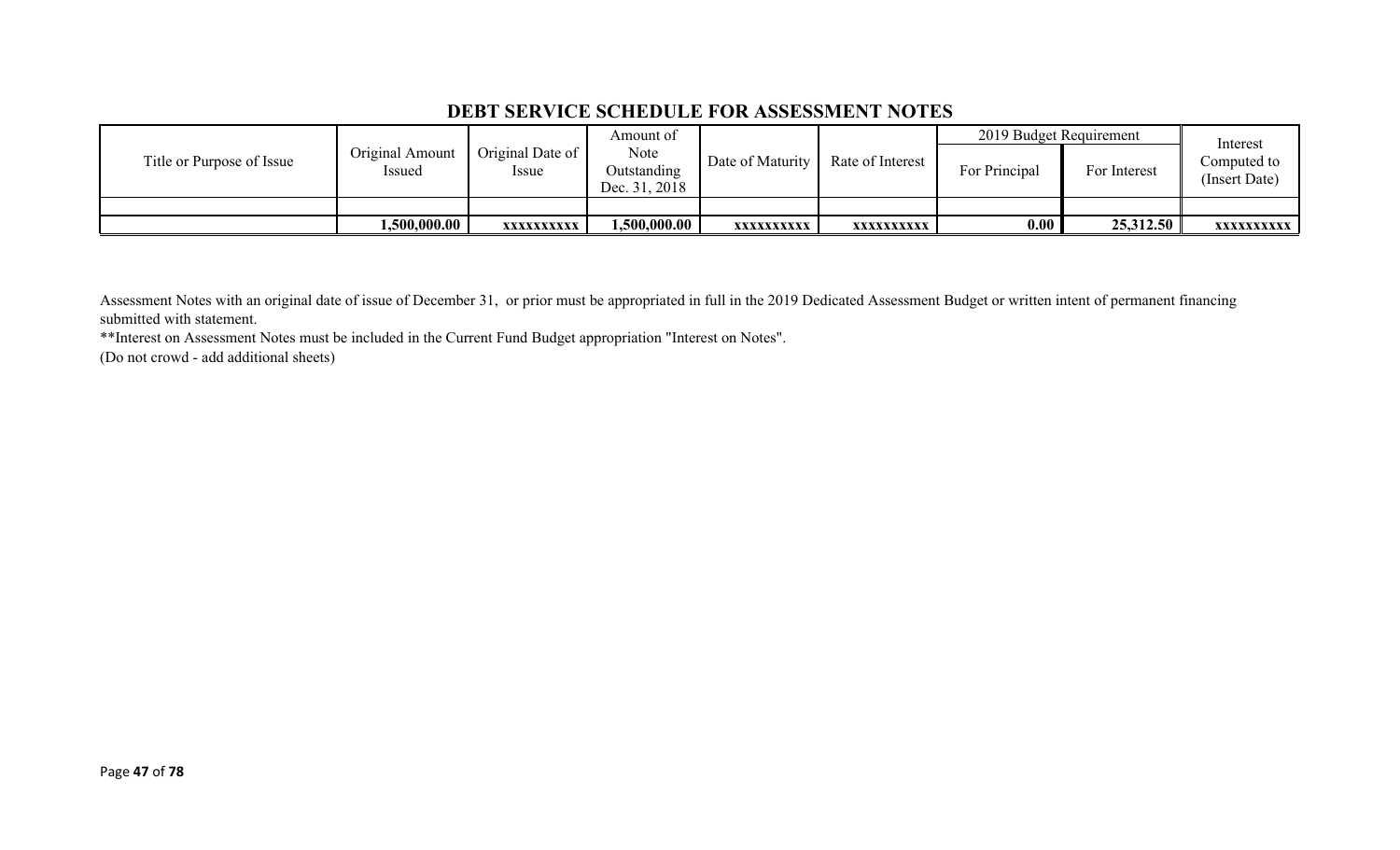## DEBT SERVICE SCHEDULE FOR ASSESSMENT NOTES

| Title or Purpose of Issue | Original Amount Issued | Original Date of Issue | Amount of Note Outstanding Dec. 31, 2018 | Date of Maturity | Rate of Interest | 2019 Budget Requirement | | Interest Computed to (Insert Date) |
|---|---|---|---|---|---|---|---|---|
| | | | | | | For Principal | For Interest | |
| | | | | | | | | |
| | **1,500,000.00** | **xxxxxxxxxx** | **1,500,000.00** | **xxxxxxxxxx** | **xxxxxxxxxx** | **0.00** | **25,312.50** | **xxxxxxxxxx** |

Assessment Notes with an original date of issue of December 31, or prior must be appropriated in full in the 2019 Dedicated Assessment Budget or written intent of permanent financing submitted with statement.

**Interest on Assessment Notes must be included in the Current Fund Budget appropriation "Interest on Notes".

(Do not crowd - add additional sheets)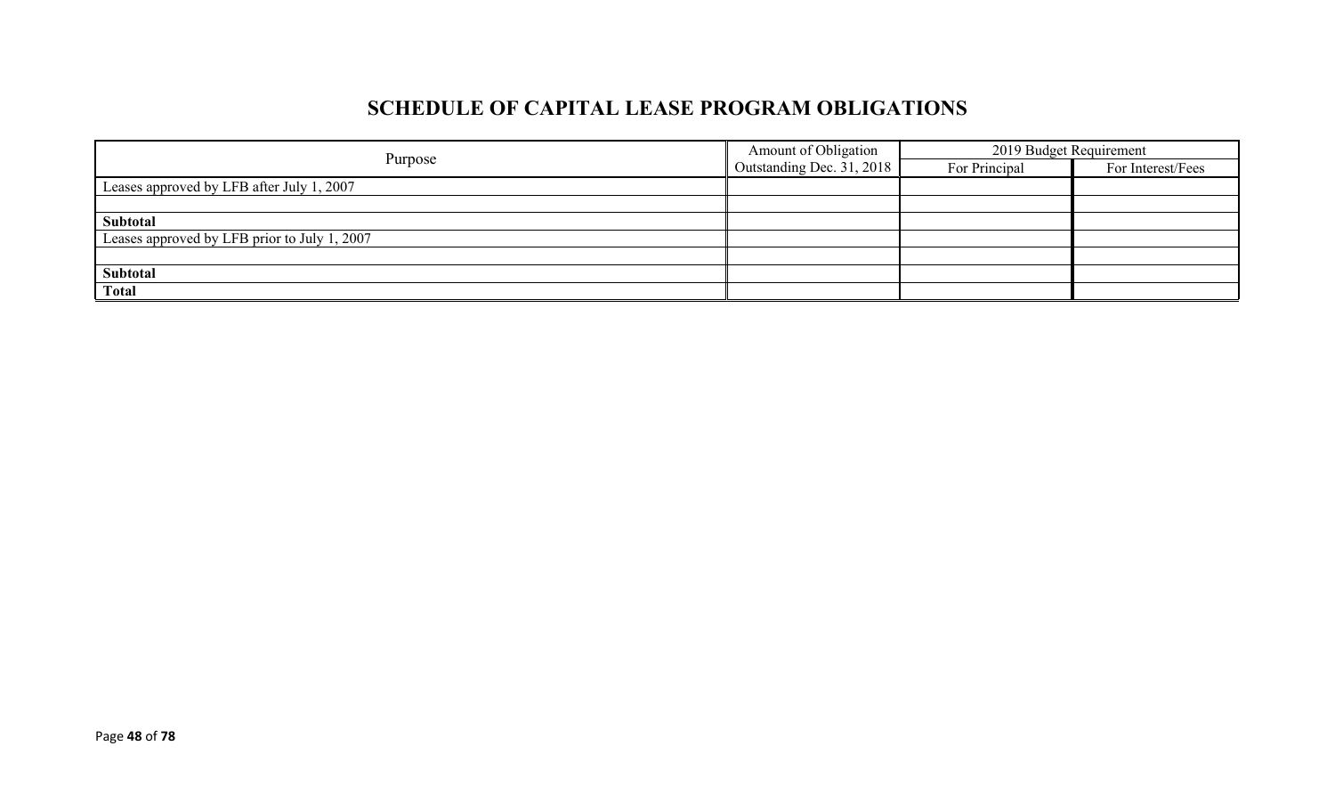# SCHEDULE OF CAPITAL LEASE PROGRAM OBLIGATIONS

| Purpose | Amount of Obligation Outstanding Dec. 31, 2018 | 2019 Budget Requirement | |
|---|---|---|---|
| | | For Principal | For Interest/Fees |
| Leases approved by LFB after July 1, 2007 | | | |
| | | | |
| **Subtotal** | | | |
| Leases approved by LFB prior to July 1, 2007 | | | |
| | | | |
| **Subtotal** | | | |
| **Total** | | | |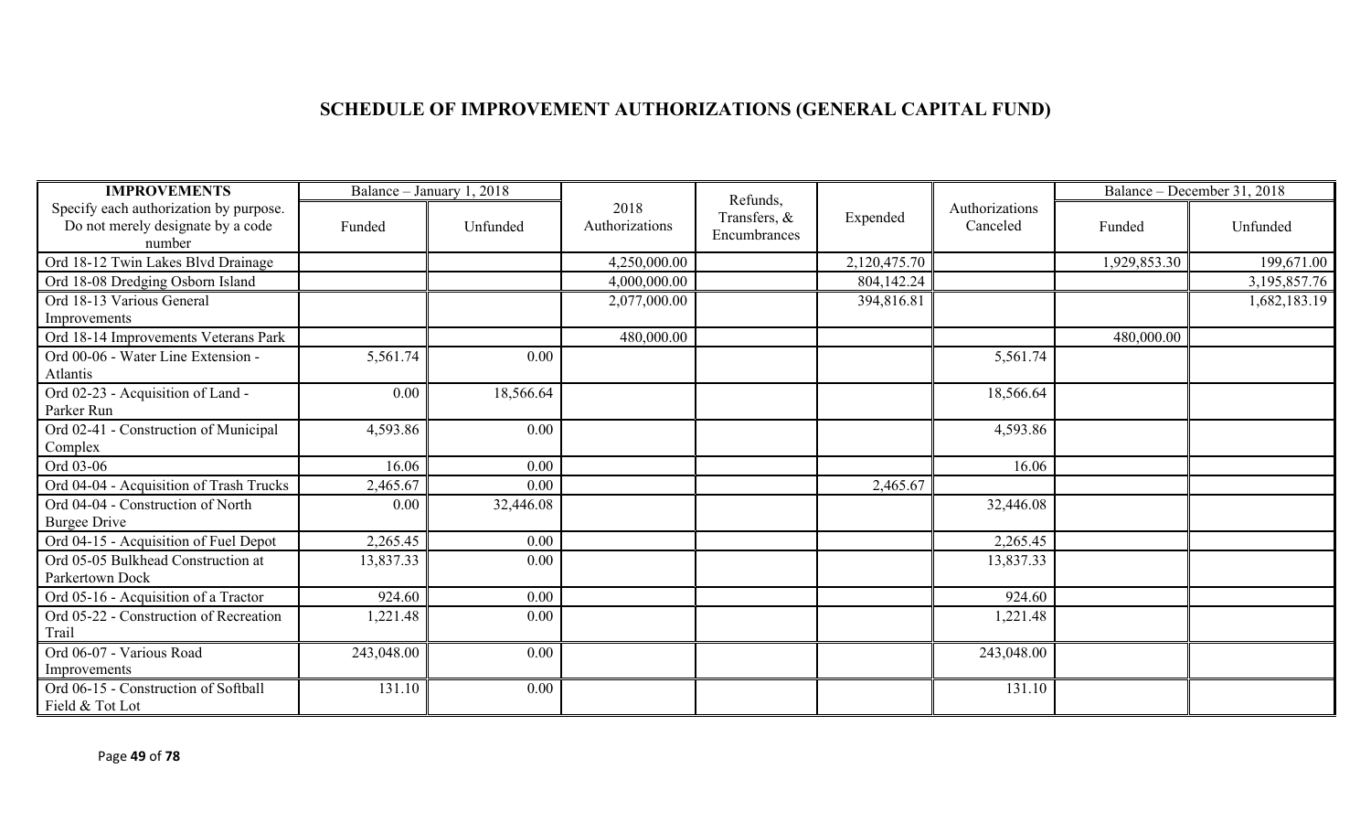## SCHEDULE OF IMPROVEMENT AUTHORIZATIONS (GENERAL CAPITAL FUND)

| IMPROVEMENTS | Balance – January 1, 2018 | | 2018 Authorizations | Refunds, Transfers, & Encumbrances | Expended | Authorizations Canceled | Balance – December 31, 2018 | |
|---|---|---|---|---|---|---|---|---|
| Specify each authorization by purpose. Do not merely designate by a code number | Funded | Unfunded | | | | | Funded | Unfunded |
| Ord 18-12 Twin Lakes Blvd Drainage | | | 4,250,000.00 | | 2,120,475.70 | | 1,929,853.30 | 199,671.00 |
| Ord 18-08 Dredging Osborn Island | | | 4,000,000.00 | | 804,142.24 | | | 3,195,857.76 |
| Ord 18-13 Various General Improvements | | | 2,077,000.00 | | 394,816.81 | | | 1,682,183.19 |
| Ord 18-14 Improvements Veterans Park | | | 480,000.00 | | | | 480,000.00 | |
| Ord 00-06 - Water Line Extension - Atlantis | 5,561.74 | 0.00 | | | | 5,561.74 | | |
| Ord 02-23 - Acquisition of Land - Parker Run | 0.00 | 18,566.64 | | | | 18,566.64 | | |
| Ord 02-41 - Construction of Municipal Complex | 4,593.86 | 0.00 | | | | 4,593.86 | | |
| Ord 03-06 | 16.06 | 0.00 | | | | 16.06 | | |
| Ord 04-04 - Acquisition of Trash Trucks | 2,465.67 | 0.00 | | | 2,465.67 | | | |
| Ord 04-04 - Construction of North Burgee Drive | 0.00 | 32,446.08 | | | | 32,446.08 | | |
| Ord 04-15 - Acquisition of Fuel Depot | 2,265.45 | 0.00 | | | | 2,265.45 | | |
| Ord 05-05 Bulkhead Construction at Parkertown Dock | 13,837.33 | 0.00 | | | | 13,837.33 | | |
| Ord 05-16 - Acquisition of a Tractor | 924.60 | 0.00 | | | | 924.60 | | |
| Ord 05-22 - Construction of Recreation Trail | 1,221.48 | 0.00 | | | | 1,221.48 | | |
| Ord 06-07 - Various Road Improvements | 243,048.00 | 0.00 | | | | 243,048.00 | | |
| Ord 06-15 - Construction of Softball Field & Tot Lot | 131.10 | 0.00 | | | | 131.10 | | |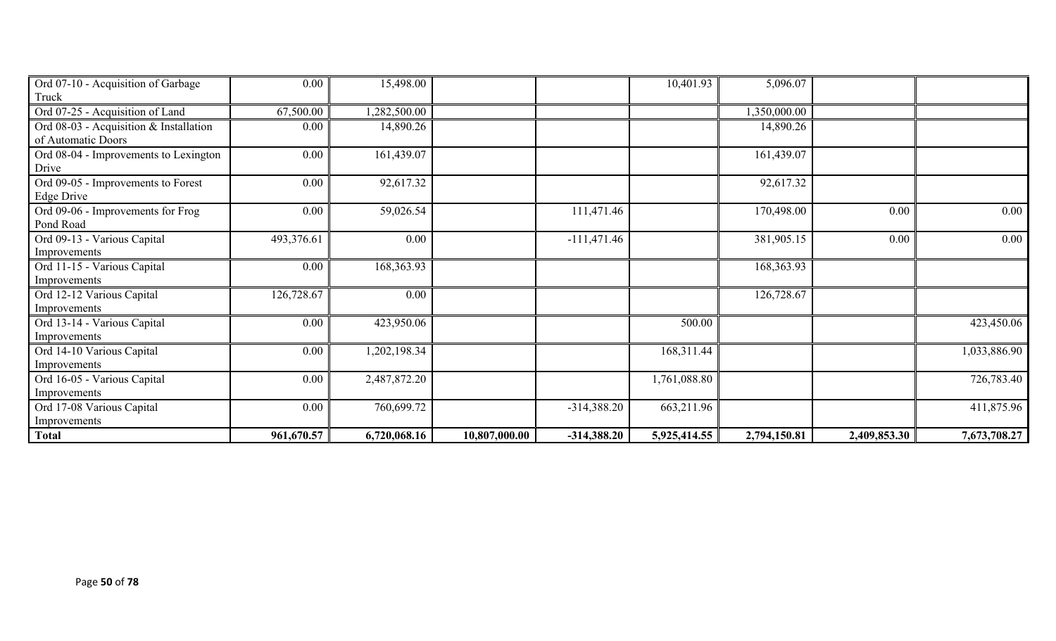| Ord 07-10 - Acquisition of Garbage Truck | 0.00 | 15,498.00 | | | 10,401.93 | 5,096.07 | | |
|---|---|---|---|---|---|---|---|---|
| Ord 07-25 - Acquisition of Land | 67,500.00 | 1,282,500.00 | | | | 1,350,000.00 | | |
| Ord 08-03 - Acquisition & Installation of Automatic Doors | 0.00 | 14,890.26 | | | | 14,890.26 | | |
| Ord 08-04 - Improvements to Lexington Drive | 0.00 | 161,439.07 | | | | 161,439.07 | | |
| Ord 09-05 - Improvements to Forest Edge Drive | 0.00 | 92,617.32 | | | | 92,617.32 | | |
| Ord 09-06 - Improvements for Frog Pond Road | 0.00 | 59,026.54 | | 111,471.46 | | 170,498.00 | 0.00 | 0.00 |
| Ord 09-13 - Various Capital Improvements | 493,376.61 | 0.00 | | -111,471.46 | | 381,905.15 | 0.00 | 0.00 |
| Ord 11-15 - Various Capital Improvements | 0.00 | 168,363.93 | | | | 168,363.93 | | |
| Ord 12-12 Various Capital Improvements | 126,728.67 | 0.00 | | | | 126,728.67 | | |
| Ord 13-14 - Various Capital Improvements | 0.00 | 423,950.06 | | | 500.00 | | | 423,450.06 |
| Ord 14-10 Various Capital Improvements | 0.00 | 1,202,198.34 | | | 168,311.44 | | | 1,033,886.90 |
| Ord 16-05 - Various Capital Improvements | 0.00 | 2,487,872.20 | | | 1,761,088.80 | | | 726,783.40 |
| Ord 17-08 Various Capital Improvements | 0.00 | 760,699.72 | | -314,388.20 | 663,211.96 | | | 411,875.96 |
| **Total** | **961,670.57** | **6,720,068.16** | **10,807,000.00** | **-314,388.20** | **5,925,414.55** | **2,794,150.81** | **2,409,853.30** | **7,673,708.27** |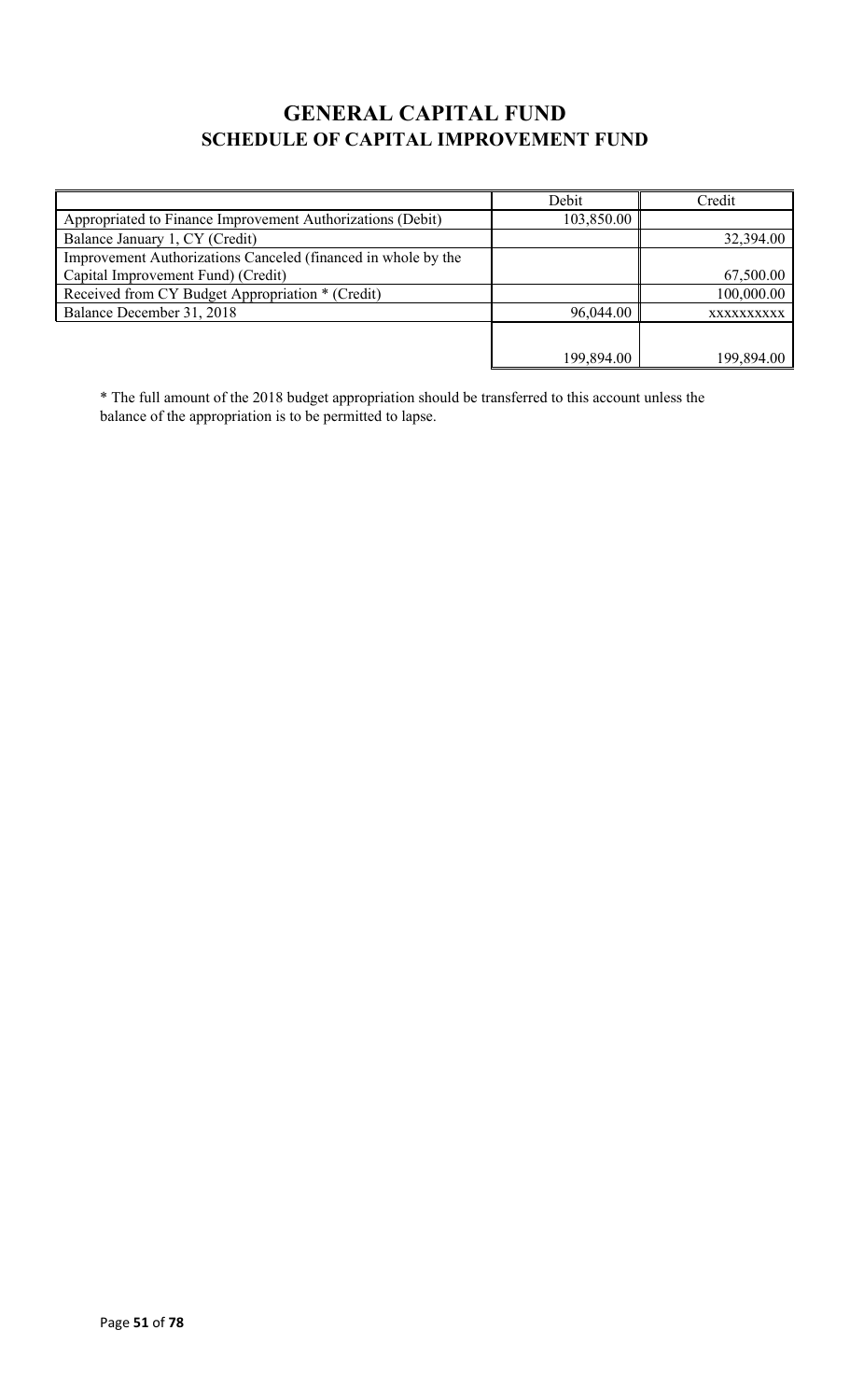# GENERAL CAPITAL FUND
## SCHEDULE OF CAPITAL IMPROVEMENT FUND

| | Debit | Credit |
|---|---|---|
| Appropriated to Finance Improvement Authorizations (Debit) | 103,850.00 | |
| Balance January 1, CY (Credit) | | 32,394.00 |
| Improvement Authorizations Canceled (financed in whole by the Capital Improvement Fund) (Credit) | | 67,500.00 |
| Received from CY Budget Appropriation * (Credit) | | 100,000.00 |
| Balance December 31, 2018 | 96,044.00 | xxxxxxxxxx |
| | 199,894.00 | 199,894.00 |

* The full amount of the 2018 budget appropriation should be transferred to this account unless the balance of the appropriation is to be permitted to lapse.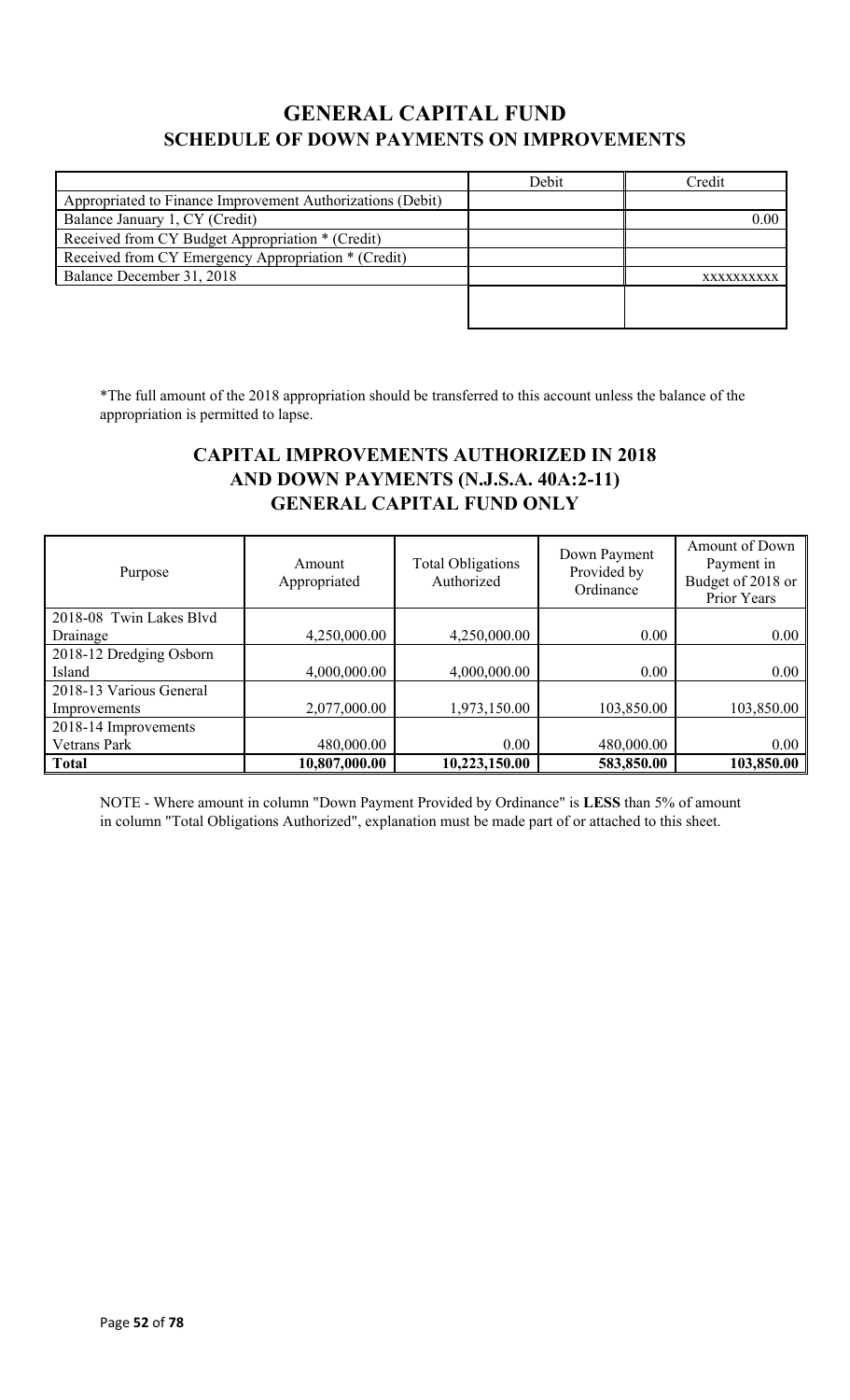# GENERAL CAPITAL FUND
## SCHEDULE OF DOWN PAYMENTS ON IMPROVEMENTS

| | Debit | Credit |
|---|---|---|
| Appropriated to Finance Improvement Authorizations (Debit) | | |
| Balance January 1, CY (Credit) | | 0.00 |
| Received from CY Budget Appropriation * (Credit) | | |
| Received from CY Emergency Appropriation * (Credit) | | |
| Balance December 31, 2018 | | xxxxxxxxxx |
| | | |

*The full amount of the 2018 appropriation should be transferred to this account unless the balance of the appropriation is permitted to lapse.

## CAPITAL IMPROVEMENTS AUTHORIZED IN 2018 AND DOWN PAYMENTS (N.J.S.A. 40A:2-11) GENERAL CAPITAL FUND ONLY

| Purpose | Amount Appropriated | Total Obligations Authorized | Down Payment Provided by Ordinance | Amount of Down Payment in Budget of 2018 or Prior Years |
|---|---|---|---|---|
| 2018-08 Twin Lakes Blvd Drainage | 4,250,000.00 | 4,250,000.00 | 0.00 | 0.00 |
| 2018-12 Dredging Osborn Island | 4,000,000.00 | 4,000,000.00 | 0.00 | 0.00 |
| 2018-13 Various General Improvements | 2,077,000.00 | 1,973,150.00 | 103,850.00 | 103,850.00 |
| 2018-14 Improvements Vetrans Park | 480,000.00 | 0.00 | 480,000.00 | 0.00 |
| **Total** | **10,807,000.00** | **10,223,150.00** | **583,850.00** | **103,850.00** |

NOTE - Where amount in column "Down Payment Provided by Ordinance" is **LESS** than 5% of amount in column "Total Obligations Authorized", explanation must be made part of or attached to this sheet.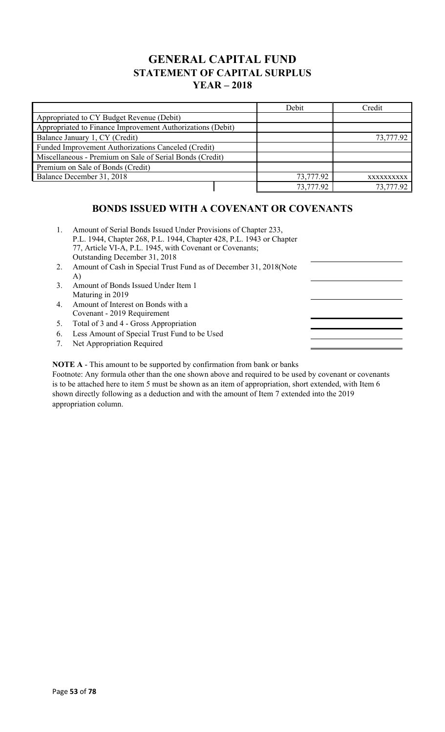# GENERAL CAPITAL FUND
## STATEMENT OF CAPITAL SURPLUS
## YEAR – 2018

| | Debit | Credit |
|---|---|---|
| Appropriated to CY Budget Revenue (Debit) | | |
| Appropriated to Finance Improvement Authorizations (Debit) | | |
| Balance January 1, CY (Credit) | | 73,777.92 |
| Funded Improvement Authorizations Canceled (Credit) | | |
| Miscellaneous - Premium on Sale of Serial Bonds (Credit) | | |
| Premium on Sale of Bonds (Credit) | | |
| Balance December 31, 2018 | 73,777.92 | xxxxxxxxxx |
| | 73,777.92 | 73,777.92 |

## BONDS ISSUED WITH A COVENANT OR COVENANTS

1. Amount of Serial Bonds Issued Under Provisions of Chapter 233, P.L. 1944, Chapter 268, P.L. 1944, Chapter 428, P.L. 1943 or Chapter 77, Article VI-A, P.L. 1945, with Covenant or Covenants; Outstanding December 31, 2018
2. Amount of Cash in Special Trust Fund as of December 31, 2018(Note A)
3. Amount of Bonds Issued Under Item 1 Maturing in 2019
4. Amount of Interest on Bonds with a Covenant - 2019 Requirement
5. Total of 3 and 4 - Gross Appropriation
6. Less Amount of Special Trust Fund to be Used
7. Net Appropriation Required

**NOTE A** - This amount to be supported by confirmation from bank or banks

Footnote: Any formula other than the one shown above and required to be used by covenant or covenants is to be attached here to item 5 must be shown as an item of appropriation, short extended, with Item 6 shown directly following as a deduction and with the amount of Item 7 extended into the 2019 appropriation column.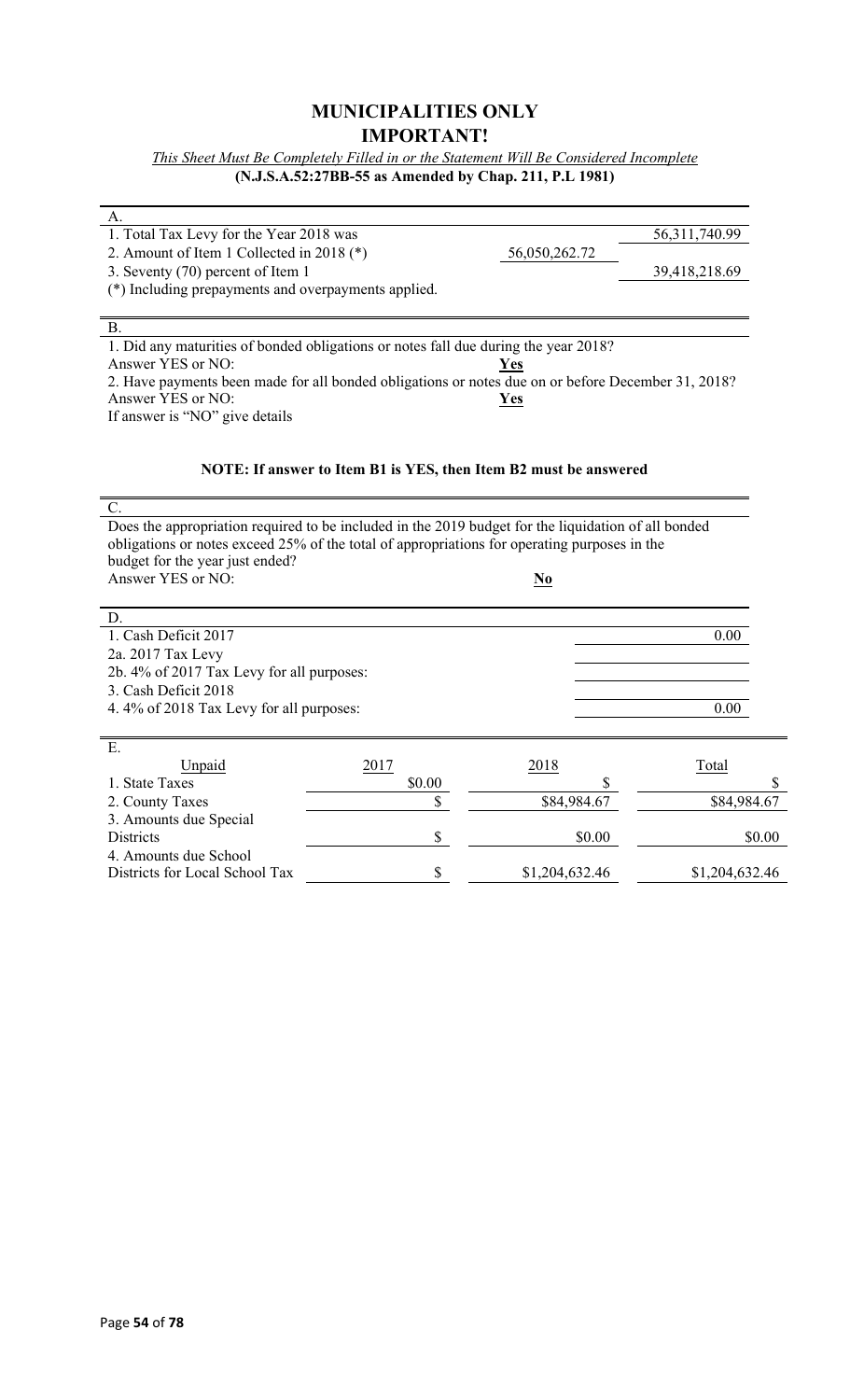# MUNICIPALITIES ONLY
# IMPORTANT!

*This Sheet Must Be Completely Filled in or the Statement Will Be Considered Incomplete*

**(N.J.S.A.52:27BB-55 as Amended by Chap. 211, P.L 1981)**

A.

| | | |
|---|---|---|
| 1. Total Tax Levy for the Year 2018 was | | 56,311,740.99 |
| 2. Amount of Item 1 Collected in 2018 (*) | 56,050,262.72 | |
| 3. Seventy (70) percent of Item 1 | | 39,418,218.69 |

(*) Including prepayments and overpayments applied.

B.

1. Did any maturities of bonded obligations or notes fall due during the year 2018?
Answer YES or NO: **Yes**

2. Have payments been made for all bonded obligations or notes due on or before December 31, 2018?
Answer YES or NO: **Yes**

If answer is "NO" give details

**NOTE: If answer to Item B1 is YES, then Item B2 must be answered**

C.

Does the appropriation required to be included in the 2019 budget for the liquidation of all bonded obligations or notes exceed 25% of the total of appropriations for operating purposes in the budget for the year just ended?
Answer YES or NO: **No**

D.

| | |
|---|---|
| 1. Cash Deficit 2017 | 0.00 |
| 2a. 2017 Tax Levy | |
| 2b. 4% of 2017 Tax Levy for all purposes: | |
| 3. Cash Deficit 2018 | |
| 4. 4% of 2018 Tax Levy for all purposes: | 0.00 |

E.

| Unpaid | 2017 | 2018 | Total |
|---|---|---|---|
| 1. State Taxes | $0.00 | $ | $ |
| 2. County Taxes | $ | $84,984.67 | $84,984.67 |
| 3. Amounts due Special Districts | $ | $0.00 | $0.00 |
| 4. Amounts due School Districts for Local School Tax | $ | $1,204,632.46 | $1,204,632.46 |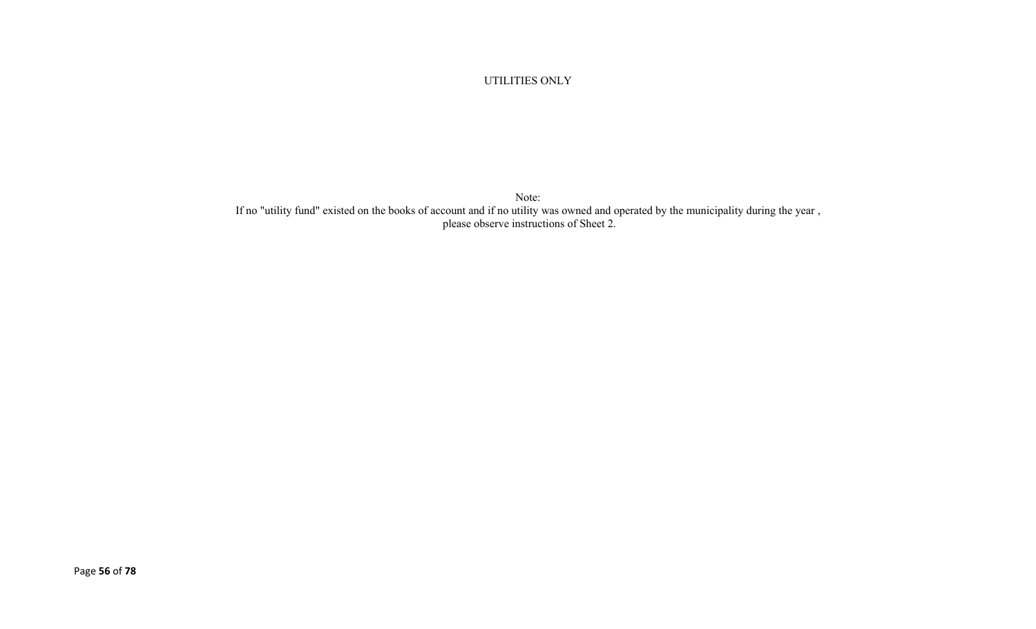UTILITIES ONLY

Note:
If no "utility fund" existed on the books of account and if no utility was owned and operated by the municipality during the year , please observe instructions of Sheet 2.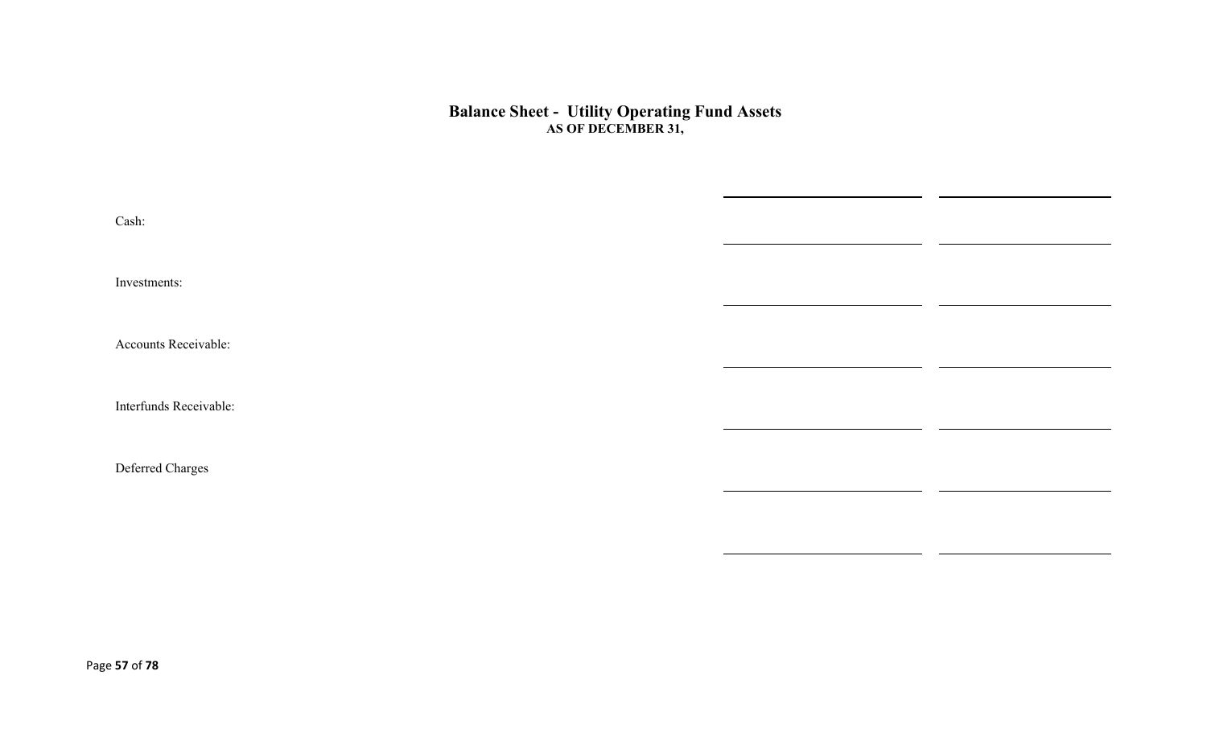## Balance Sheet - Utility Operating Fund Assets
**AS OF DECEMBER 31,**

| | | |
|---|---|---|
| Cash: | | |
| Investments: | | |
| Accounts Receivable: | | |
| Interfunds Receivable: | | |
| Deferred Charges | | |
| | | |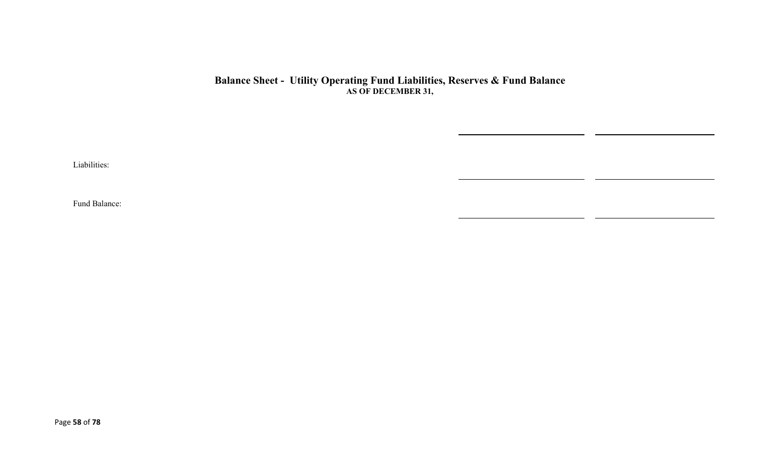## Balance Sheet - Utility Operating Fund Liabilities, Reserves & Fund Balance

**AS OF DECEMBER 31,**

| | | |
|---|---|---|
| Liabilities: | | |
| Fund Balance: | | |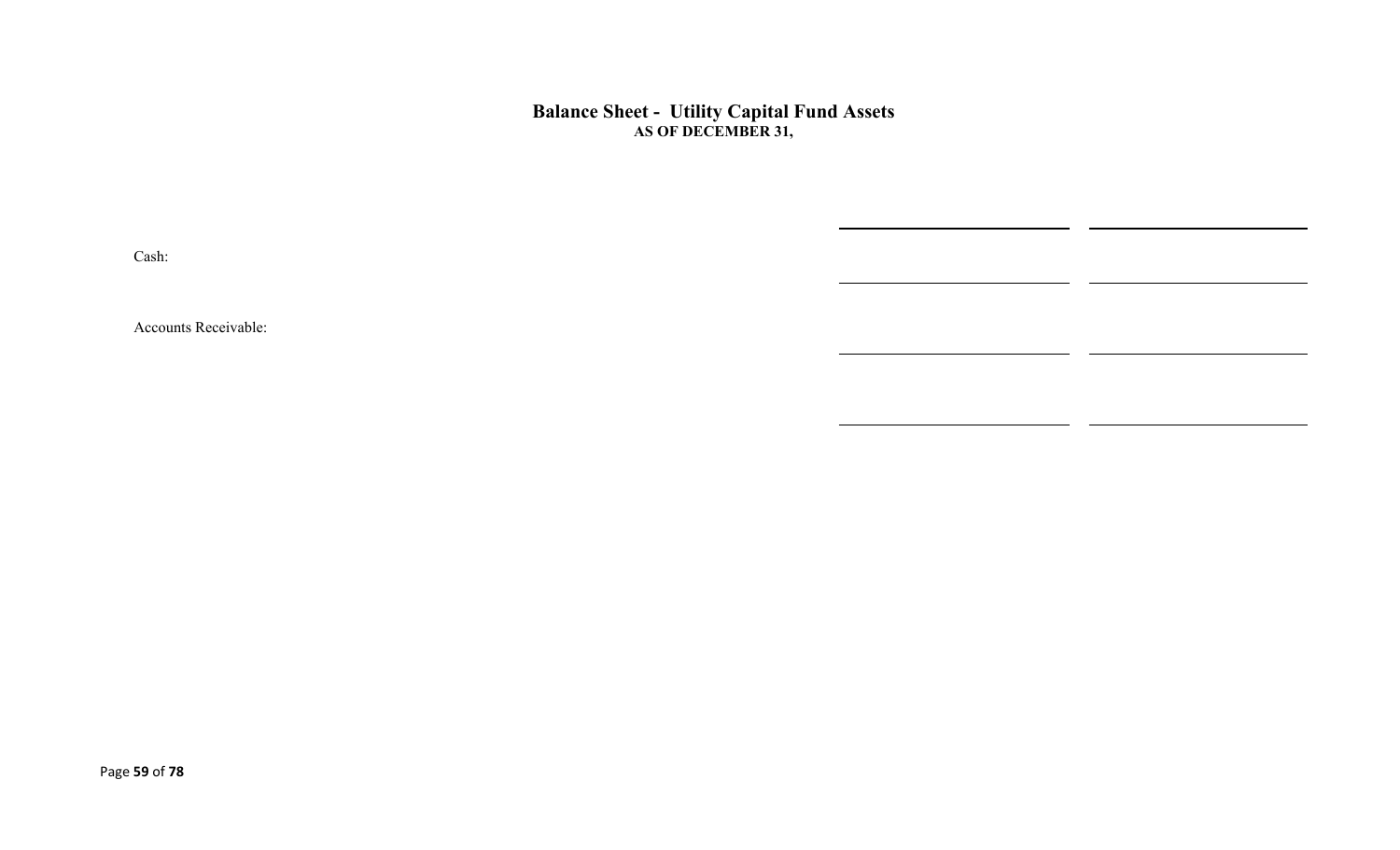# Balance Sheet - Utility Capital Fund Assets

**AS OF DECEMBER 31,**

| | | |
|---|---|---|
| Cash: | | |
| Accounts Receivable: | | |
| | | |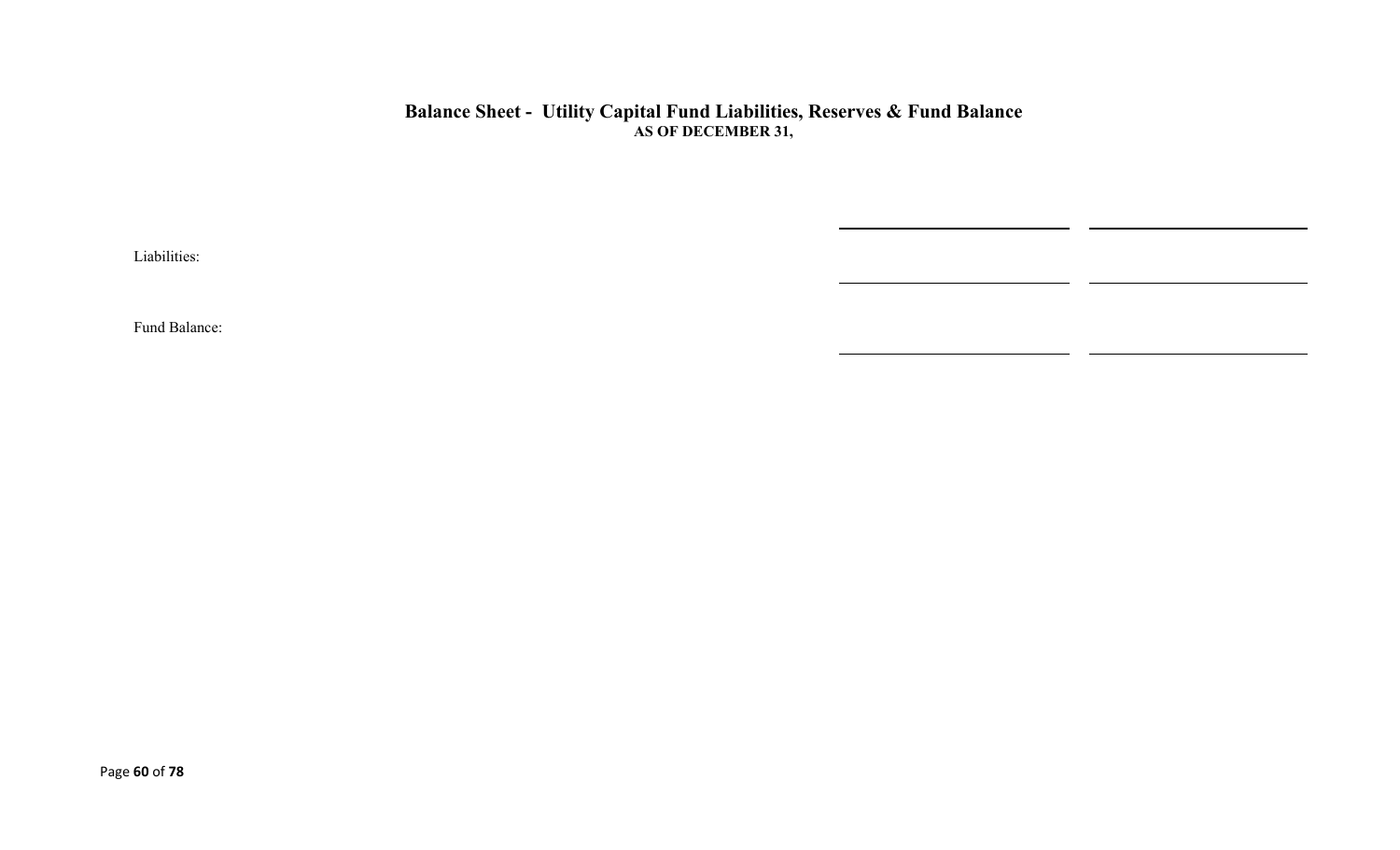# Balance Sheet - Utility Capital Fund Liabilities, Reserves & Fund Balance

**AS OF DECEMBER 31,**

| | | |
|---|---|---|
| Liabilities: | | |
| Fund Balance: | | |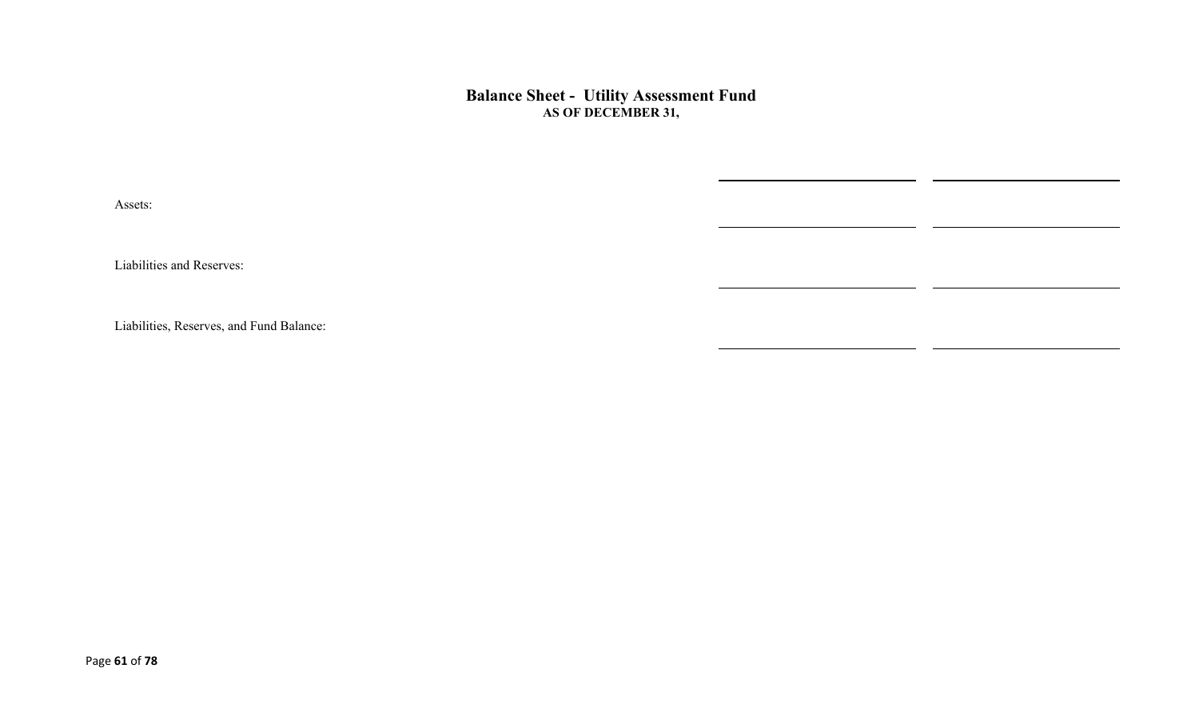## Balance Sheet - Utility Assessment Fund

**AS OF DECEMBER 31,**

| | | |
|---|---|---|
| Assets: | | |
| Liabilities and Reserves: | | |
| Liabilities, Reserves, and Fund Balance: | | |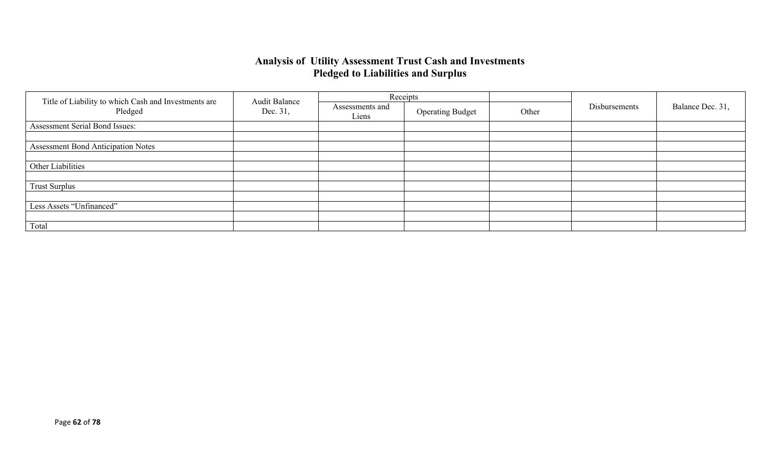## Analysis of Utility Assessment Trust Cash and Investments Pledged to Liabilities and Surplus

| Title of Liability to which Cash and Investments are Pledged | Audit Balance Dec. 31, | Receipts | | | Disbursements | Balance Dec. 31, |
|---|---|---|---|---|---|---|
| | | Assessments and Liens | Operating Budget | Other | | |
| Assessment Serial Bond Issues: | | | | | | |
| | | | | | | |
| Assessment Bond Anticipation Notes | | | | | | |
| | | | | | | |
| Other Liabilities | | | | | | |
| | | | | | | |
| Trust Surplus | | | | | | |
| | | | | | | |
| Less Assets "Unfinanced" | | | | | | |
| | | | | | | |
| Total | | | | | | |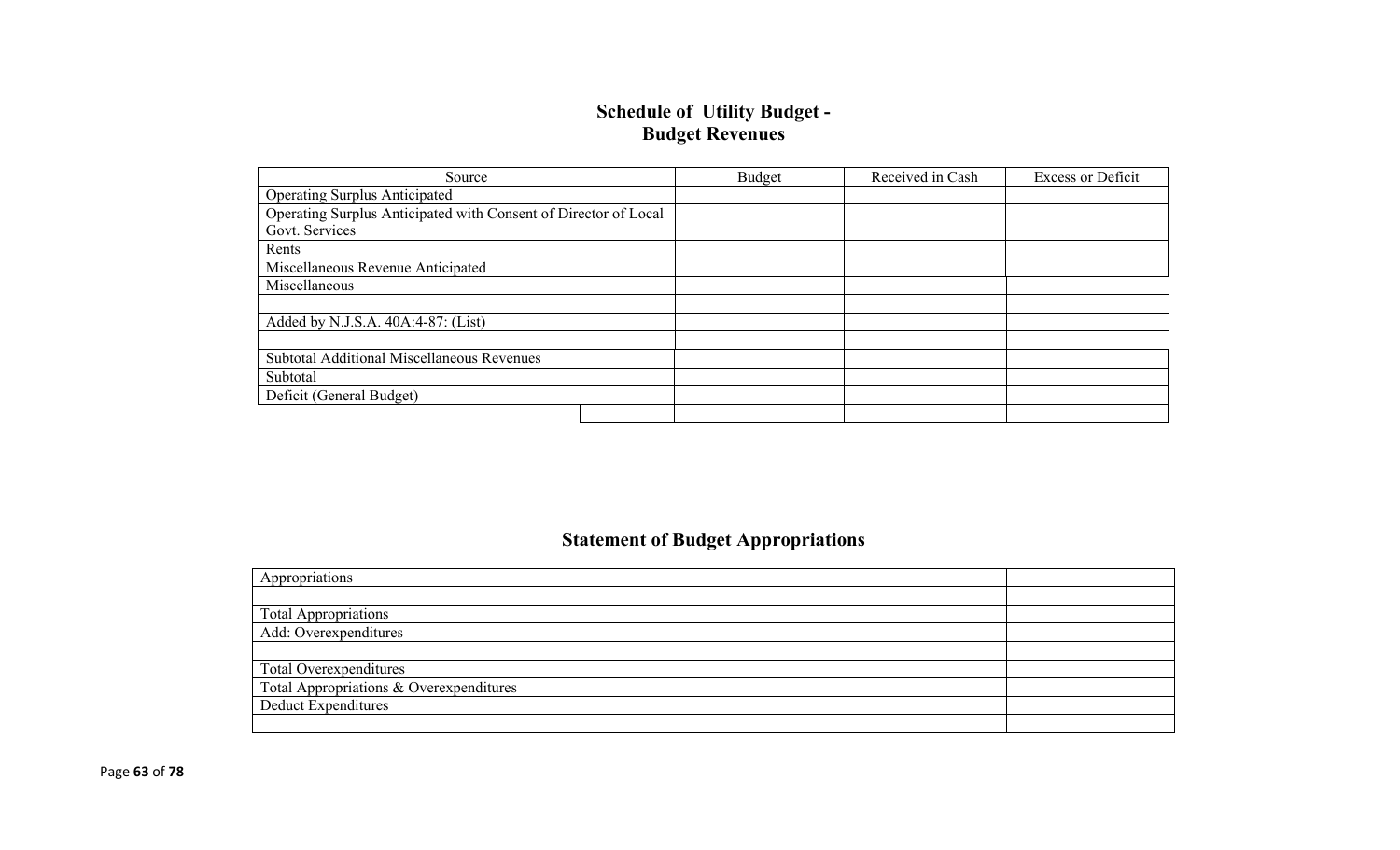## Schedule of Utility Budget - Budget Revenues

| Source | Budget | Received in Cash | Excess or Deficit |
|---|---|---|---|
| Operating Surplus Anticipated | | | |
| Operating Surplus Anticipated with Consent of Director of Local Govt. Services | | | |
| Rents | | | |
| Miscellaneous Revenue Anticipated | | | |
| Miscellaneous | | | |
| | | | |
| Added by N.J.S.A. 40A:4-87: (List) | | | |
| | | | |
| Subtotal Additional Miscellaneous Revenues | | | |
| Subtotal | | | |
| Deficit (General Budget) | | | |
| | | | |

## Statement of Budget Appropriations

| Appropriations | |
|---|---|
| | |
| Total Appropriations | |
| Add: Overexpenditures | |
| | |
| Total Overexpenditures | |
| Total Appropriations & Overexpenditures | |
| Deduct Expenditures | |
| | |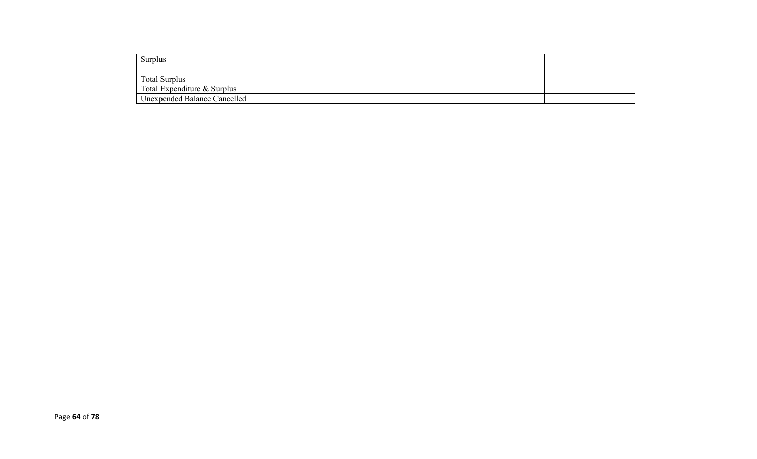| Surplus | |
|---|---|
| | |
| Total Surplus | |
| Total Expenditure & Surplus | |
| Unexpended Balance Cancelled | |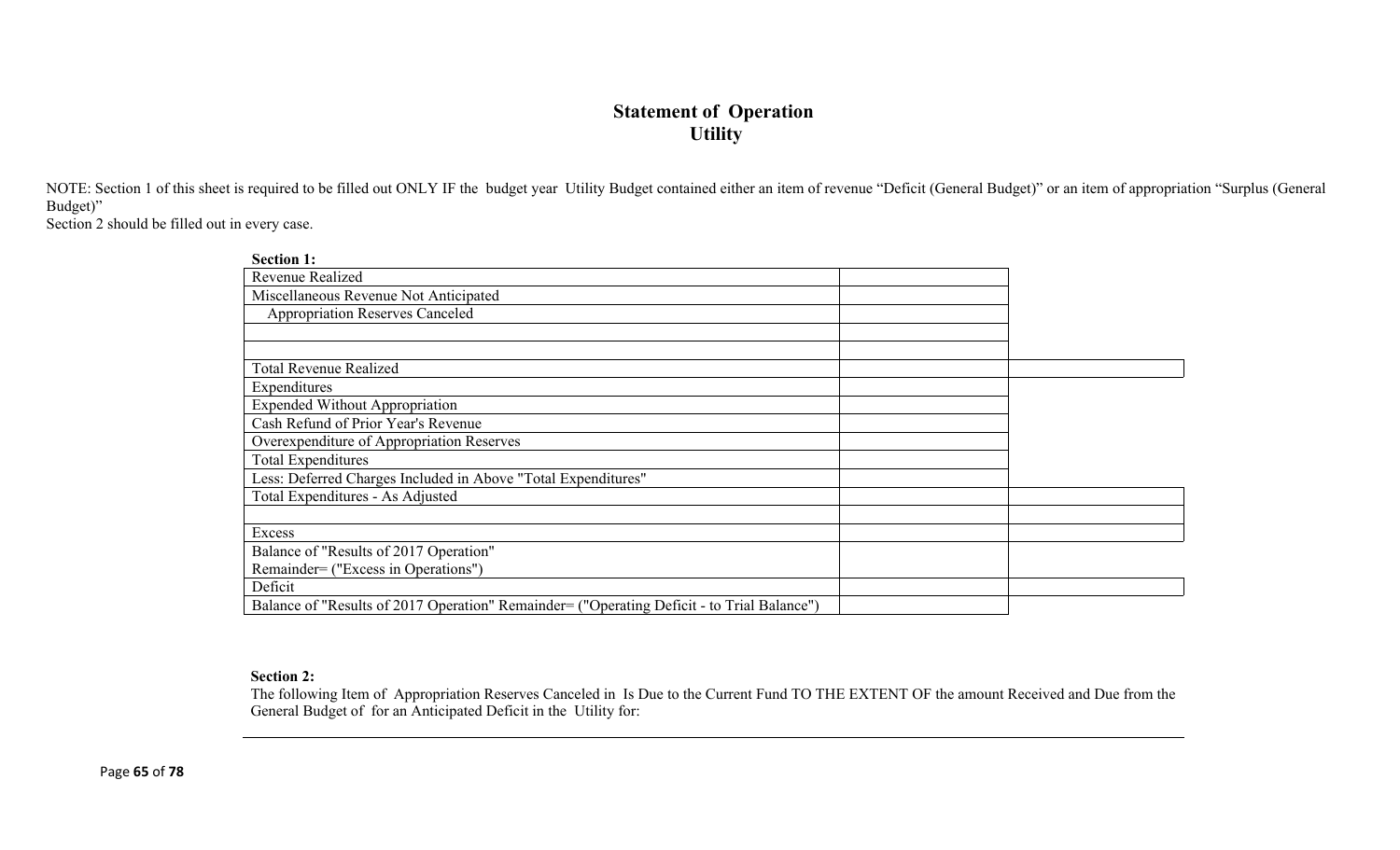# Statement of Operation
## Utility

NOTE: Section 1 of this sheet is required to be filled out ONLY IF the budget year Utility Budget contained either an item of revenue "Deficit (General Budget)" or an item of appropriation "Surplus (General Budget)"
Section 2 should be filled out in every case.

**Section 1:**

| | | |
|---|---|---|
| Revenue Realized | | |
| Miscellaneous Revenue Not Anticipated | | |
| Appropriation Reserves Canceled | | |
| | | |
| | | |
| Total Revenue Realized | | |
| Expenditures | | |
| Expended Without Appropriation | | |
| Cash Refund of Prior Year's Revenue | | |
| Overexpenditure of Appropriation Reserves | | |
| Total Expenditures | | |
| Less: Deferred Charges Included in Above "Total Expenditures" | | |
| Total Expenditures - As Adjusted | | |
| | | |
| Excess | | |
| Balance of "Results of 2017 Operation" Remainder= ("Excess in Operations") | | |
| Deficit | | |
| Balance of "Results of 2017 Operation" Remainder= ("Operating Deficit - to Trial Balance") | | |

**Section 2:**

The following Item of Appropriation Reserves Canceled in Is Due to the Current Fund TO THE EXTENT OF the amount Received and Due from the General Budget of for an Anticipated Deficit in the Utility for: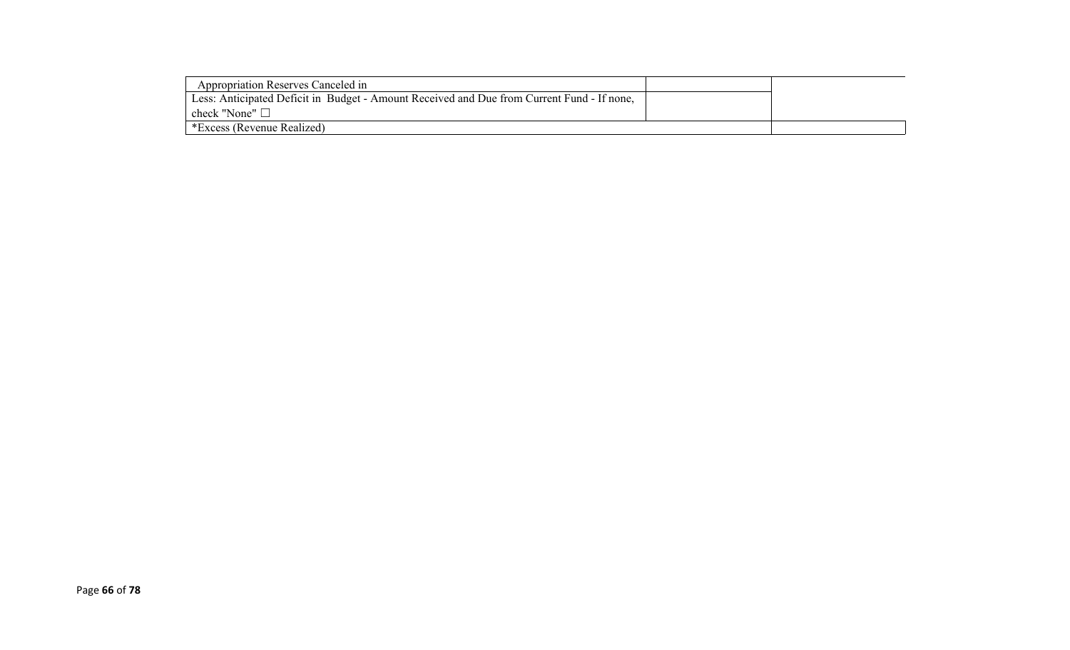| | | |
|---|---|---|
| Appropriation Reserves Canceled in | | |
| Less: Anticipated Deficit in Budget - Amount Received and Due from Current Fund - If none, check "None" ☐ | | |
| *Excess (Revenue Realized) | | |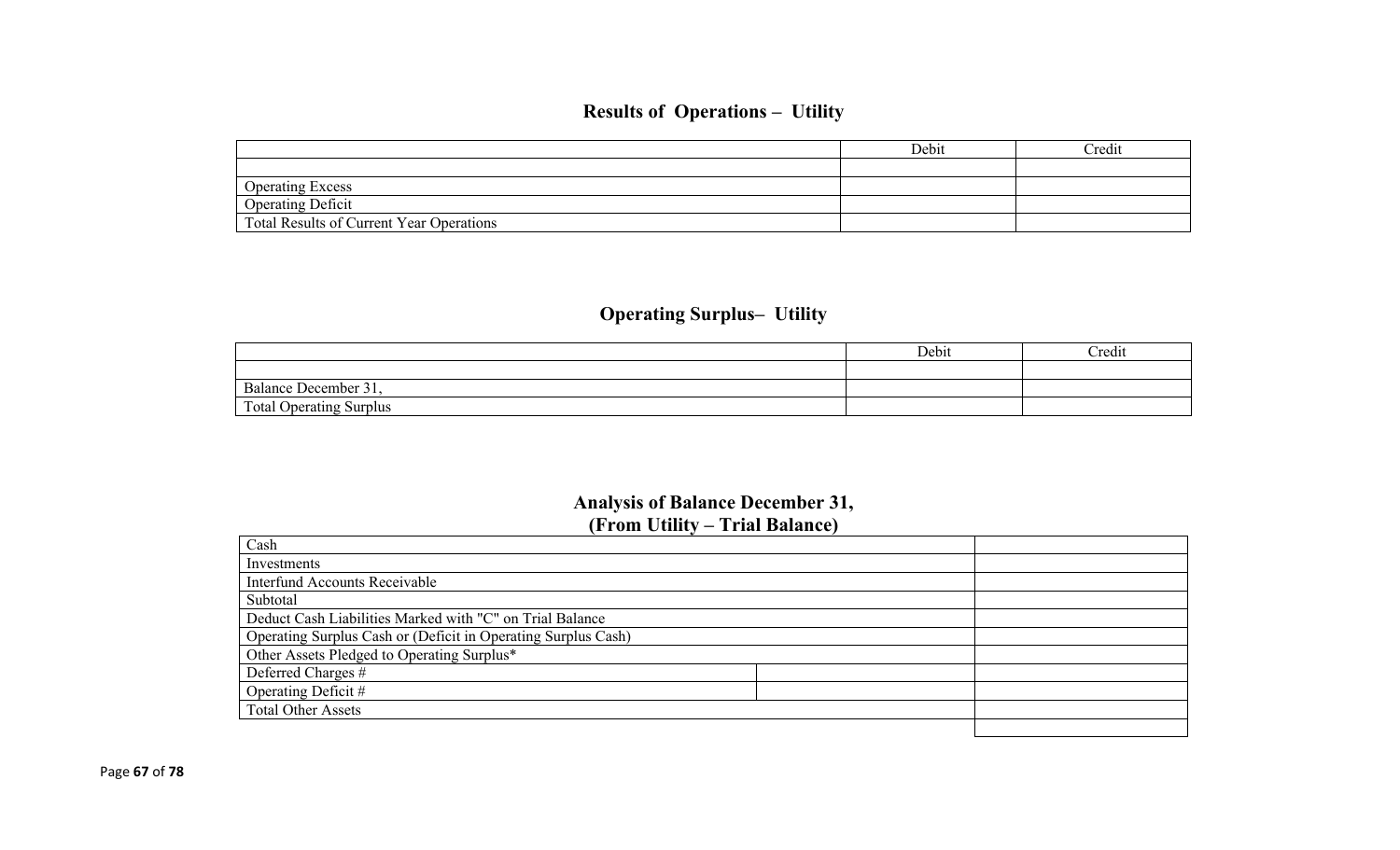## Results of Operations – Utility

| | Debit | Credit |
|---|---|---|
| | | |
| Operating Excess | | |
| Operating Deficit | | |
| Total Results of Current Year Operations | | |

## Operating Surplus– Utility

| | Debit | Credit |
|---|---|---|
| | | |
| Balance December 31, | | |
| Total Operating Surplus | | |

## Analysis of Balance December 31,
## (From Utility – Trial Balance)

| | | |
|---|---|---|
| Cash | | |
| Investments | | |
| Interfund Accounts Receivable | | |
| Subtotal | | |
| Deduct Cash Liabilities Marked with "C" on Trial Balance | | |
| Operating Surplus Cash or (Deficit in Operating Surplus Cash) | | |
| Other Assets Pledged to Operating Surplus* | | |
| Deferred Charges # | | |
| Operating Deficit # | | |
| Total Other Assets | | |
| | | |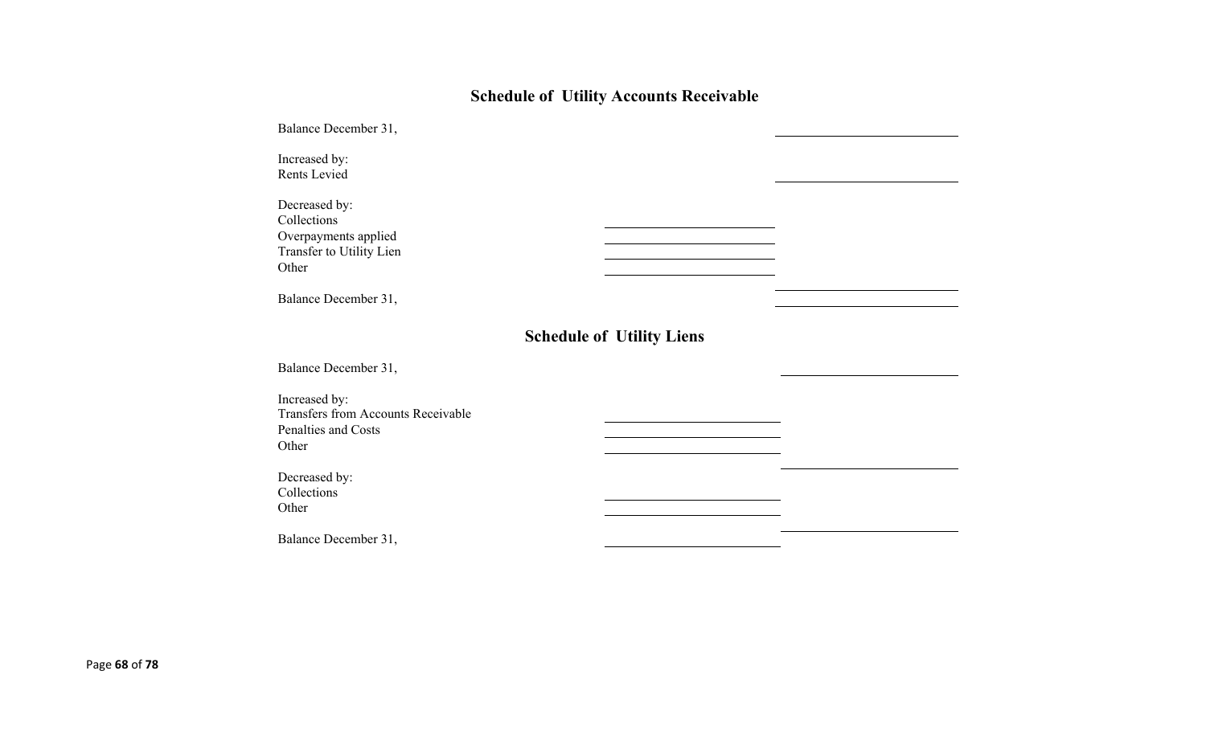## Schedule of Utility Accounts Receivable

| | | |
|---|---|---|
| Balance December 31, | | |
| Increased by: | | |
| Rents Levied | | |
| Decreased by: | | |
| Collections | | |
| Overpayments applied | | |
| Transfer to Utility Lien | | |
| Other | | |
| | | |
| Balance December 31, | | |

## Schedule of Utility Liens

| | | |
|---|---|---|
| Balance December 31, | | |
| Increased by: | | |
| Transfers from Accounts Receivable | | |
| Penalties and Costs | | |
| Other | | |
| | | |
| Decreased by: | | |
| Collections | | |
| Other | | |
| | | |
| Balance December 31, | | |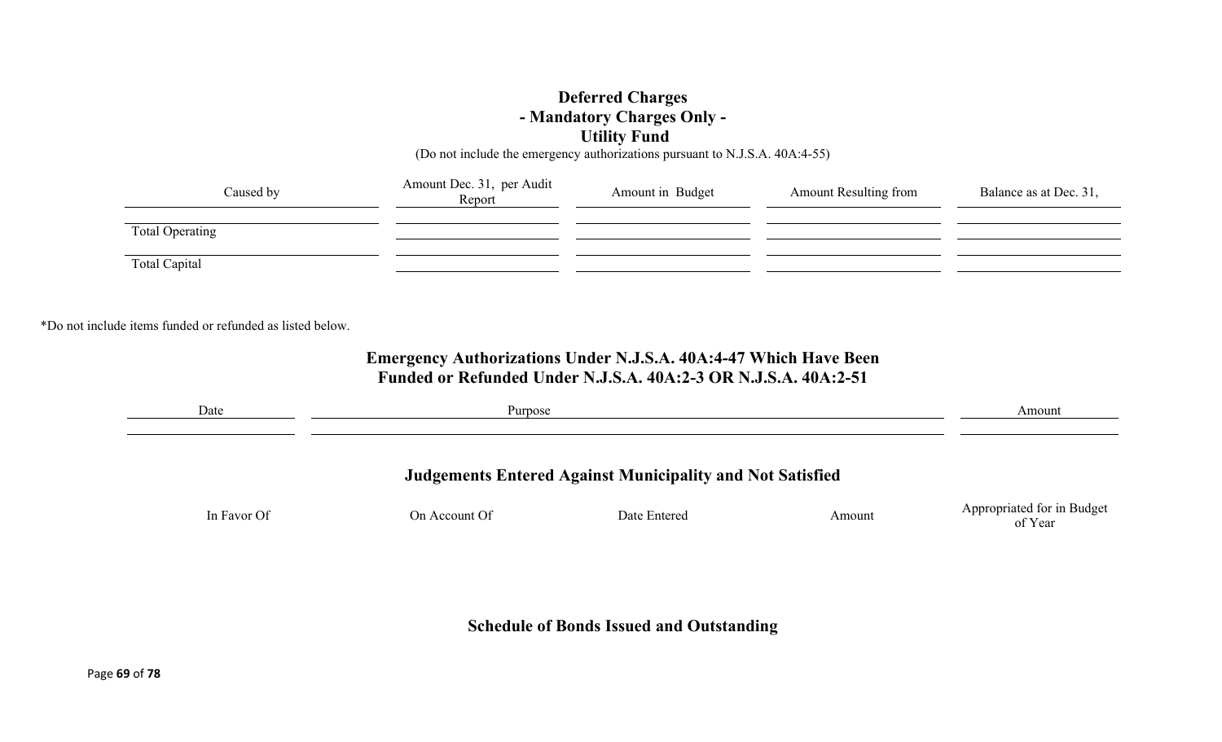## Deferred Charges
## - Mandatory Charges Only -
## Utility Fund

(Do not include the emergency authorizations pursuant to N.J.S.A. 40A:4-55)

| Caused by | Amount Dec. 31, per Audit Report | Amount in Budget | Amount Resulting from | Balance as at Dec. 31, |
|---|---|---|---|---|
| | | | | |
| Total Operating | | | | |
| | | | | |
| Total Capital | | | | |

*Do not include items funded or refunded as listed below.

## Emergency Authorizations Under N.J.S.A. 40A:4-47 Which Have Been Funded or Refunded Under N.J.S.A. 40A:2-3 OR N.J.S.A. 40A:2-51

| Date | Purpose | Amount |
|---|---|---|
| | | |

## Judgements Entered Against Municipality and Not Satisfied

| In Favor Of | On Account Of | Date Entered | Amount | Appropriated for in Budget of Year |
|---|---|---|---|---|
| | | | | |

## Schedule of Bonds Issued and Outstanding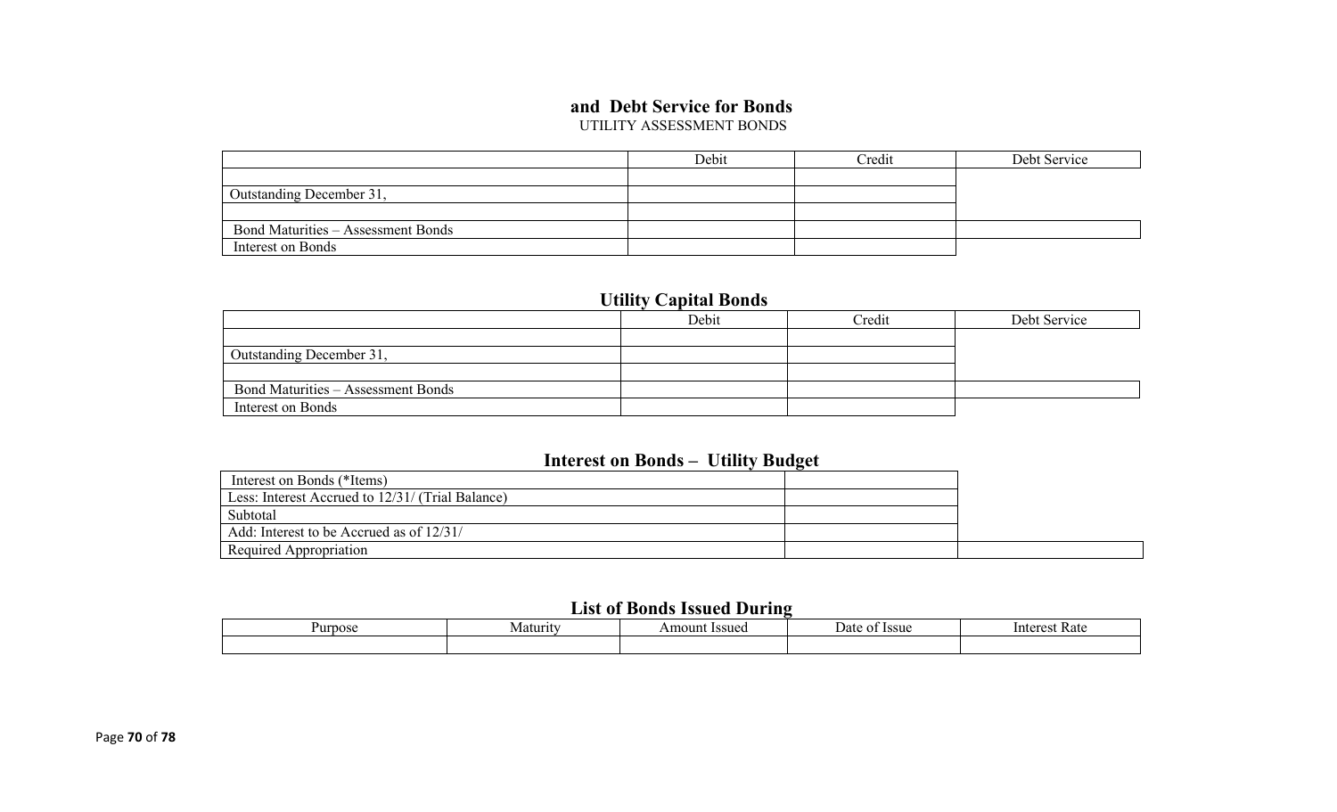## and Debt Service for Bonds

UTILITY ASSESSMENT BONDS

| | Debit | Credit | Debt Service |
|---|---|---|---|
| | | | |
| Outstanding December 31, | | | |
| | | | |
| Bond Maturities – Assessment Bonds | | | |
| Interest on Bonds | | | |

## Utility Capital Bonds

| | Debit | Credit | Debt Service |
|---|---|---|---|
| | | | |
| Outstanding December 31, | | | |
| | | | |
| Bond Maturities – Assessment Bonds | | | |
| Interest on Bonds | | | |

## Interest on Bonds – Utility Budget

| | | |
|---|---|---|
| Interest on Bonds (*Items) | | |
| Less: Interest Accrued to 12/31/ (Trial Balance) | | |
| Subtotal | | |
| Add: Interest to be Accrued as of 12/31/ | | |
| Required Appropriation | | |

## List of Bonds Issued During

| Purpose | Maturity | Amount Issued | Date of Issue | Interest Rate |
|---|---|---|---|---|
| | | | | |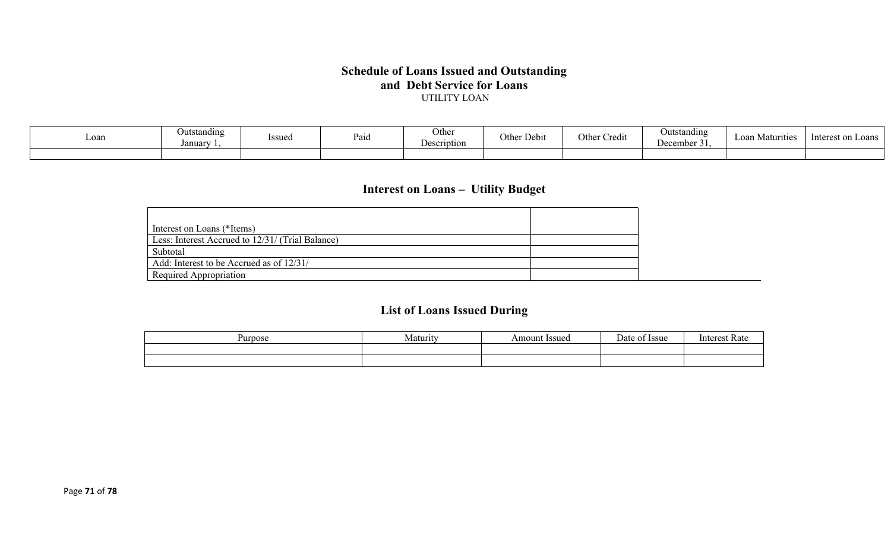# Schedule of Loans Issued and Outstanding and Debt Service for Loans

UTILITY LOAN

| Loan | Outstanding January 1, | Issued | Paid | Other Description | Other Debit | Other Credit | Outstanding December 31, | Loan Maturities | Interest on Loans |
|---|---|---|---|---|---|---|---|---|---|
| | | | | | | | | | |

## Interest on Loans – Utility Budget

| | |
|---|---|
| Interest on Loans (*Items) | |
| Less: Interest Accrued to 12/31/ (Trial Balance) | |
| Subtotal | |
| Add: Interest to be Accrued as of 12/31/ | |
| Required Appropriation | |

## List of Loans Issued During

| Purpose | Maturity | Amount Issued | Date of Issue | Interest Rate |
|---|---|---|---|---|
| | | | | |
| | | | | |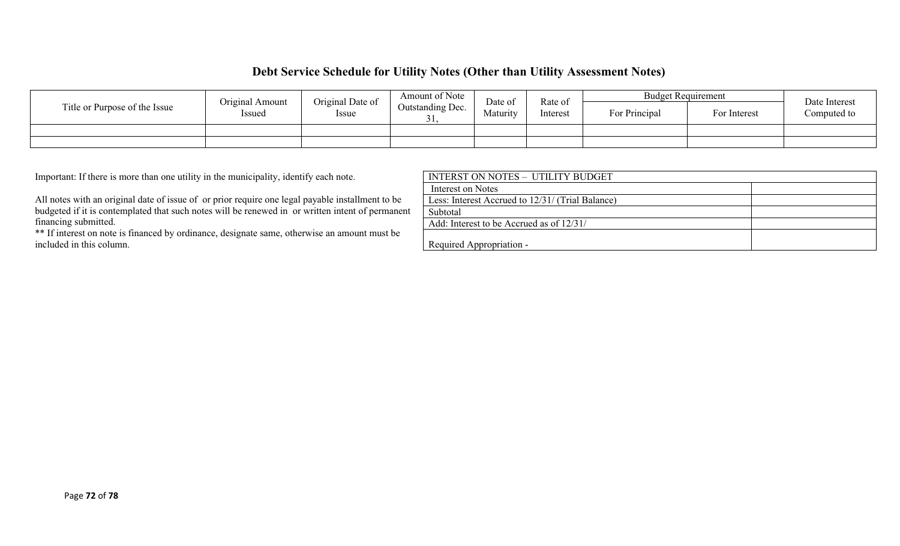## Debt Service Schedule for Utility Notes (Other than Utility Assessment Notes)

| Title or Purpose of the Issue | Original Amount Issued | Original Date of Issue | Amount of Note Outstanding Dec. 31, | Date of Maturity | Rate of Interest | Budget Requirement | | Date Interest Computed to |
|---|---|---|---|---|---|---|---|---|
| | | | | | | For Principal | For Interest | |
| | | | | | | | | |
| | | | | | | | | |

Important: If there is more than one utility in the municipality, identify each note.

All notes with an original date of issue of or prior require one legal payable installment to be budgeted if it is contemplated that such notes will be renewed in or written intent of permanent financing submitted.

** If interest on note is financed by ordinance, designate same, otherwise an amount must be included in this column.

| INTERST ON NOTES – UTILITY BUDGET | |
|---|---|
| Interest on Notes | |
| Less: Interest Accrued to 12/31/ (Trial Balance) | |
| Subtotal | |
| Add: Interest to be Accrued as of 12/31/ | |
| Required Appropriation - | |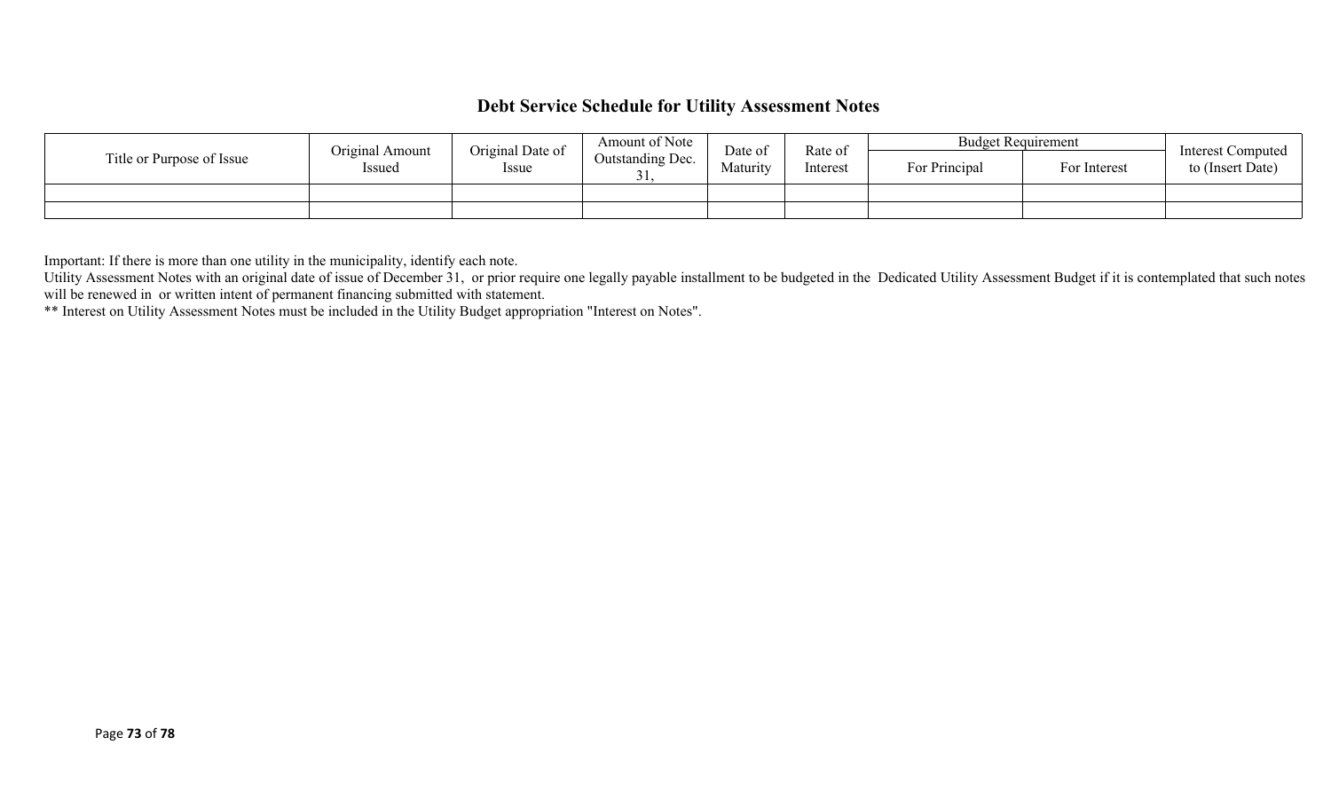# Debt Service Schedule for Utility Assessment Notes

| Title or Purpose of Issue | Original Amount Issued | Original Date of Issue | Amount of Note Outstanding Dec. 31, | Date of Maturity | Rate of Interest | Budget Requirement | | Interest Computed to (Insert Date) |
|---|---|---|---|---|---|---|---|---|
| | | | | | | For Principal | For Interest | |
| | | | | | | | | |
| | | | | | | | | |

Important: If there is more than one utility in the municipality, identify each note.
Utility Assessment Notes with an original date of issue of December 31, or prior require one legally payable installment to be budgeted in the Dedicated Utility Assessment Budget if it is contemplated that such notes will be renewed in or written intent of permanent financing submitted with statement.
** Interest on Utility Assessment Notes must be included in the Utility Budget appropriation "Interest on Notes".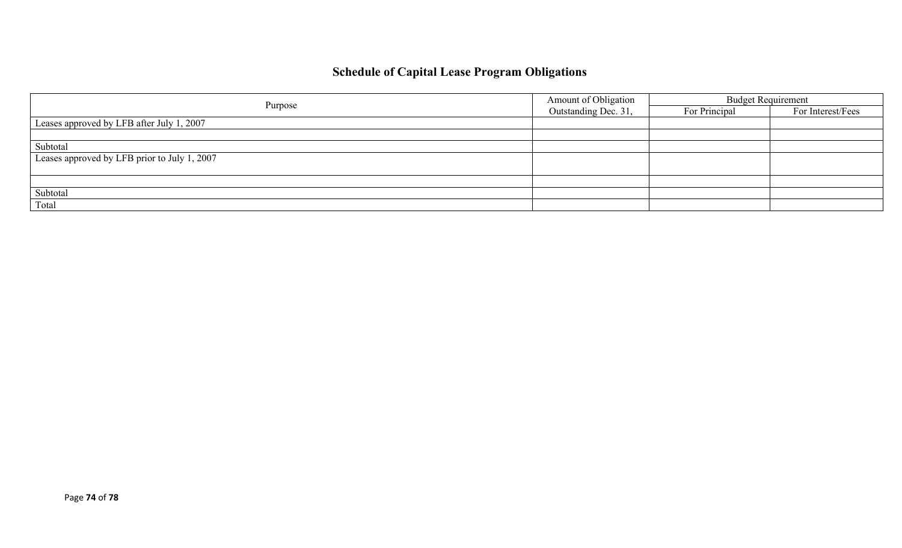# Schedule of Capital Lease Program Obligations

| Purpose | Amount of Obligation Outstanding Dec. 31, | Budget Requirement | |
|---|---|---|---|
| | | For Principal | For Interest/Fees |
| Leases approved by LFB after July 1, 2007 | | | |
| | | | |
| Subtotal | | | |
| Leases approved by LFB prior to July 1, 2007 | | | |
| | | | |
| Subtotal | | | |
| Total | | | |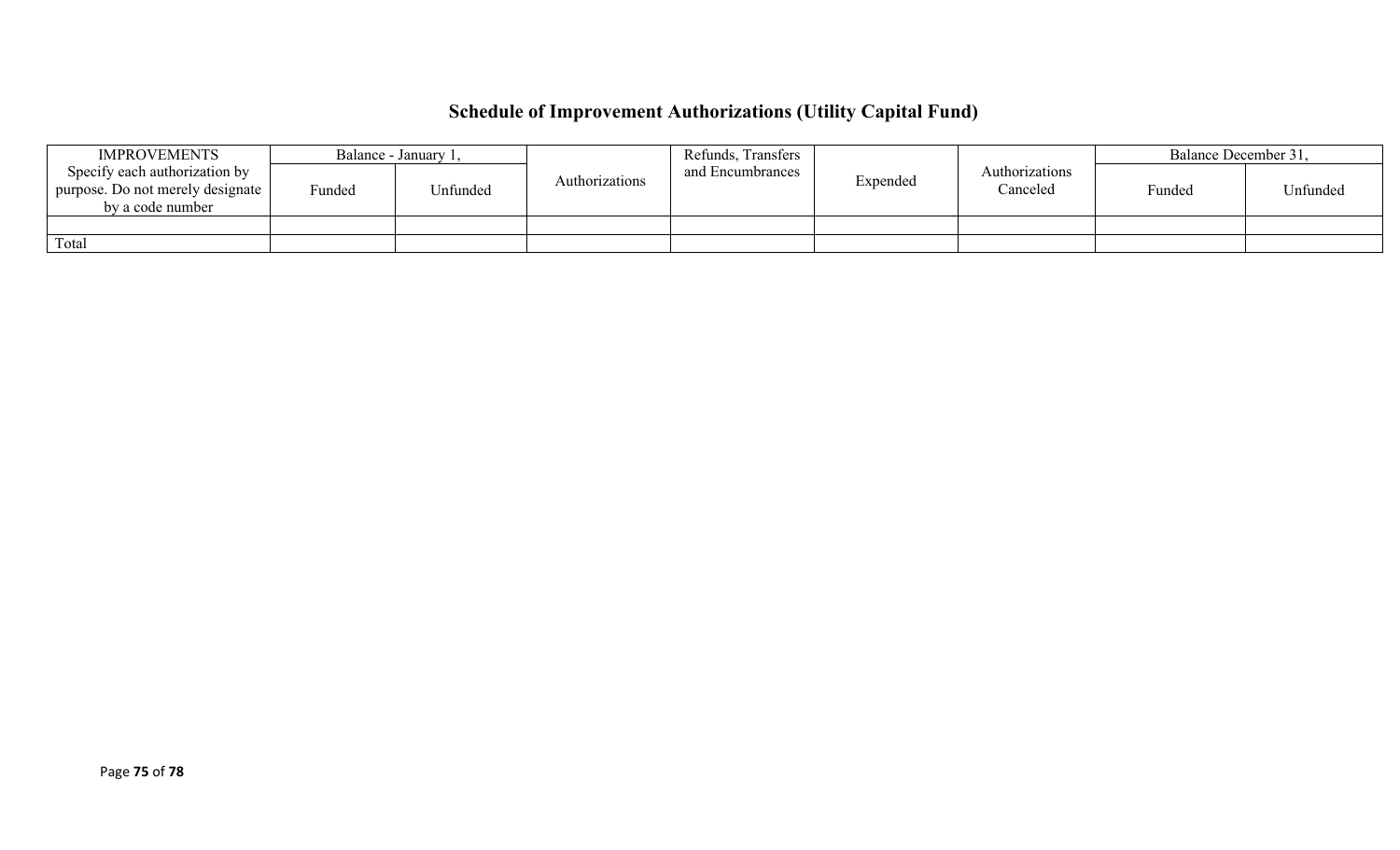## Schedule of Improvement Authorizations (Utility Capital Fund)

| IMPROVEMENTS Specify each authorization by purpose. Do not merely designate by a code number | Balance - January 1, | | Authorizations | Refunds, Transfers and Encumbrances | Expended | Authorizations Canceled | Balance December 31, | |
|---|---|---|---|---|---|---|---|---|
| | Funded | Unfunded | | | | | Funded | Unfunded |
| | | | | | | | | |
| Total | | | | | | | | |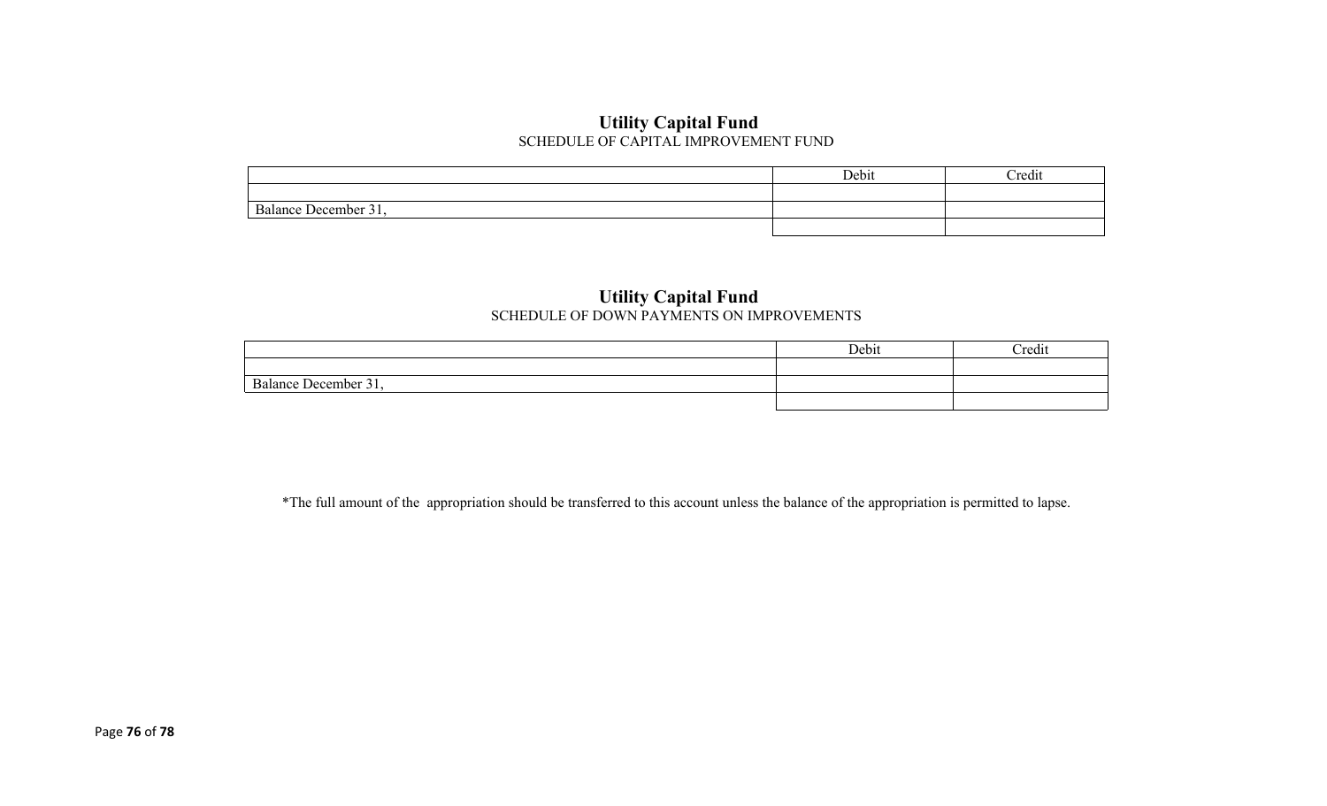## Utility Capital Fund

SCHEDULE OF CAPITAL IMPROVEMENT FUND

| | Debit | Credit |
|---|---|---|
| | | |
| Balance December 31, | | |
| | | |

## Utility Capital Fund

SCHEDULE OF DOWN PAYMENTS ON IMPROVEMENTS

| | Debit | Credit |
|---|---|---|
| | | |
| Balance December 31, | | |
| | | |

*The full amount of the appropriation should be transferred to this account unless the balance of the appropriation is permitted to lapse.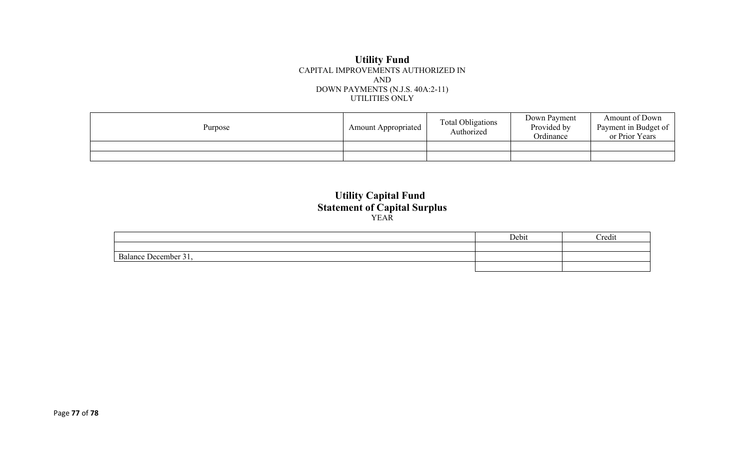# Utility Fund

CAPITAL IMPROVEMENTS AUTHORIZED IN

AND

DOWN PAYMENTS (N.J.S. 40A:2-11)

UTILITIES ONLY

| Purpose | Amount Appropriated | Total Obligations Authorized | Down Payment Provided by Ordinance | Amount of Down Payment in Budget of or Prior Years |
|---|---|---|---|---|
| | | | | |
| | | | | |

# Utility Capital Fund

## Statement of Capital Surplus

YEAR

| | Debit | Credit |
|---|---|---|
| | | |
| Balance December 31, | | |
| | | |